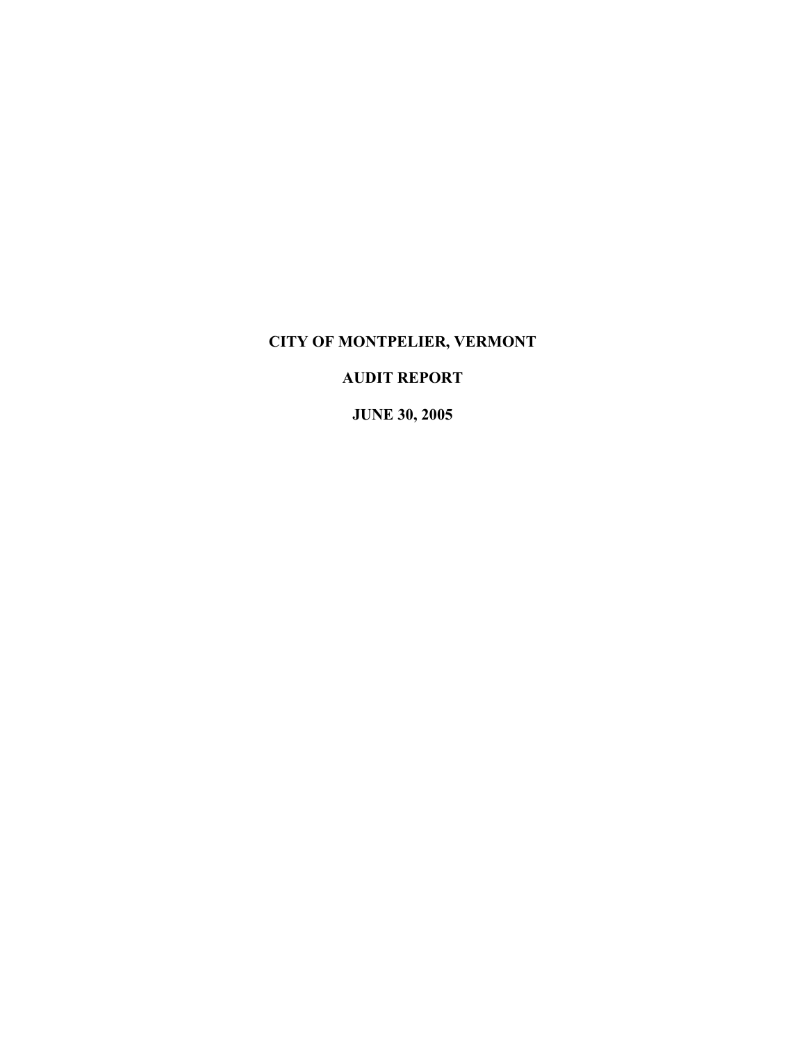# CITY OF MONTPELIER, VERMONT

## AUDIT REPORT

## JUNE 30, 2005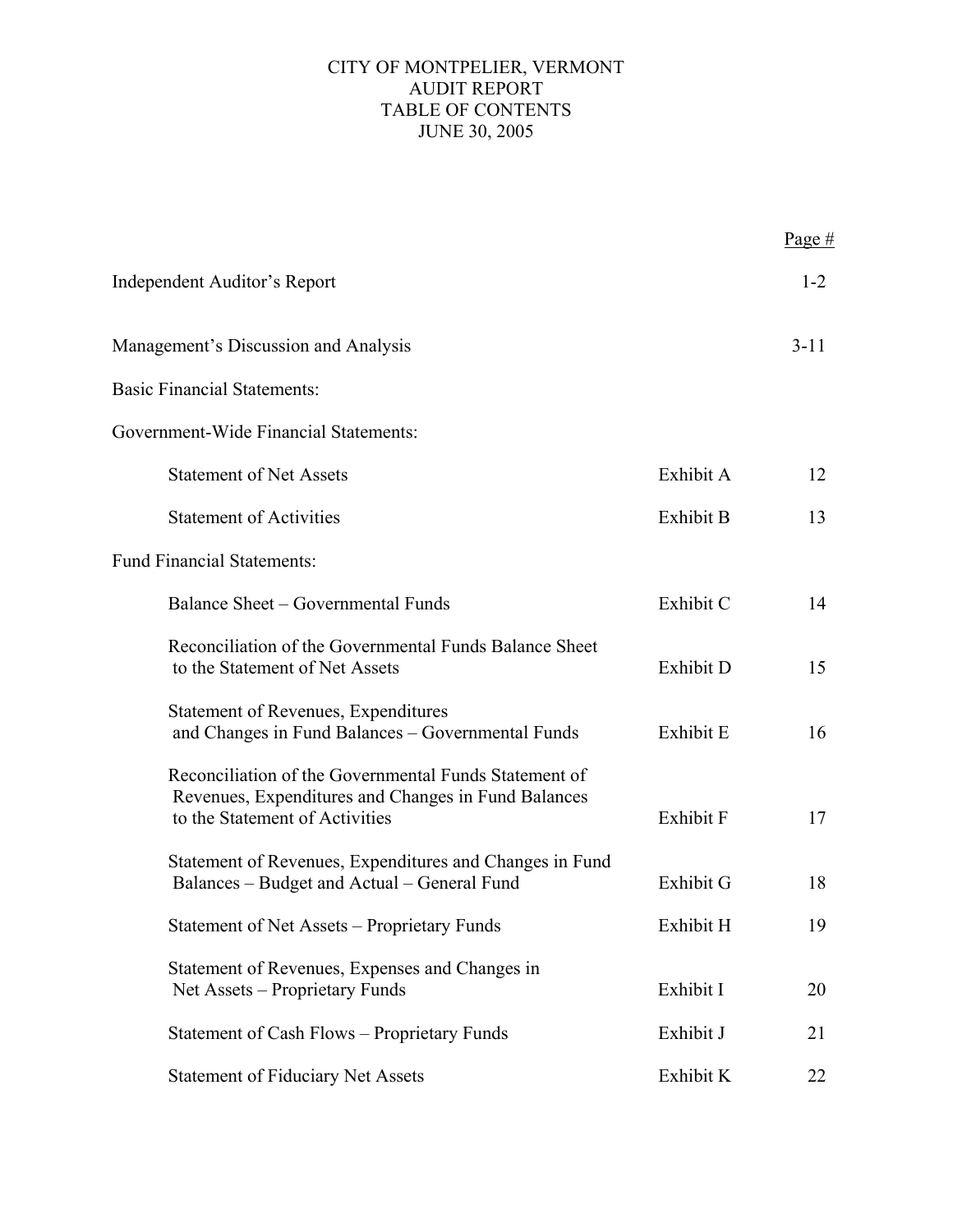# CITY OF MONTPELIER, VERMONT
## AUDIT REPORT
## TABLE OF CONTENTS
## JUNE 30, 2005

| | | Page # |
|---|---|---|
| Independent Auditor's Report | | 1-2 |
| Management's Discussion and Analysis | | 3-11 |
| Basic Financial Statements: | | |
| Government-Wide Financial Statements: | | |
| Statement of Net Assets | Exhibit A | 12 |
| Statement of Activities | Exhibit B | 13 |
| Fund Financial Statements: | | |
| Balance Sheet – Governmental Funds | Exhibit C | 14 |
| Reconciliation of the Governmental Funds Balance Sheet to the Statement of Net Assets | Exhibit D | 15 |
| Statement of Revenues, Expenditures and Changes in Fund Balances – Governmental Funds | Exhibit E | 16 |
| Reconciliation of the Governmental Funds Statement of Revenues, Expenditures and Changes in Fund Balances to the Statement of Activities | Exhibit F | 17 |
| Statement of Revenues, Expenditures and Changes in Fund Balances – Budget and Actual – General Fund | Exhibit G | 18 |
| Statement of Net Assets – Proprietary Funds | Exhibit H | 19 |
| Statement of Revenues, Expenses and Changes in Net Assets – Proprietary Funds | Exhibit I | 20 |
| Statement of Cash Flows – Proprietary Funds | Exhibit J | 21 |
| Statement of Fiduciary Net Assets | Exhibit K | 22 |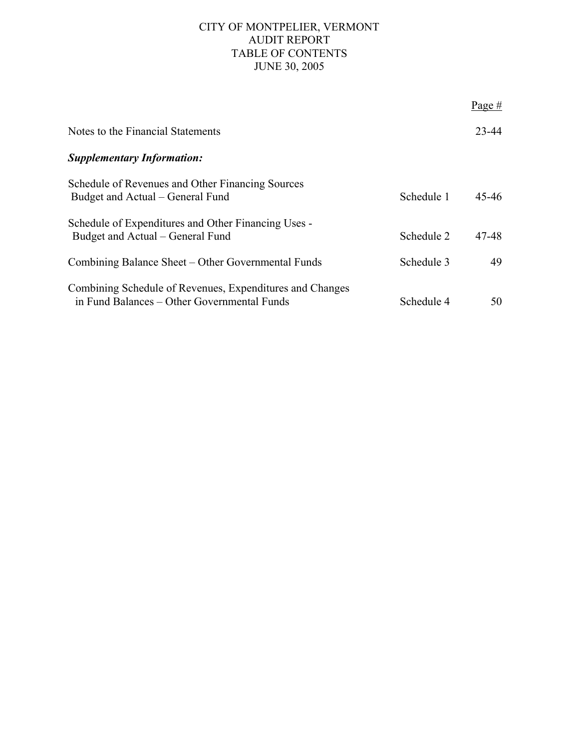CITY OF MONTPELIER, VERMONT
AUDIT REPORT
TABLE OF CONTENTS
JUNE 30, 2005

| | | Page # |
|---|---|---|
| Notes to the Financial Statements | | 23-44 |
| ***Supplementary Information:*** | | |
| Schedule of Revenues and Other Financing Sources Budget and Actual – General Fund | Schedule 1 | 45-46 |
| Schedule of Expenditures and Other Financing Uses - Budget and Actual – General Fund | Schedule 2 | 47-48 |
| Combining Balance Sheet – Other Governmental Funds | Schedule 3 | 49 |
| Combining Schedule of Revenues, Expenditures and Changes in Fund Balances – Other Governmental Funds | Schedule 4 | 50 |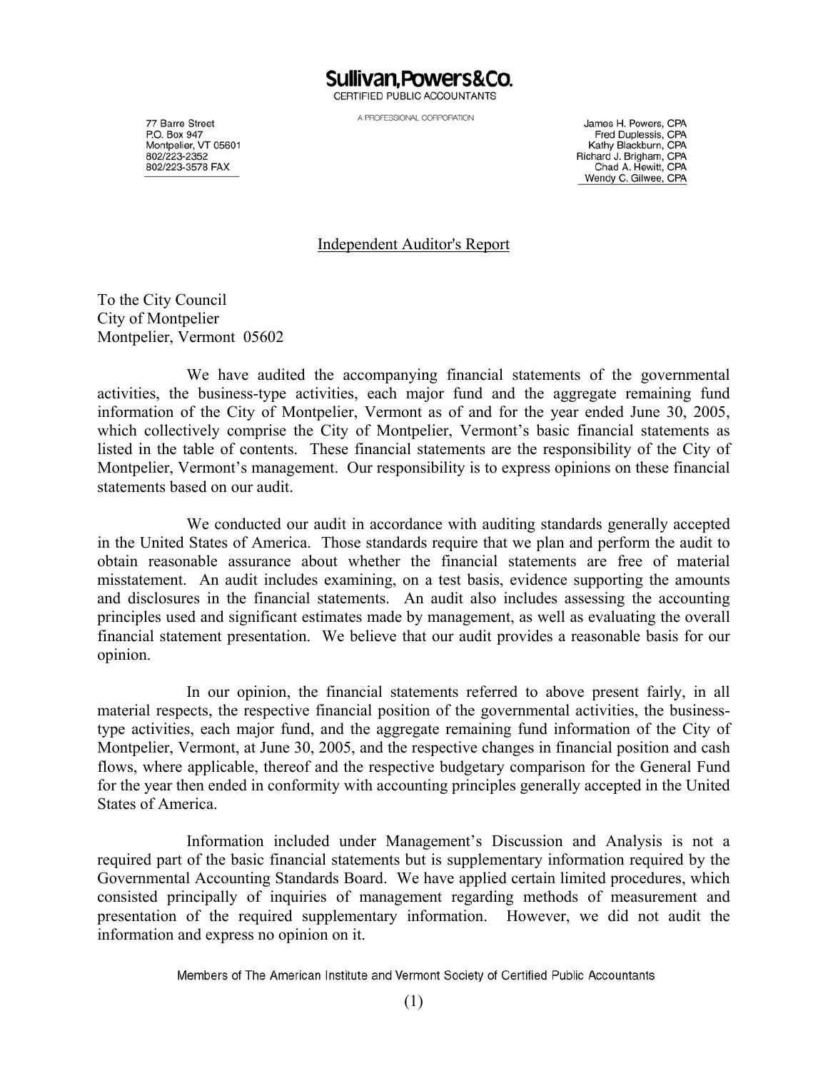**Sullivan, Powers & Co.**
CERTIFIED PUBLIC ACCOUNTANTS

A PROFESSIONAL CORPORATION

77 Barre Street
P.O. Box 947
Montpelier, VT 05601
802/223-2352
802/223-3578 FAX

James H. Powers, CPA
Fred Duplessis, CPA
Kathy Blackburn, CPA
Richard J. Brigham, CPA
Chad A. Hewitt, CPA
Wendy C. Gilwee, CPA

## Independent Auditor's Report

To the City Council
City of Montpelier
Montpelier, Vermont 05602

We have audited the accompanying financial statements of the governmental activities, the business-type activities, each major fund and the aggregate remaining fund information of the City of Montpelier, Vermont as of and for the year ended June 30, 2005, which collectively comprise the City of Montpelier, Vermont's basic financial statements as listed in the table of contents. These financial statements are the responsibility of the City of Montpelier, Vermont's management. Our responsibility is to express opinions on these financial statements based on our audit.

We conducted our audit in accordance with auditing standards generally accepted in the United States of America. Those standards require that we plan and perform the audit to obtain reasonable assurance about whether the financial statements are free of material misstatement. An audit includes examining, on a test basis, evidence supporting the amounts and disclosures in the financial statements. An audit also includes assessing the accounting principles used and significant estimates made by management, as well as evaluating the overall financial statement presentation. We believe that our audit provides a reasonable basis for our opinion.

In our opinion, the financial statements referred to above present fairly, in all material respects, the respective financial position of the governmental activities, the business-type activities, each major fund, and the aggregate remaining fund information of the City of Montpelier, Vermont, at June 30, 2005, and the respective changes in financial position and cash flows, where applicable, thereof and the respective budgetary comparison for the General Fund for the year then ended in conformity with accounting principles generally accepted in the United States of America.

Information included under Management's Discussion and Analysis is not a required part of the basic financial statements but is supplementary information required by the Governmental Accounting Standards Board. We have applied certain limited procedures, which consisted principally of inquiries of management regarding methods of measurement and presentation of the required supplementary information. However, we did not audit the information and express no opinion on it.

Members of The American Institute and Vermont Society of Certified Public Accountants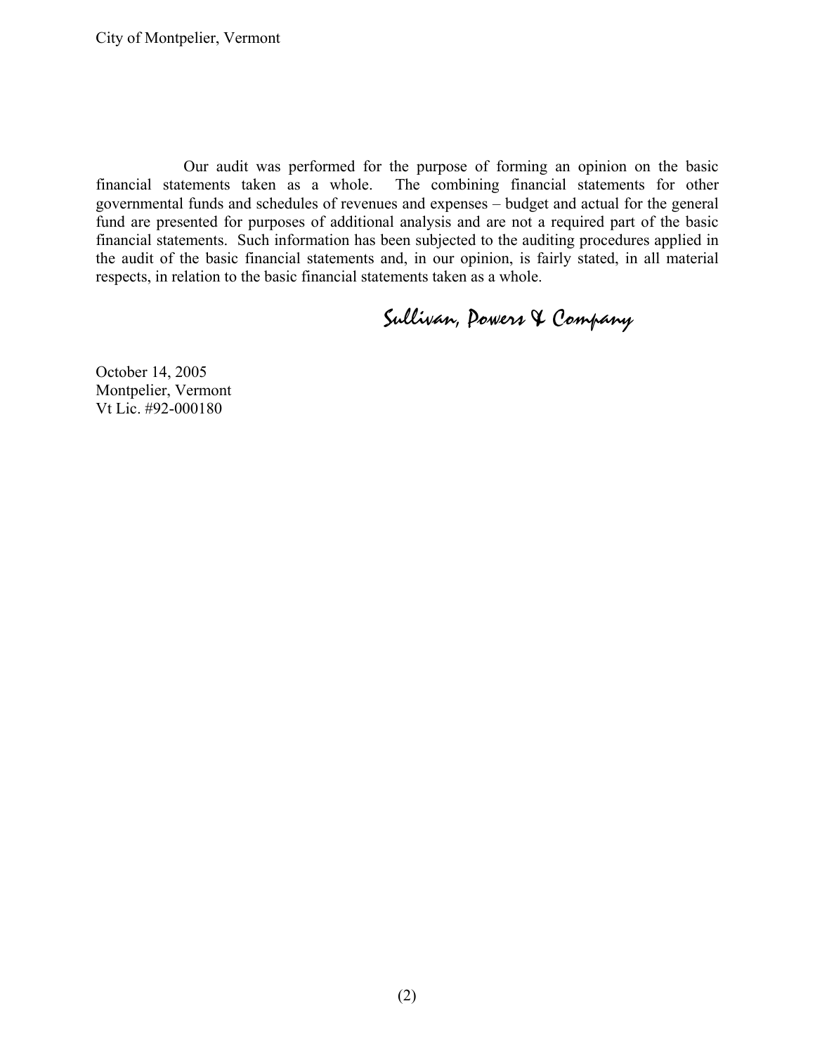Our audit was performed for the purpose of forming an opinion on the basic financial statements taken as a whole. The combining financial statements for other governmental funds and schedules of revenues and expenses – budget and actual for the general fund are presented for purposes of additional analysis and are not a required part of the basic financial statements. Such information has been subjected to the auditing procedures applied in the audit of the basic financial statements and, in our opinion, is fairly stated, in all material respects, in relation to the basic financial statements taken as a whole.

*Sullivan, Powers & Company*

October 14, 2005  
Montpelier, Vermont  
Vt Lic. #92-000180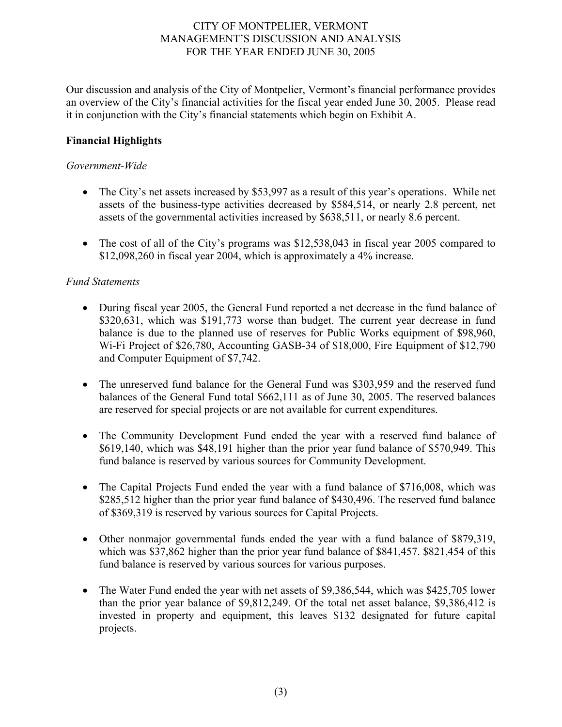# CITY OF MONTPELIER, VERMONT
## MANAGEMENT'S DISCUSSION AND ANALYSIS
## FOR THE YEAR ENDED JUNE 30, 2005

Our discussion and analysis of the City of Montpelier, Vermont's financial performance provides an overview of the City's financial activities for the fiscal year ended June 30, 2005. Please read it in conjunction with the City's financial statements which begin on Exhibit A.

**Financial Highlights**

*Government-Wide*

- The City's net assets increased by $53,997 as a result of this year's operations. While net assets of the business-type activities decreased by $584,514, or nearly 2.8 percent, net assets of the governmental activities increased by $638,511, or nearly 8.6 percent.

- The cost of all of the City's programs was $12,538,043 in fiscal year 2005 compared to $12,098,260 in fiscal year 2004, which is approximately a 4% increase.

*Fund Statements*

- During fiscal year 2005, the General Fund reported a net decrease in the fund balance of $320,631, which was $191,773 worse than budget. The current year decrease in fund balance is due to the planned use of reserves for Public Works equipment of $98,960, Wi-Fi Project of $26,780, Accounting GASB-34 of $18,000, Fire Equipment of $12,790 and Computer Equipment of $7,742.

- The unreserved fund balance for the General Fund was $303,959 and the reserved fund balances of the General Fund total $662,111 as of June 30, 2005. The reserved balances are reserved for special projects or are not available for current expenditures.

- The Community Development Fund ended the year with a reserved fund balance of $619,140, which was $48,191 higher than the prior year fund balance of $570,949. This fund balance is reserved by various sources for Community Development.

- The Capital Projects Fund ended the year with a fund balance of $716,008, which was $285,512 higher than the prior year fund balance of $430,496. The reserved fund balance of $369,319 is reserved by various sources for Capital Projects.

- Other nonmajor governmental funds ended the year with a fund balance of $879,319, which was $37,862 higher than the prior year fund balance of $841,457. $821,454 of this fund balance is reserved by various sources for various purposes.

- The Water Fund ended the year with net assets of $9,386,544, which was $425,705 lower than the prior year balance of $9,812,249. Of the total net asset balance, $9,386,412 is invested in property and equipment, this leaves $132 designated for future capital projects.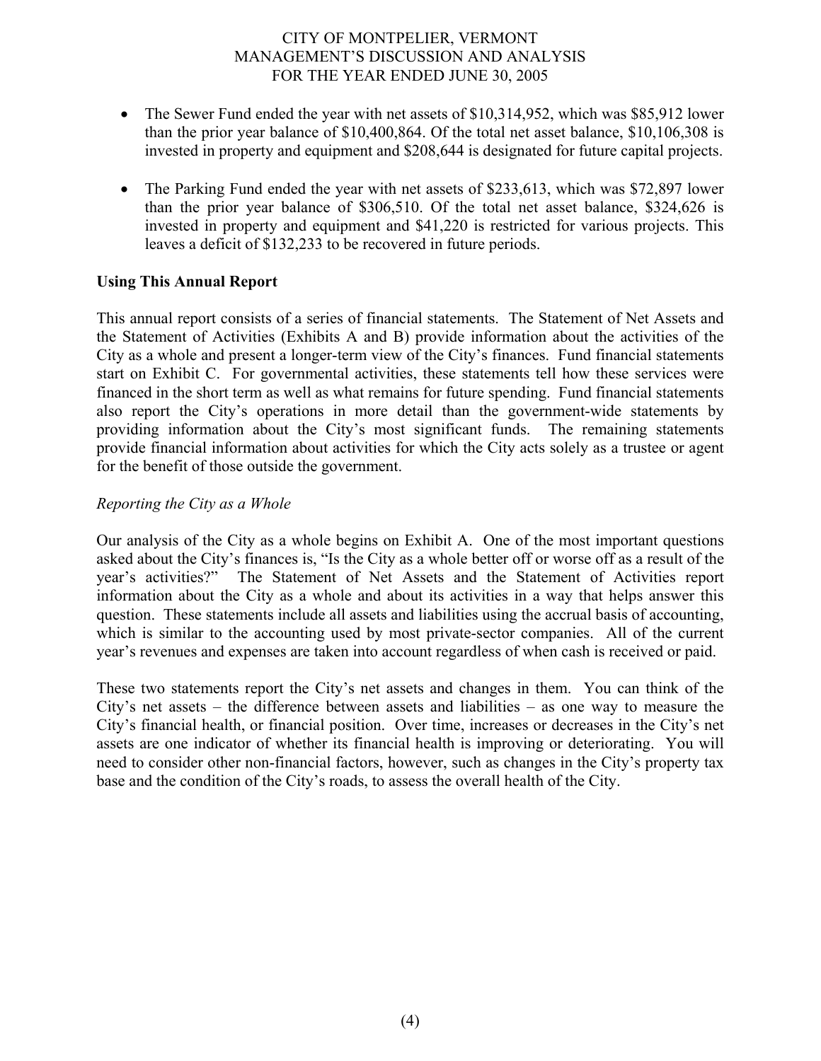- The Sewer Fund ended the year with net assets of $10,314,952, which was $85,912 lower than the prior year balance of $10,400,864. Of the total net asset balance, $10,106,308 is invested in property and equipment and $208,644 is designated for future capital projects.

- The Parking Fund ended the year with net assets of $233,613, which was $72,897 lower than the prior year balance of $306,510. Of the total net asset balance, $324,626 is invested in property and equipment and $41,220 is restricted for various projects. This leaves a deficit of $132,233 to be recovered in future periods.

**Using This Annual Report**

This annual report consists of a series of financial statements. The Statement of Net Assets and the Statement of Activities (Exhibits A and B) provide information about the activities of the City as a whole and present a longer-term view of the City's finances. Fund financial statements start on Exhibit C. For governmental activities, these statements tell how these services were financed in the short term as well as what remains for future spending. Fund financial statements also report the City's operations in more detail than the government-wide statements by providing information about the City's most significant funds. The remaining statements provide financial information about activities for which the City acts solely as a trustee or agent for the benefit of those outside the government.

*Reporting the City as a Whole*

Our analysis of the City as a whole begins on Exhibit A. One of the most important questions asked about the City's finances is, "Is the City as a whole better off or worse off as a result of the year's activities?" The Statement of Net Assets and the Statement of Activities report information about the City as a whole and about its activities in a way that helps answer this question. These statements include all assets and liabilities using the accrual basis of accounting, which is similar to the accounting used by most private-sector companies. All of the current year's revenues and expenses are taken into account regardless of when cash is received or paid.

These two statements report the City's net assets and changes in them. You can think of the City's net assets – the difference between assets and liabilities – as one way to measure the City's financial health, or financial position. Over time, increases or decreases in the City's net assets are one indicator of whether its financial health is improving or deteriorating. You will need to consider other non-financial factors, however, such as changes in the City's property tax base and the condition of the City's roads, to assess the overall health of the City.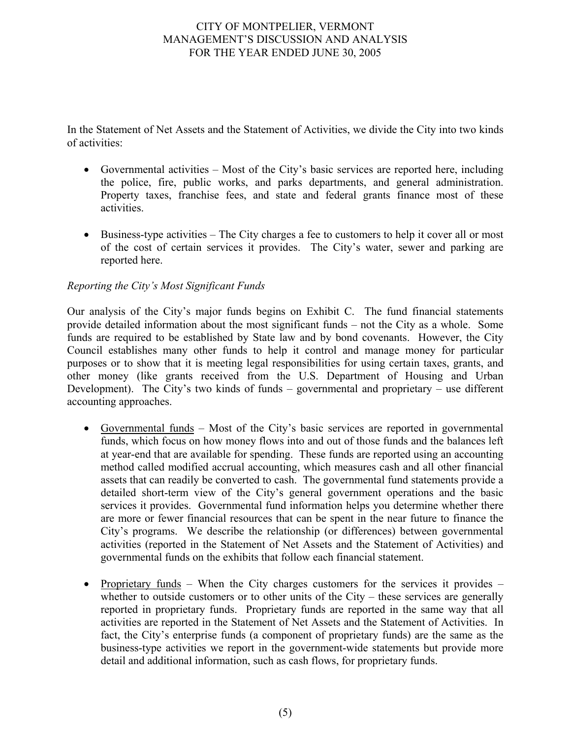In the Statement of Net Assets and the Statement of Activities, we divide the City into two kinds of activities:

- Governmental activities – Most of the City's basic services are reported here, including the police, fire, public works, and parks departments, and general administration. Property taxes, franchise fees, and state and federal grants finance most of these activities.

- Business-type activities – The City charges a fee to customers to help it cover all or most of the cost of certain services it provides. The City's water, sewer and parking are reported here.

*Reporting the City's Most Significant Funds*

Our analysis of the City's major funds begins on Exhibit C. The fund financial statements provide detailed information about the most significant funds – not the City as a whole. Some funds are required to be established by State law and by bond covenants. However, the City Council establishes many other funds to help it control and manage money for particular purposes or to show that it is meeting legal responsibilities for using certain taxes, grants, and other money (like grants received from the U.S. Department of Housing and Urban Development). The City's two kinds of funds – governmental and proprietary – use different accounting approaches.

- <u>Governmental funds</u> – Most of the City's basic services are reported in governmental funds, which focus on how money flows into and out of those funds and the balances left at year-end that are available for spending. These funds are reported using an accounting method called modified accrual accounting, which measures cash and all other financial assets that can readily be converted to cash. The governmental fund statements provide a detailed short-term view of the City's general government operations and the basic services it provides. Governmental fund information helps you determine whether there are more or fewer financial resources that can be spent in the near future to finance the City's programs. We describe the relationship (or differences) between governmental activities (reported in the Statement of Net Assets and the Statement of Activities) and governmental funds on the exhibits that follow each financial statement.

- <u>Proprietary funds</u> – When the City charges customers for the services it provides – whether to outside customers or to other units of the City – these services are generally reported in proprietary funds. Proprietary funds are reported in the same way that all activities are reported in the Statement of Net Assets and the Statement of Activities. In fact, the City's enterprise funds (a component of proprietary funds) are the same as the business-type activities we report in the government-wide statements but provide more detail and additional information, such as cash flows, for proprietary funds.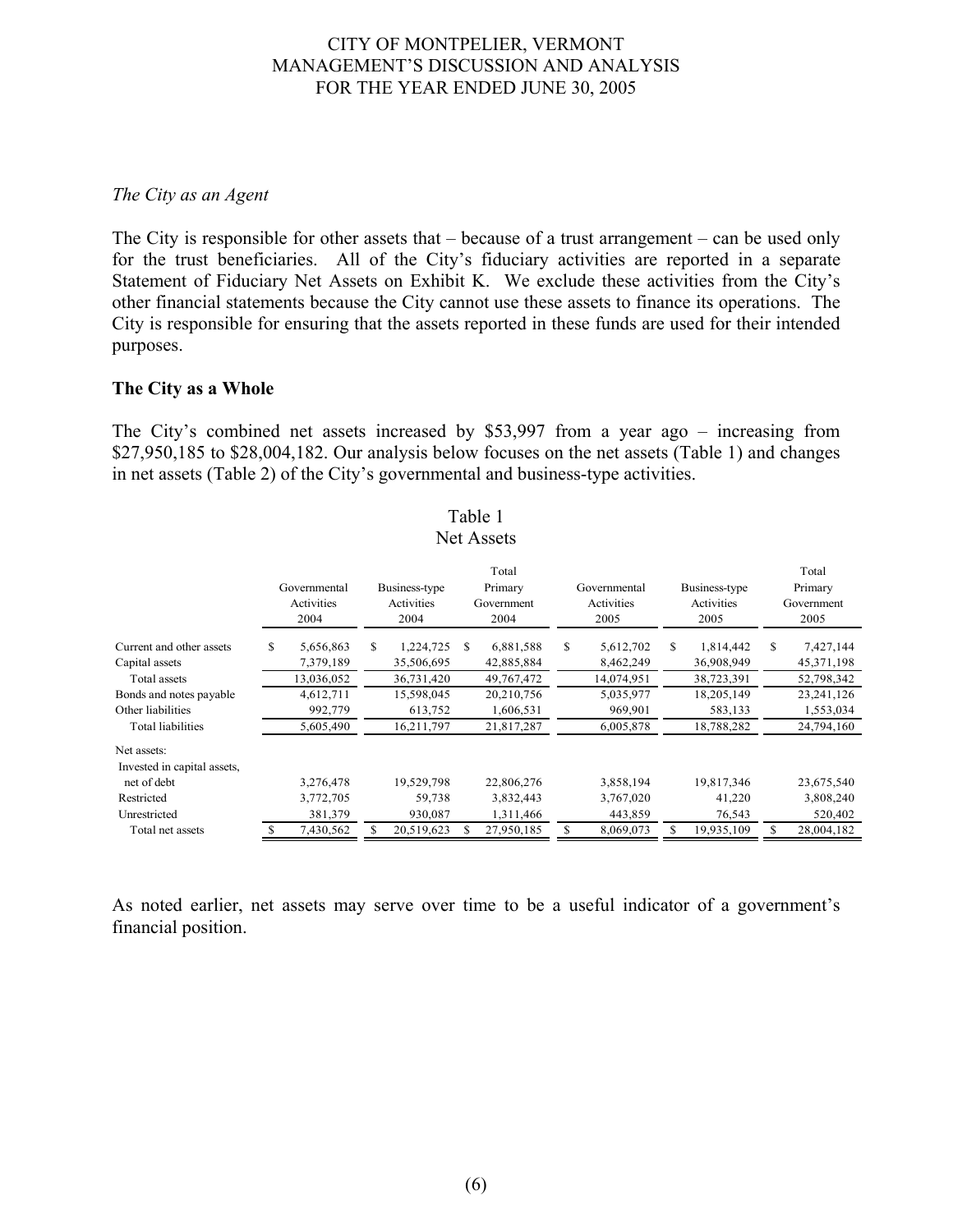*The City as an Agent*

The City is responsible for other assets that – because of a trust arrangement – can be used only for the trust beneficiaries. All of the City's fiduciary activities are reported in a separate Statement of Fiduciary Net Assets on Exhibit K. We exclude these activities from the City's other financial statements because the City cannot use these assets to finance its operations. The City is responsible for ensuring that the assets reported in these funds are used for their intended purposes.

**The City as a Whole**

The City's combined net assets increased by $53,997 from a year ago – increasing from $27,950,185 to $28,004,182. Our analysis below focuses on the net assets (Table 1) and changes in net assets (Table 2) of the City's governmental and business-type activities.

Table 1
Net Assets

| | Governmental Activities 2004 | Business-type Activities 2004 | Total Primary Government 2004 | Governmental Activities 2005 | Business-type Activities 2005 | Total Primary Government 2005 |
|---|---|---|---|---|---|---|
| Current and other assets | $ 5,656,863 | $ 1,224,725 | $ 6,881,588 | $ 5,612,702 | $ 1,814,442 | $ 7,427,144 |
| Capital assets | 7,379,189 | 35,506,695 | 42,885,884 | 8,462,249 | 36,908,949 | 45,371,198 |
| Total assets | 13,036,052 | 36,731,420 | 49,767,472 | 14,074,951 | 38,723,391 | 52,798,342 |
| Bonds and notes payable | 4,612,711 | 15,598,045 | 20,210,756 | 5,035,977 | 18,205,149 | 23,241,126 |
| Other liabilities | 992,779 | 613,752 | 1,606,531 | 969,901 | 583,133 | 1,553,034 |
| Total liabilities | 5,605,490 | 16,211,797 | 21,817,287 | 6,005,878 | 18,788,282 | 24,794,160 |
| Net assets: | | | | | | |
| Invested in capital assets, net of debt | 3,276,478 | 19,529,798 | 22,806,276 | 3,858,194 | 19,817,346 | 23,675,540 |
| Restricted | 3,772,705 | 59,738 | 3,832,443 | 3,767,020 | 41,220 | 3,808,240 |
| Unrestricted | 381,379 | 930,087 | 1,311,466 | 443,859 | 76,543 | 520,402 |
| Total net assets | $ 7,430,562 | $ 20,519,623 | $ 27,950,185 | $ 8,069,073 | $ 19,935,109 | $ 28,004,182 |

As noted earlier, net assets may serve over time to be a useful indicator of a government's financial position.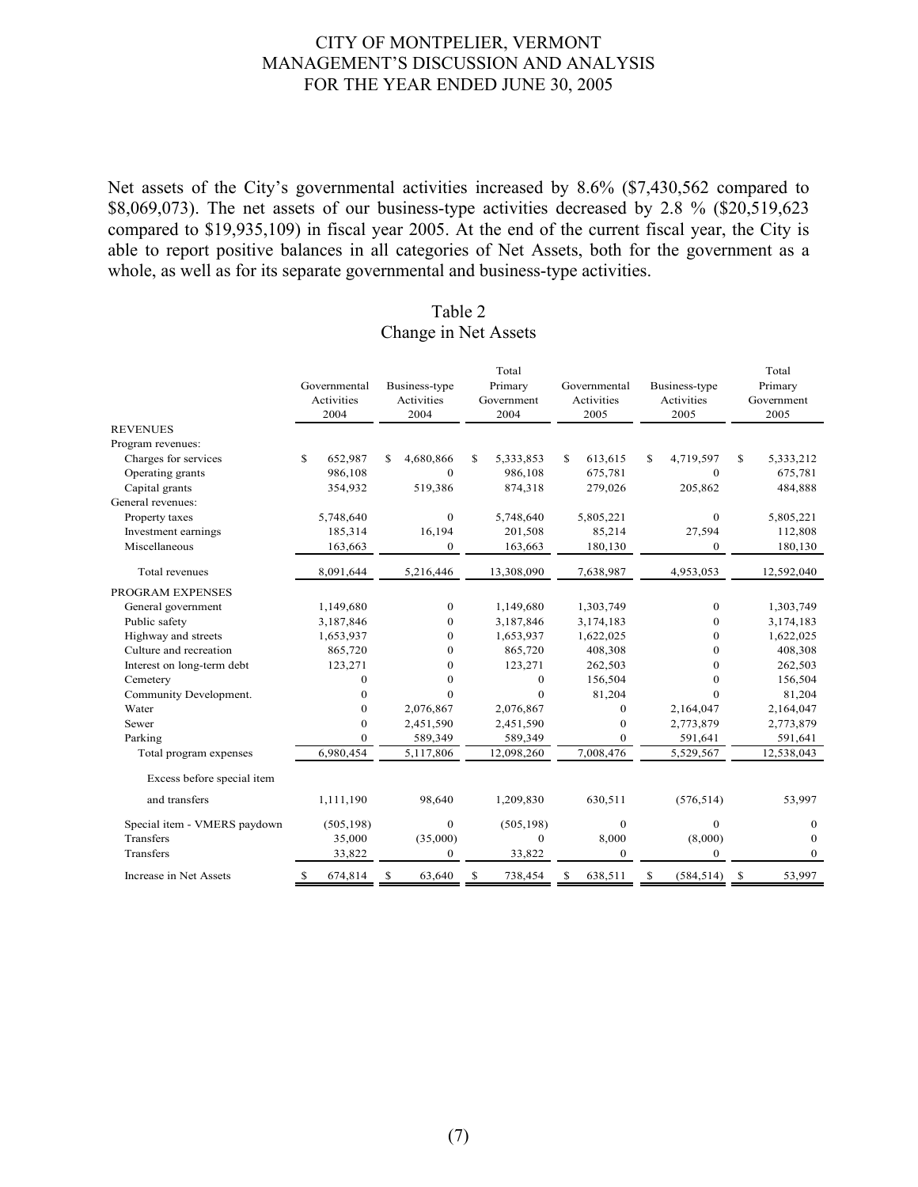Net assets of the City's governmental activities increased by 8.6% ($7,430,562 compared to $8,069,073). The net assets of our business-type activities decreased by 2.8 % ($20,519,623 compared to $19,935,109) in fiscal year 2005. At the end of the current fiscal year, the City is able to report positive balances in all categories of Net Assets, both for the government as a whole, as well as for its separate governmental and business-type activities.

## Table 2
## Change in Net Assets

| | Governmental Activities 2004 | Business-type Activities 2004 | Total Primary Government 2004 | Governmental Activities 2005 | Business-type Activities 2005 | Total Primary Government 2005 |
|---|---|---|---|---|---|---|
| REVENUES | | | | | | |
| Program revenues: | | | | | | |
| Charges for services | $ 652,987 | $ 4,680,866 | $ 5,333,853 | $ 613,615 | $ 4,719,597 | $ 5,333,212 |
| Operating grants | 986,108 | 0 | 986,108 | 675,781 | 0 | 675,781 |
| Capital grants | 354,932 | 519,386 | 874,318 | 279,026 | 205,862 | 484,888 |
| General revenues: | | | | | | |
| Property taxes | 5,748,640 | 0 | 5,748,640 | 5,805,221 | 0 | 5,805,221 |
| Investment earnings | 185,314 | 16,194 | 201,508 | 85,214 | 27,594 | 112,808 |
| Miscellaneous | 163,663 | 0 | 163,663 | 180,130 | 0 | 180,130 |
| Total revenues | 8,091,644 | 5,216,446 | 13,308,090 | 7,638,987 | 4,953,053 | 12,592,040 |
| PROGRAM EXPENSES | | | | | | |
| General government | 1,149,680 | 0 | 1,149,680 | 1,303,749 | 0 | 1,303,749 |
| Public safety | 3,187,846 | 0 | 3,187,846 | 3,174,183 | 0 | 3,174,183 |
| Highway and streets | 1,653,937 | 0 | 1,653,937 | 1,622,025 | 0 | 1,622,025 |
| Culture and recreation | 865,720 | 0 | 865,720 | 408,308 | 0 | 408,308 |
| Interest on long-term debt | 123,271 | 0 | 123,271 | 262,503 | 0 | 262,503 |
| Cemetery | 0 | 0 | 0 | 156,504 | 0 | 156,504 |
| Community Development. | 0 | 0 | 0 | 81,204 | 0 | 81,204 |
| Water | 0 | 2,076,867 | 2,076,867 | 0 | 2,164,047 | 2,164,047 |
| Sewer | 0 | 2,451,590 | 2,451,590 | 0 | 2,773,879 | 2,773,879 |
| Parking | 0 | 589,349 | 589,349 | 0 | 591,641 | 591,641 |
| Total program expenses | 6,980,454 | 5,117,806 | 12,098,260 | 7,008,476 | 5,529,567 | 12,538,043 |
| Excess before special item and transfers | 1,111,190 | 98,640 | 1,209,830 | 630,511 | (576,514) | 53,997 |
| Special item - VMERS paydown | (505,198) | 0 | (505,198) | 0 | 0 | 0 |
| Transfers | 35,000 | (35,000) | 0 | 8,000 | (8,000) | 0 |
| Transfers | 33,822 | 0 | 33,822 | 0 | 0 | 0 |
| Increase in Net Assets | $ 674,814 | $ 63,640 | $ 738,454 | $ 638,511 | $ (584,514) | $ 53,997 |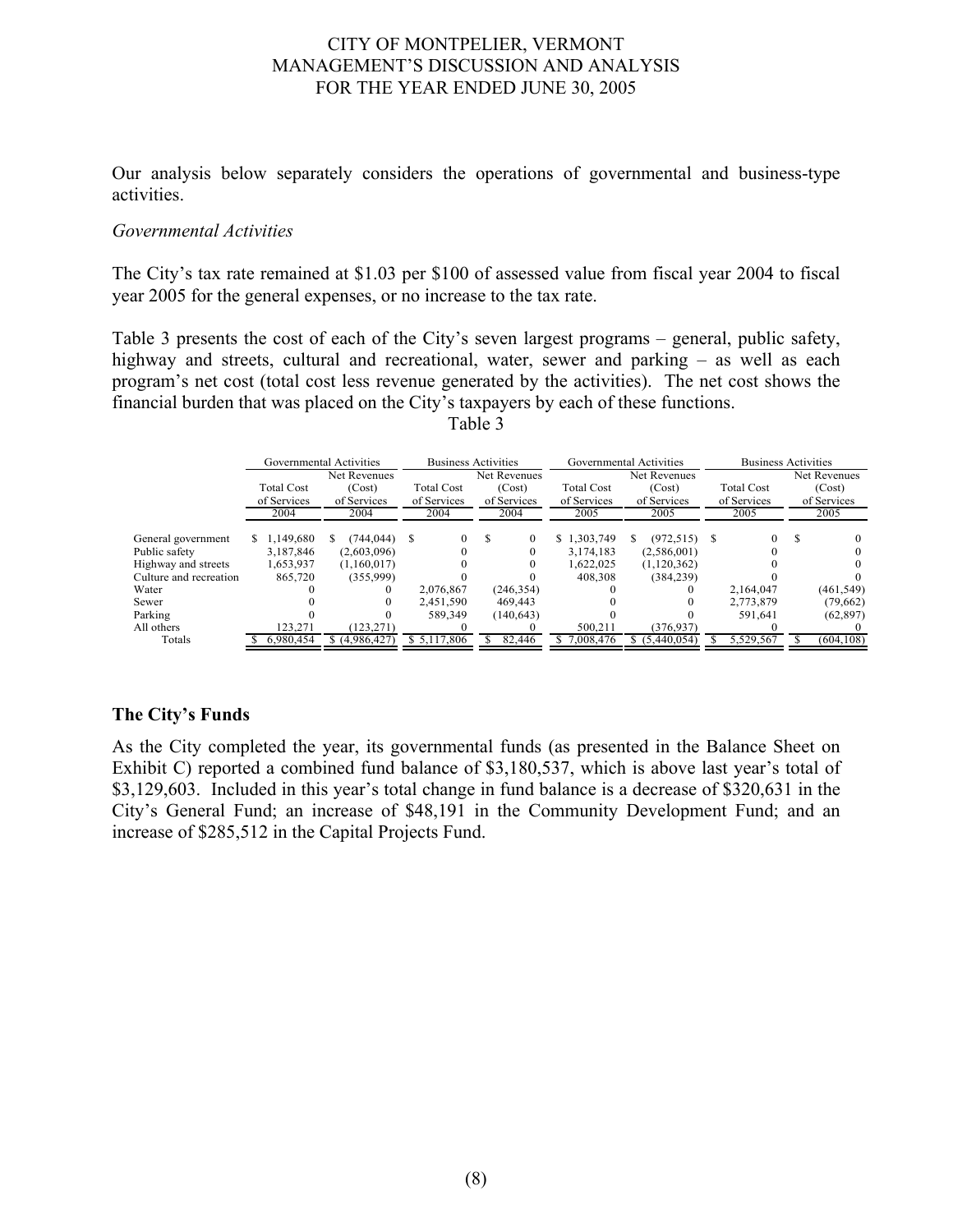Our analysis below separately considers the operations of governmental and business-type activities.

*Governmental Activities*

The City's tax rate remained at $1.03 per $100 of assessed value from fiscal year 2004 to fiscal year 2005 for the general expenses, or no increase to the tax rate.

Table 3 presents the cost of each of the City's seven largest programs – general, public safety, highway and streets, cultural and recreational, water, sewer and parking – as well as each program's net cost (total cost less revenue generated by the activities). The net cost shows the financial burden that was placed on the City's taxpayers by each of these functions.

Table 3

| | Governmental Activities | | Business Activities | | Governmental Activities | | Business Activities | |
|---|---|---|---|---|---|---|---|---|
| | Total Cost of Services 2004 | Net Revenues (Cost) of Services 2004 | Total Cost of Services 2004 | Net Revenues (Cost) of Services 2004 | Total Cost of Services 2005 | Net Revenues (Cost) of Services 2005 | Total Cost of Services 2005 | Net Revenues (Cost) of Services 2005 |
| General government | $ 1,149,680 | $ (744,044) | $ 0 | $ 0 | $ 1,303,749 | $ (972,515) | $ 0 | $ 0 |
| Public safety | 3,187,846 | (2,603,096) | 0 | 0 | 3,174,183 | (2,586,001) | 0 | 0 |
| Highway and streets | 1,653,937 | (1,160,017) | 0 | 0 | 1,622,025 | (1,120,362) | 0 | 0 |
| Culture and recreation | 865,720 | (355,999) | 0 | 0 | 408,308 | (384,239) | 0 | 0 |
| Water | 0 | 0 | 2,076,867 | (246,354) | 0 | 0 | 2,164,047 | (461,549) |
| Sewer | 0 | 0 | 2,451,590 | 469,443 | 0 | 0 | 2,773,879 | (79,662) |
| Parking | 0 | 0 | 589,349 | (140,643) | 0 | 0 | 591,641 | (62,897) |
| All others | 123,271 | (123,271) | 0 | 0 | 500,211 | (376,937) | 0 | 0 |
| Totals | $ 6,980,454 | $ (4,986,427) | $ 5,117,806 | $ 82,446 | $ 7,008,476 | $ (5,440,054) | $ 5,529,567 | $ (604,108) |

## The City's Funds

As the City completed the year, its governmental funds (as presented in the Balance Sheet on Exhibit C) reported a combined fund balance of $3,180,537, which is above last year's total of $3,129,603. Included in this year's total change in fund balance is a decrease of $320,631 in the City's General Fund; an increase of $48,191 in the Community Development Fund; and an increase of $285,512 in the Capital Projects Fund.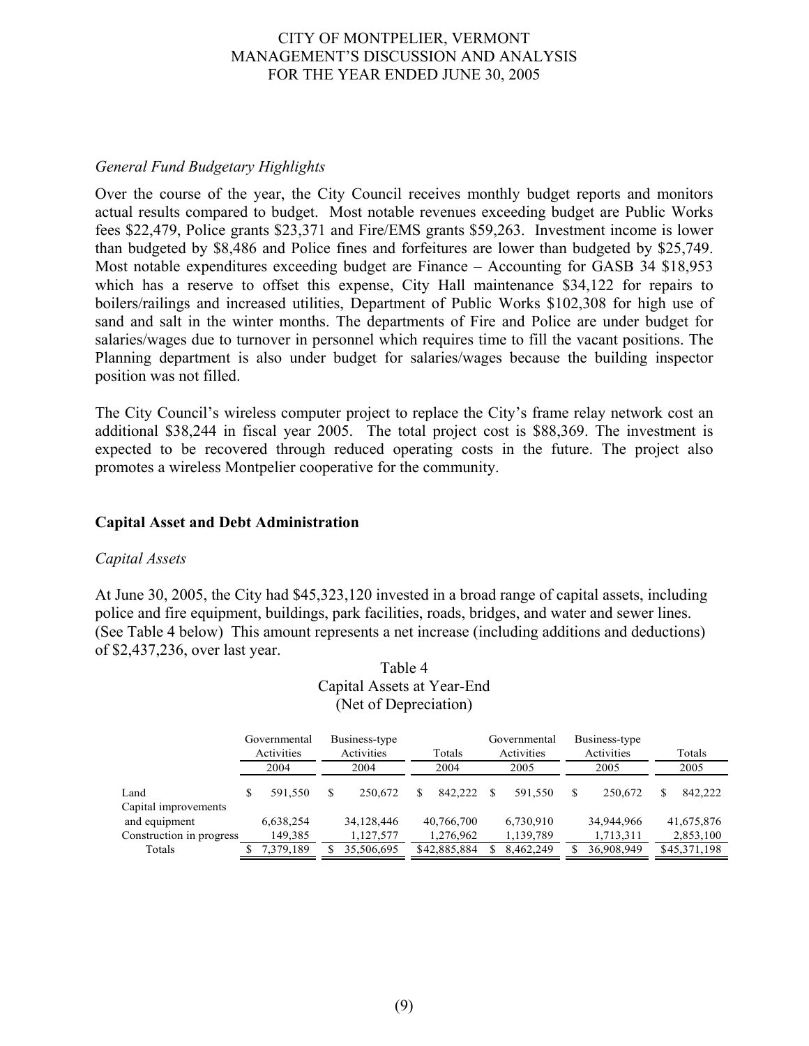*General Fund Budgetary Highlights*

Over the course of the year, the City Council receives monthly budget reports and monitors actual results compared to budget. Most notable revenues exceeding budget are Public Works fees $22,479, Police grants $23,371 and Fire/EMS grants $59,263. Investment income is lower than budgeted by $8,486 and Police fines and forfeitures are lower than budgeted by $25,749. Most notable expenditures exceeding budget are Finance – Accounting for GASB 34 $18,953 which has a reserve to offset this expense, City Hall maintenance $34,122 for repairs to boilers/railings and increased utilities, Department of Public Works $102,308 for high use of sand and salt in the winter months. The departments of Fire and Police are under budget for salaries/wages due to turnover in personnel which requires time to fill the vacant positions. The Planning department is also under budget for salaries/wages because the building inspector position was not filled.

The City Council's wireless computer project to replace the City's frame relay network cost an additional $38,244 in fiscal year 2005. The total project cost is $88,369. The investment is expected to be recovered through reduced operating costs in the future. The project also promotes a wireless Montpelier cooperative for the community.

## Capital Asset and Debt Administration

*Capital Assets*

At June 30, 2005, the City had $45,323,120 invested in a broad range of capital assets, including police and fire equipment, buildings, park facilities, roads, bridges, and water and sewer lines. (See Table 4 below) This amount represents a net increase (including additions and deductions) of $2,437,236, over last year.

Table 4
Capital Assets at Year-End
(Net of Depreciation)

| | Governmental Activities 2004 | Business-type Activities 2004 | Totals 2004 | Governmental Activities 2005 | Business-type Activities 2005 | Totals 2005 |
|---|---|---|---|---|---|---|
| Land | $ 591,550 | $ 250,672 | $ 842,222 | $ 591,550 | $ 250,672 | $ 842,222 |
| Capital improvements and equipment | 6,638,254 | 34,128,446 | 40,766,700 | 6,730,910 | 34,944,966 | 41,675,876 |
| Construction in progress | 149,385 | 1,127,577 | 1,276,962 | 1,139,789 | 1,713,311 | 2,853,100 |
| Totals | $ 7,379,189 | $ 35,506,695 | $42,885,884 | $ 8,462,249 | $ 36,908,949 | $45,371,198 |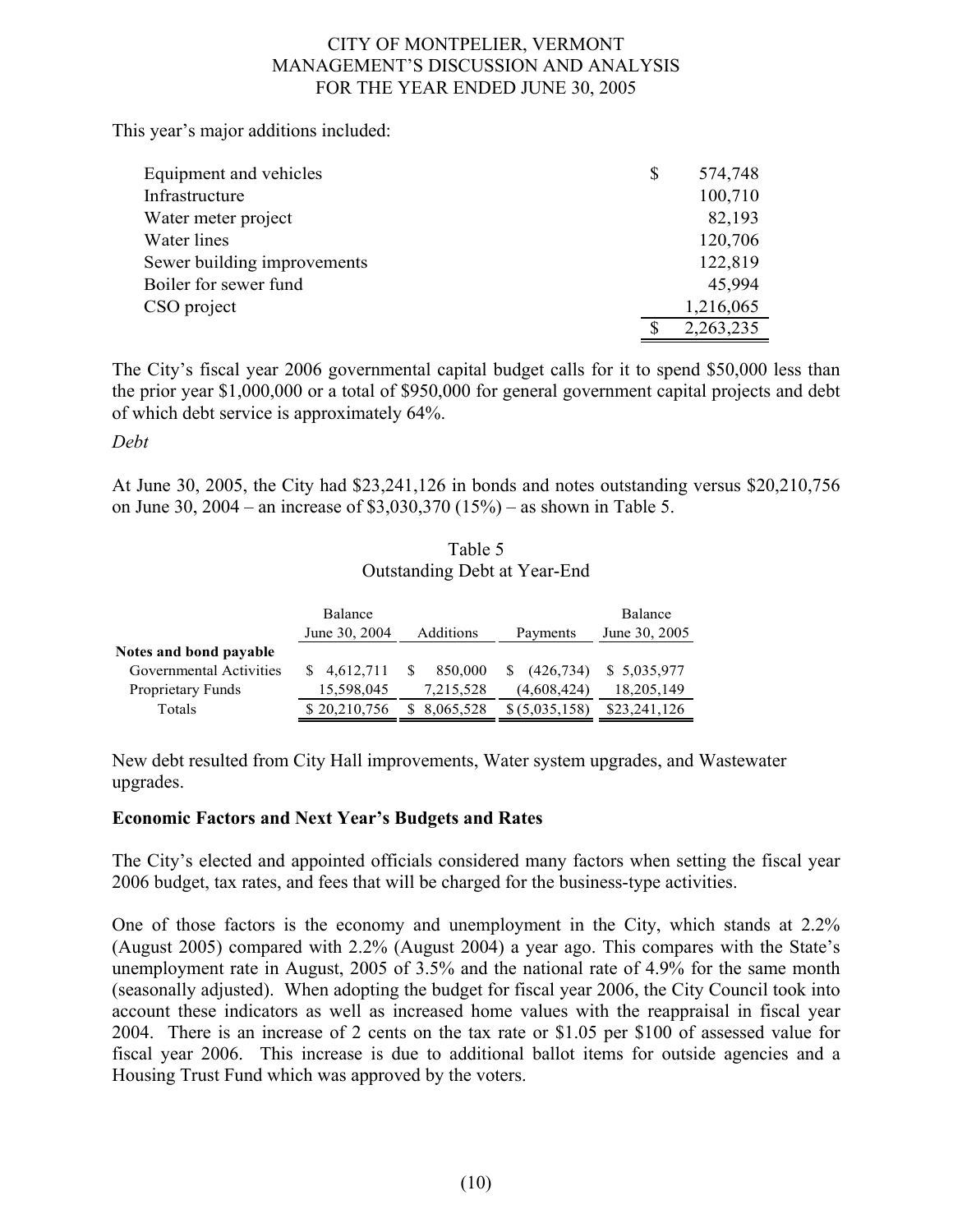This year's major additions included:

| | |
|---|---|
| Equipment and vehicles | $ 574,748 |
| Infrastructure | 100,710 |
| Water meter project | 82,193 |
| Water lines | 120,706 |
| Sewer building improvements | 122,819 |
| Boiler for sewer fund | 45,994 |
| CSO project | 1,216,065 |
| | $ 2,263,235 |

The City's fiscal year 2006 governmental capital budget calls for it to spend $50,000 less than the prior year $1,000,000 or a total of $950,000 for general government capital projects and debt of which debt service is approximately 64%.

*Debt*

At June 30, 2005, the City had $23,241,126 in bonds and notes outstanding versus $20,210,756 on June 30, 2004 – an increase of $3,030,370 (15%) – as shown in Table 5.

Table 5
Outstanding Debt at Year-End

| | Balance June 30, 2004 | Additions | Payments | Balance June 30, 2005 |
|---|---|---|---|---|
| **Notes and bond payable** | | | | |
| Governmental Activities | $ 4,612,711 | $ 850,000 | $ (426,734) | $ 5,035,977 |
| Proprietary Funds | 15,598,045 | 7,215,528 | (4,608,424) | 18,205,149 |
| Totals | $ 20,210,756 | $ 8,065,528 | $ (5,035,158) | $23,241,126 |

New debt resulted from City Hall improvements, Water system upgrades, and Wastewater upgrades.

## Economic Factors and Next Year's Budgets and Rates

The City's elected and appointed officials considered many factors when setting the fiscal year 2006 budget, tax rates, and fees that will be charged for the business-type activities.

One of those factors is the economy and unemployment in the City, which stands at 2.2% (August 2005) compared with 2.2% (August 2004) a year ago. This compares with the State's unemployment rate in August, 2005 of 3.5% and the national rate of 4.9% for the same month (seasonally adjusted). When adopting the budget for fiscal year 2006, the City Council took into account these indicators as well as increased home values with the reappraisal in fiscal year 2004. There is an increase of 2 cents on the tax rate or $1.05 per $100 of assessed value for fiscal year 2006. This increase is due to additional ballot items for outside agencies and a Housing Trust Fund which was approved by the voters.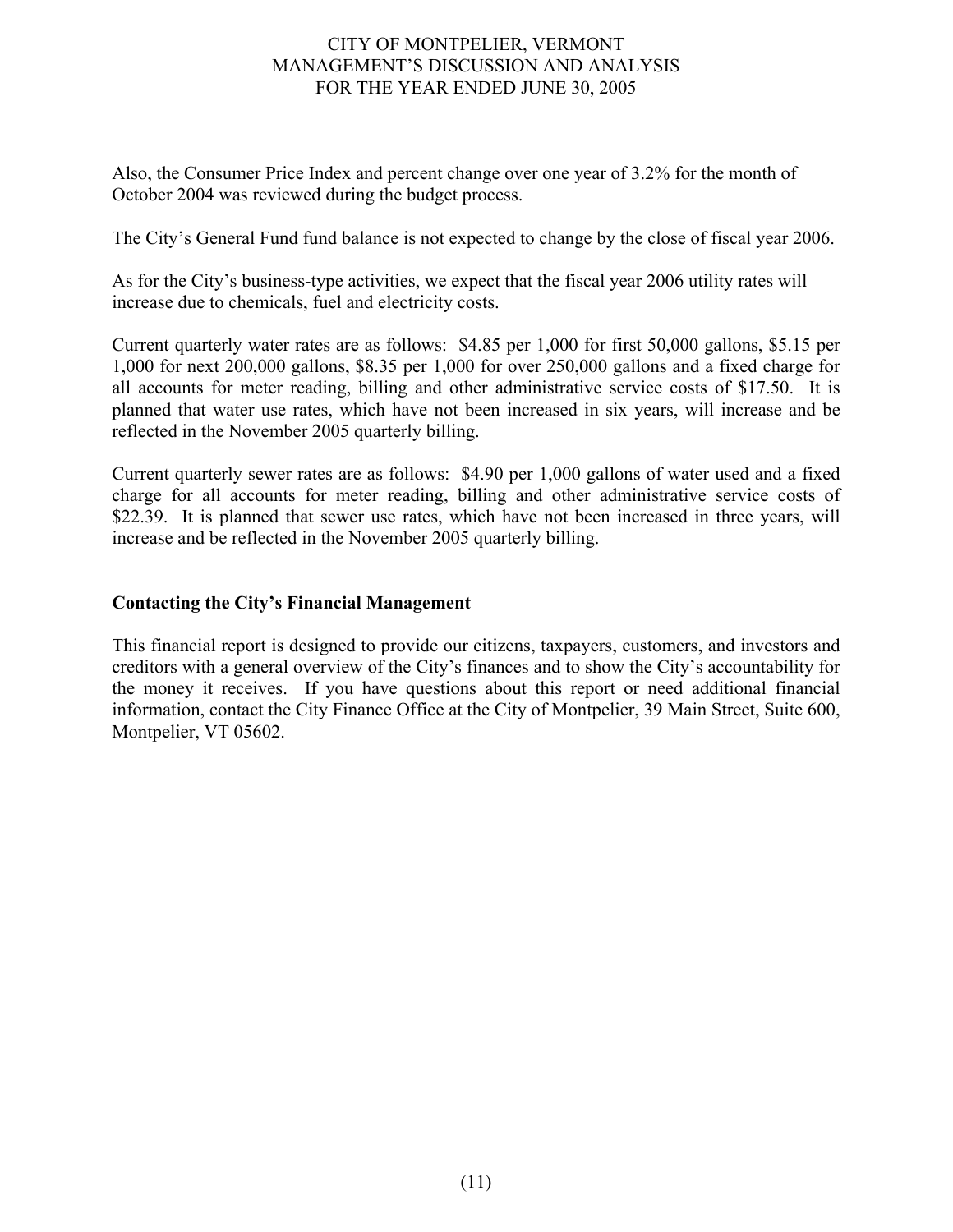Also, the Consumer Price Index and percent change over one year of 3.2% for the month of October 2004 was reviewed during the budget process.

The City's General Fund fund balance is not expected to change by the close of fiscal year 2006.

As for the City's business-type activities, we expect that the fiscal year 2006 utility rates will increase due to chemicals, fuel and electricity costs.

Current quarterly water rates are as follows: $4.85 per 1,000 for first 50,000 gallons, $5.15 per 1,000 for next 200,000 gallons, $8.35 per 1,000 for over 250,000 gallons and a fixed charge for all accounts for meter reading, billing and other administrative service costs of $17.50. It is planned that water use rates, which have not been increased in six years, will increase and be reflected in the November 2005 quarterly billing.

Current quarterly sewer rates are as follows: $4.90 per 1,000 gallons of water used and a fixed charge for all accounts for meter reading, billing and other administrative service costs of $22.39. It is planned that sewer use rates, which have not been increased in three years, will increase and be reflected in the November 2005 quarterly billing.

## Contacting the City's Financial Management

This financial report is designed to provide our citizens, taxpayers, customers, and investors and creditors with a general overview of the City's finances and to show the City's accountability for the money it receives. If you have questions about this report or need additional financial information, contact the City Finance Office at the City of Montpelier, 39 Main Street, Suite 600, Montpelier, VT 05602.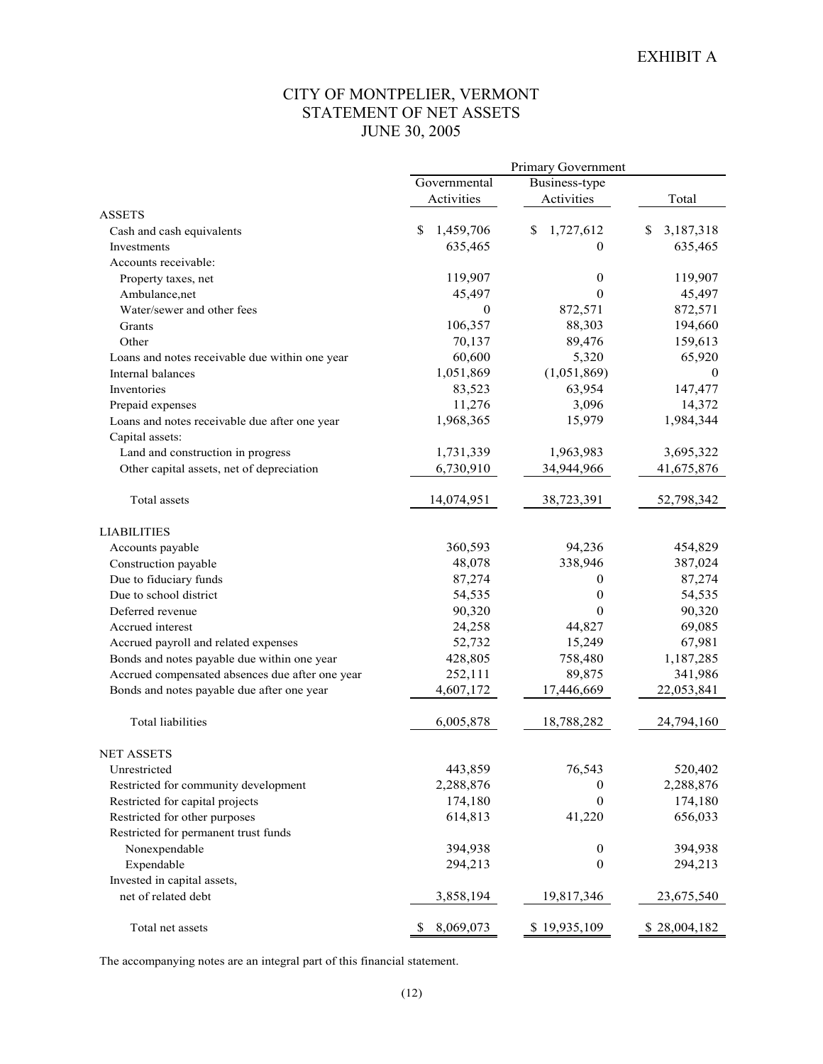EXHIBIT A

# CITY OF MONTPELIER, VERMONT
## STATEMENT OF NET ASSETS
### JUNE 30, 2005

| | Primary Government | | |
|---|---|---|---|
| | Governmental Activities | Business-type Activities | Total |
| **ASSETS** | | | |
| Cash and cash equivalents | $ 1,459,706 | $ 1,727,612 | $ 3,187,318 |
| Investments | 635,465 | 0 | 635,465 |
| Accounts receivable: | | | |
| Property taxes, net | 119,907 | 0 | 119,907 |
| Ambulance,net | 45,497 | 0 | 45,497 |
| Water/sewer and other fees | 0 | 872,571 | 872,571 |
| Grants | 106,357 | 88,303 | 194,660 |
| Other | 70,137 | 89,476 | 159,613 |
| Loans and notes receivable due within one year | 60,600 | 5,320 | 65,920 |
| Internal balances | 1,051,869 | (1,051,869) | 0 |
| Inventories | 83,523 | 63,954 | 147,477 |
| Prepaid expenses | 11,276 | 3,096 | 14,372 |
| Loans and notes receivable due after one year | 1,968,365 | 15,979 | 1,984,344 |
| Capital assets: | | | |
| Land and construction in progress | 1,731,339 | 1,963,983 | 3,695,322 |
| Other capital assets, net of depreciation | 6,730,910 | 34,944,966 | 41,675,876 |
| Total assets | 14,074,951 | 38,723,391 | 52,798,342 |
| **LIABILITIES** | | | |
| Accounts payable | 360,593 | 94,236 | 454,829 |
| Construction payable | 48,078 | 338,946 | 387,024 |
| Due to fiduciary funds | 87,274 | 0 | 87,274 |
| Due to school district | 54,535 | 0 | 54,535 |
| Deferred revenue | 90,320 | 0 | 90,320 |
| Accrued interest | 24,258 | 44,827 | 69,085 |
| Accrued payroll and related expenses | 52,732 | 15,249 | 67,981 |
| Bonds and notes payable due within one year | 428,805 | 758,480 | 1,187,285 |
| Accrued compensated absences due after one year | 252,111 | 89,875 | 341,986 |
| Bonds and notes payable due after one year | 4,607,172 | 17,446,669 | 22,053,841 |
| Total liabilities | 6,005,878 | 18,788,282 | 24,794,160 |
| **NET ASSETS** | | | |
| Unrestricted | 443,859 | 76,543 | 520,402 |
| Restricted for community development | 2,288,876 | 0 | 2,288,876 |
| Restricted for capital projects | 174,180 | 0 | 174,180 |
| Restricted for other purposes | 614,813 | 41,220 | 656,033 |
| Restricted for permanent trust funds | | | |
| Nonexpendable | 394,938 | 0 | 394,938 |
| Expendable | 294,213 | 0 | 294,213 |
| Invested in capital assets, net of related debt | 3,858,194 | 19,817,346 | 23,675,540 |
| Total net assets | $ 8,069,073 | $ 19,935,109 | $ 28,004,182 |

The accompanying notes are an integral part of this financial statement.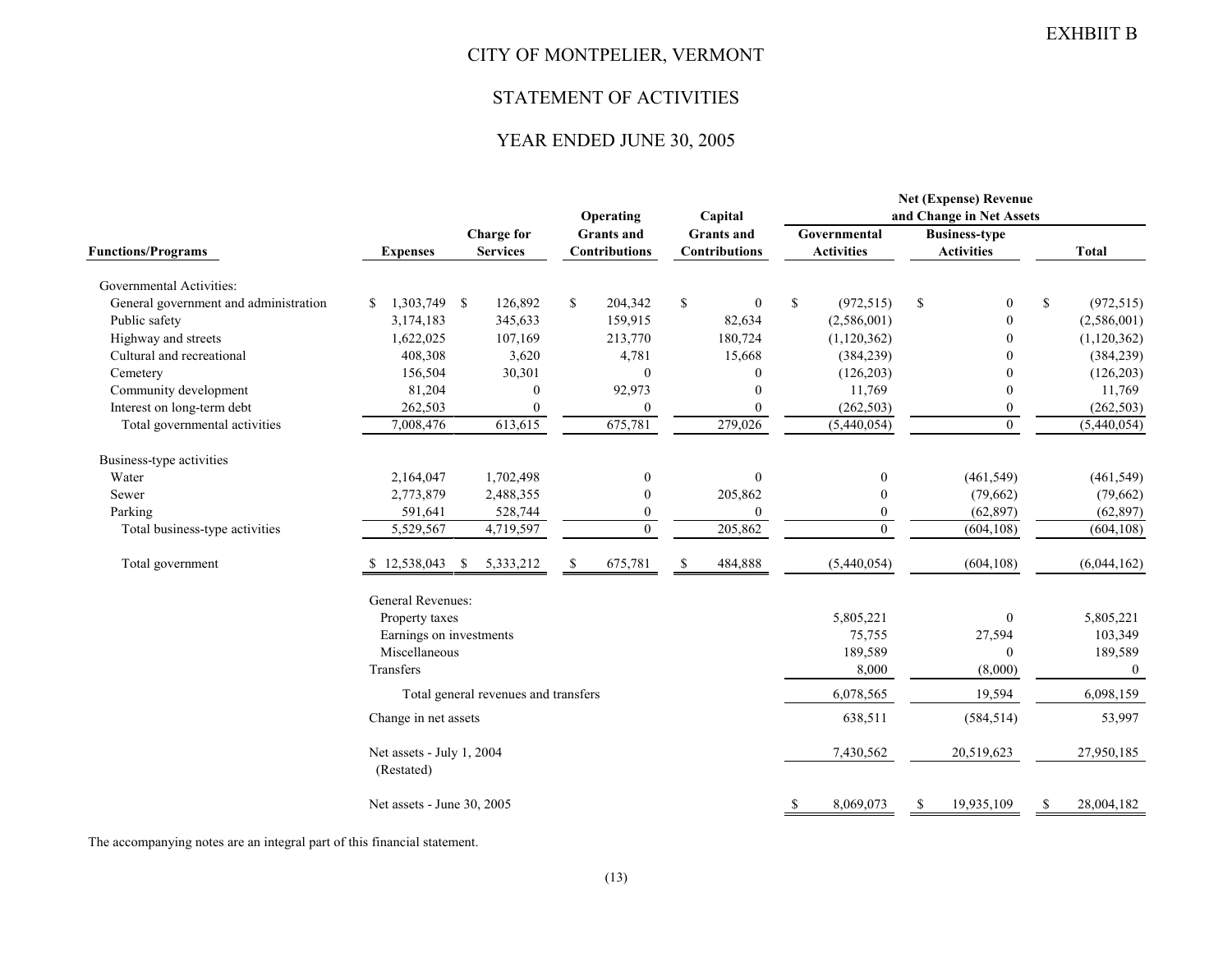EXHBIIT B

# CITY OF MONTPELIER, VERMONT

## STATEMENT OF ACTIVITIES

## YEAR ENDED JUNE 30, 2005

| Functions/Programs | Expenses | Charge for Services | Operating Grants and Contributions | Capital Grants and Contributions | Net (Expense) Revenue and Change in Net Assets | | |
|---|---|---|---|---|---|---|---|
| | | | | | Governmental Activities | Business-type Activities | Total |
| Governmental Activities: | | | | | | | |
| General government and administration | $ 1,303,749 | $ 126,892 | $ 204,342 | $ 0 | $ (972,515) | $ 0 | $ (972,515) |
| Public safety | 3,174,183 | 345,633 | 159,915 | 82,634 | (2,586,001) | 0 | (2,586,001) |
| Highway and streets | 1,622,025 | 107,169 | 213,770 | 180,724 | (1,120,362) | 0 | (1,120,362) |
| Cultural and recreational | 408,308 | 3,620 | 4,781 | 15,668 | (384,239) | 0 | (384,239) |
| Cemetery | 156,504 | 30,301 | 0 | 0 | (126,203) | 0 | (126,203) |
| Community development | 81,204 | 0 | 92,973 | 0 | 11,769 | 0 | 11,769 |
| Interest on long-term debt | 262,503 | 0 | 0 | 0 | (262,503) | 0 | (262,503) |
| Total governmental activities | 7,008,476 | 613,615 | 675,781 | 279,026 | (5,440,054) | 0 | (5,440,054) |
| Business-type activities | | | | | | | |
| Water | 2,164,047 | 1,702,498 | 0 | 0 | 0 | (461,549) | (461,549) |
| Sewer | 2,773,879 | 2,488,355 | 0 | 205,862 | 0 | (79,662) | (79,662) |
| Parking | 591,641 | 528,744 | 0 | 0 | 0 | (62,897) | (62,897) |
| Total business-type activities | 5,529,567 | 4,719,597 | 0 | 205,862 | 0 | (604,108) | (604,108) |
| Total government | $ 12,538,043 | $ 5,333,212 | $ 675,781 | $ 484,888 | (5,440,054) | (604,108) | (6,044,162) |
| | General Revenues: | | | | | | |
| | Property taxes | | | | 5,805,221 | 0 | 5,805,221 |
| | Earnings on investments | | | | 75,755 | 27,594 | 103,349 |
| | Miscellaneous | | | | 189,589 | 0 | 189,589 |
| | Transfers | | | | 8,000 | (8,000) | 0 |
| | Total general revenues and transfers | | | | 6,078,565 | 19,594 | 6,098,159 |
| | Change in net assets | | | | 638,511 | (584,514) | 53,997 |
| | Net assets - July 1, 2004 (Restated) | | | | 7,430,562 | 20,519,623 | 27,950,185 |
| | Net assets - June 30, 2005 | | | | $ 8,069,073 | $ 19,935,109 | $ 28,004,182 |

The accompanying notes are an integral part of this financial statement.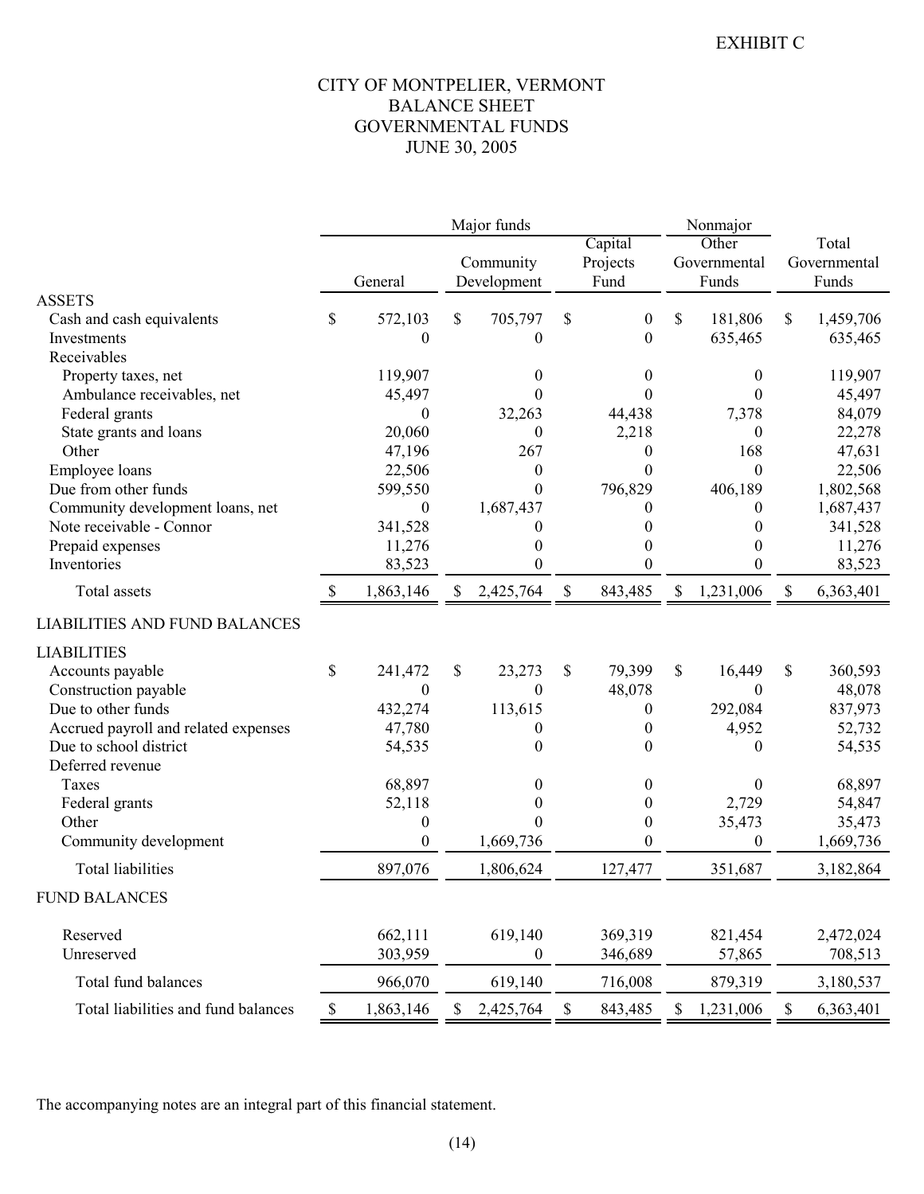EXHIBIT C

# CITY OF MONTPELIER, VERMONT
## BALANCE SHEET
## GOVERNMENTAL FUNDS
## JUNE 30, 2005

| | Major funds | | | Nonmajor | |
|---|---|---|---|---|---|
| | General | Community Development | Capital Projects Fund | Other Governmental Funds | Total Governmental Funds |
| **ASSETS** | | | | | |
| Cash and cash equivalents | $ 572,103 | $ 705,797 | $ 0 | $ 181,806 | $ 1,459,706 |
| Investments | 0 | 0 | 0 | 635,465 | 635,465 |
| Receivables | | | | | |
| Property taxes, net | 119,907 | 0 | 0 | 0 | 119,907 |
| Ambulance receivables, net | 45,497 | 0 | 0 | 0 | 45,497 |
| Federal grants | 0 | 32,263 | 44,438 | 7,378 | 84,079 |
| State grants and loans | 20,060 | 0 | 2,218 | 0 | 22,278 |
| Other | 47,196 | 267 | 0 | 168 | 47,631 |
| Employee loans | 22,506 | 0 | 0 | 0 | 22,506 |
| Due from other funds | 599,550 | 0 | 796,829 | 406,189 | 1,802,568 |
| Community development loans, net | 0 | 1,687,437 | 0 | 0 | 1,687,437 |
| Note receivable - Connor | 341,528 | 0 | 0 | 0 | 341,528 |
| Prepaid expenses | 11,276 | 0 | 0 | 0 | 11,276 |
| Inventories | 83,523 | 0 | 0 | 0 | 83,523 |
| Total assets | $ 1,863,146 | $ 2,425,764 | $ 843,485 | $ 1,231,006 | $ 6,363,401 |
| **LIABILITIES AND FUND BALANCES** | | | | | |
| **LIABILITIES** | | | | | |
| Accounts payable | $ 241,472 | $ 23,273 | $ 79,399 | $ 16,449 | $ 360,593 |
| Construction payable | 0 | 0 | 48,078 | 0 | 48,078 |
| Due to other funds | 432,274 | 113,615 | 0 | 292,084 | 837,973 |
| Accrued payroll and related expenses | 47,780 | 0 | 0 | 4,952 | 52,732 |
| Due to school district | 54,535 | 0 | 0 | 0 | 54,535 |
| Deferred revenue | | | | | |
| Taxes | 68,897 | 0 | 0 | 0 | 68,897 |
| Federal grants | 52,118 | 0 | 0 | 2,729 | 54,847 |
| Other | 0 | 0 | 0 | 35,473 | 35,473 |
| Community development | 0 | 1,669,736 | 0 | 0 | 1,669,736 |
| Total liabilities | 897,076 | 1,806,624 | 127,477 | 351,687 | 3,182,864 |
| **FUND BALANCES** | | | | | |
| Reserved | 662,111 | 619,140 | 369,319 | 821,454 | 2,472,024 |
| Unreserved | 303,959 | 0 | 346,689 | 57,865 | 708,513 |
| Total fund balances | 966,070 | 619,140 | 716,008 | 879,319 | 3,180,537 |
| Total liabilities and fund balances | $ 1,863,146 | $ 2,425,764 | $ 843,485 | $ 1,231,006 | $ 6,363,401 |

The accompanying notes are an integral part of this financial statement.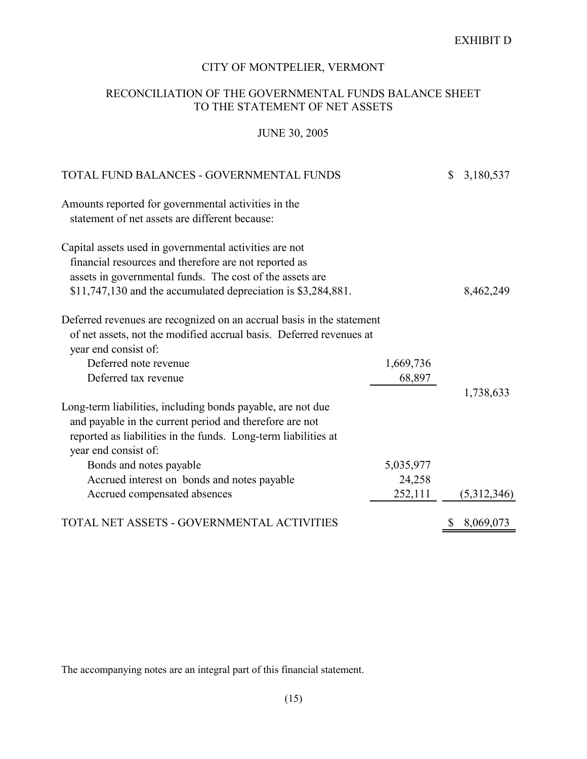EXHIBIT D

# CITY OF MONTPELIER, VERMONT

## RECONCILIATION OF THE GOVERNMENTAL FUNDS BALANCE SHEET TO THE STATEMENT OF NET ASSETS

### JUNE 30, 2005

| | | |
|---|---|---|
| TOTAL FUND BALANCES - GOVERNMENTAL FUNDS | | $ 3,180,537 |
| Amounts reported for governmental activities in the statement of net assets are different because: | | |
| Capital assets used in governmental activities are not financial resources and therefore are not reported as assets in governmental funds. The cost of the assets are $11,747,130 and the accumulated depreciation is $3,284,881. | | 8,462,249 |
| Deferred revenues are recognized on an accrual basis in the statement of net assets, not the modified accrual basis. Deferred revenues at year end consist of: | | |
| Deferred note revenue | 1,669,736 | |
| Deferred tax revenue | 68,897 | |
| | | 1,738,633 |
| Long-term liabilities, including bonds payable, are not due and payable in the current period and therefore are not reported as liabilities in the funds. Long-term liabilities at year end consist of: | | |
| Bonds and notes payable | 5,035,977 | |
| Accrued interest on bonds and notes payable | 24,258 | |
| Accrued compensated absences | 252,111 | (5,312,346) |
| TOTAL NET ASSETS - GOVERNMENTAL ACTIVITIES | | $ 8,069,073 |

The accompanying notes are an integral part of this financial statement.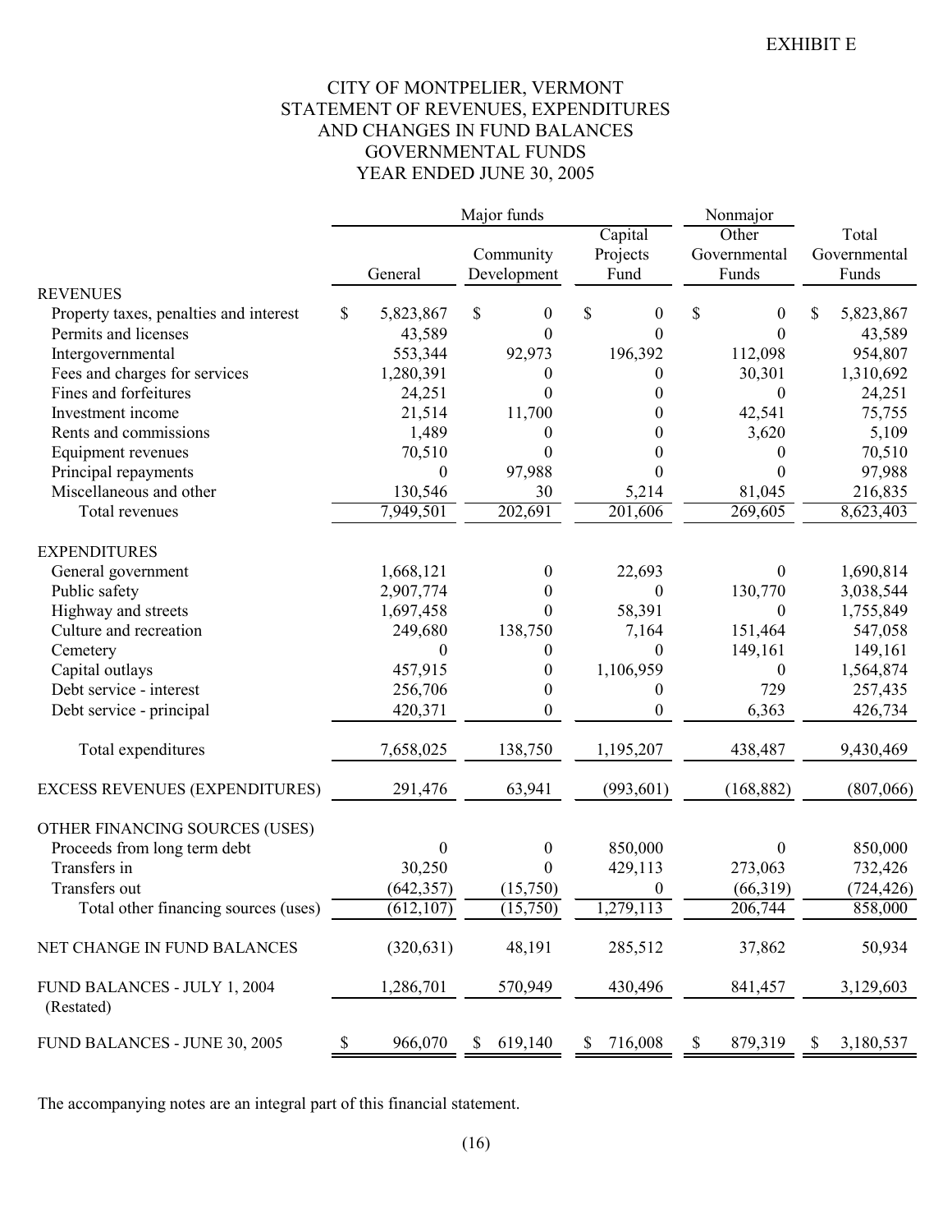EXHIBIT E

# CITY OF MONTPELIER, VERMONT
## STATEMENT OF REVENUES, EXPENDITURES AND CHANGES IN FUND BALANCES GOVERNMENTAL FUNDS
### YEAR ENDED JUNE 30, 2005

| | Major funds | | | Nonmajor | |
|---|---|---|---|---|---|
| | General | Community Development | Capital Projects Fund | Other Governmental Funds | Total Governmental Funds |
| **REVENUES** | | | | | |
| Property taxes, penalties and interest | $ 5,823,867 | $ 0 | $ 0 | $ 0 | $ 5,823,867 |
| Permits and licenses | 43,589 | 0 | 0 | 0 | 43,589 |
| Intergovernmental | 553,344 | 92,973 | 196,392 | 112,098 | 954,807 |
| Fees and charges for services | 1,280,391 | 0 | 0 | 30,301 | 1,310,692 |
| Fines and forfeitures | 24,251 | 0 | 0 | 0 | 24,251 |
| Investment income | 21,514 | 11,700 | 0 | 42,541 | 75,755 |
| Rents and commissions | 1,489 | 0 | 0 | 3,620 | 5,109 |
| Equipment revenues | 70,510 | 0 | 0 | 0 | 70,510 |
| Principal repayments | 0 | 97,988 | 0 | 0 | 97,988 |
| Miscellaneous and other | 130,546 | 30 | 5,214 | 81,045 | 216,835 |
| Total revenues | 7,949,501 | 202,691 | 201,606 | 269,605 | 8,623,403 |
| **EXPENDITURES** | | | | | |
| General government | 1,668,121 | 0 | 22,693 | 0 | 1,690,814 |
| Public safety | 2,907,774 | 0 | 0 | 130,770 | 3,038,544 |
| Highway and streets | 1,697,458 | 0 | 58,391 | 0 | 1,755,849 |
| Culture and recreation | 249,680 | 138,750 | 7,164 | 151,464 | 547,058 |
| Cemetery | 0 | 0 | 0 | 149,161 | 149,161 |
| Capital outlays | 457,915 | 0 | 1,106,959 | 0 | 1,564,874 |
| Debt service - interest | 256,706 | 0 | 0 | 729 | 257,435 |
| Debt service - principal | 420,371 | 0 | 0 | 6,363 | 426,734 |
| Total expenditures | 7,658,025 | 138,750 | 1,195,207 | 438,487 | 9,430,469 |
| EXCESS REVENUES (EXPENDITURES) | 291,476 | 63,941 | (993,601) | (168,882) | (807,066) |
| **OTHER FINANCING SOURCES (USES)** | | | | | |
| Proceeds from long term debt | 0 | 0 | 850,000 | 0 | 850,000 |
| Transfers in | 30,250 | 0 | 429,113 | 273,063 | 732,426 |
| Transfers out | (642,357) | (15,750) | 0 | (66,319) | (724,426) |
| Total other financing sources (uses) | (612,107) | (15,750) | 1,279,113 | 206,744 | 858,000 |
| NET CHANGE IN FUND BALANCES | (320,631) | 48,191 | 285,512 | 37,862 | 50,934 |
| FUND BALANCES - JULY 1, 2004 (Restated) | 1,286,701 | 570,949 | 430,496 | 841,457 | 3,129,603 |
| FUND BALANCES - JUNE 30, 2005 | $ 966,070 | $ 619,140 | $ 716,008 | $ 879,319 | $ 3,180,537 |

The accompanying notes are an integral part of this financial statement.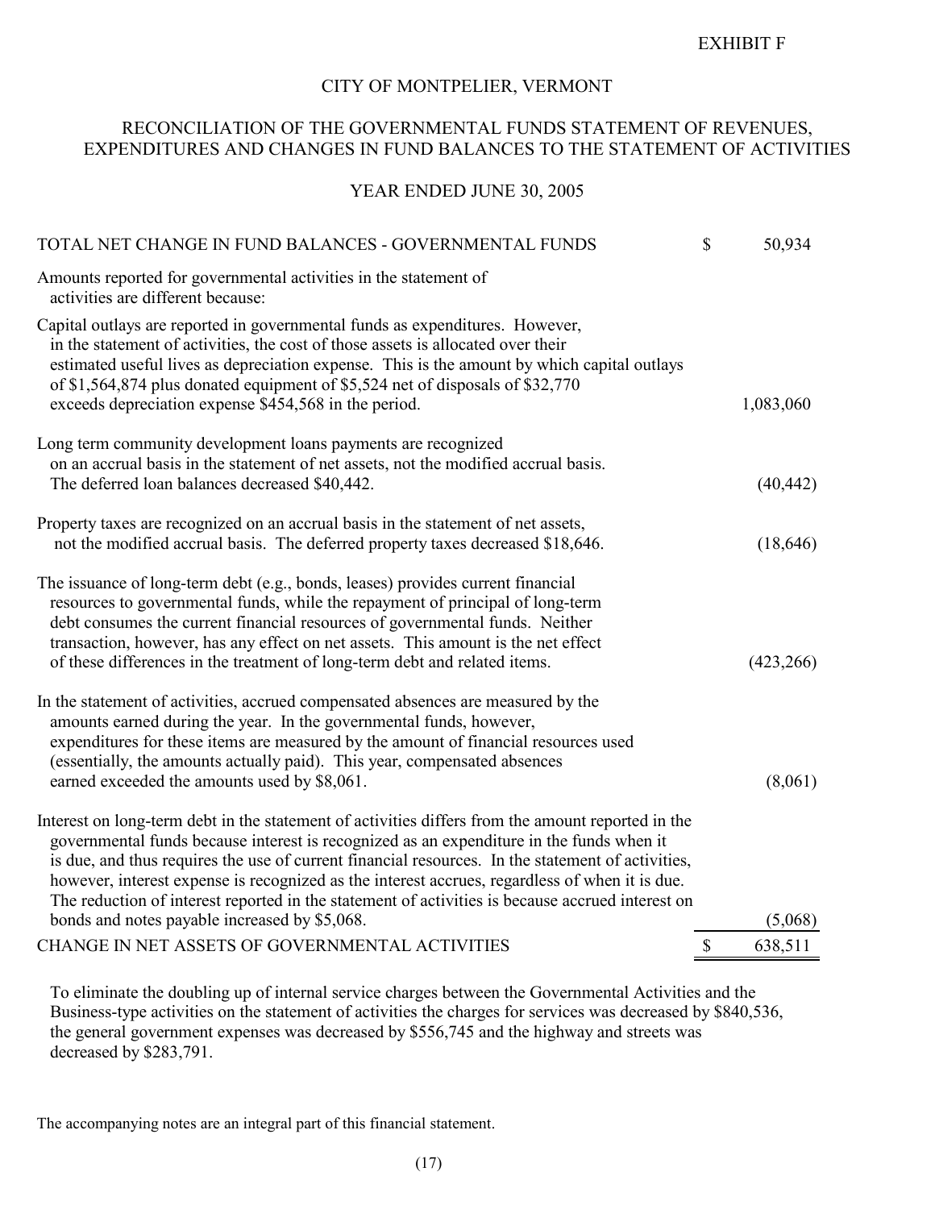EXHIBIT F

# CITY OF MONTPELIER, VERMONT

## RECONCILIATION OF THE GOVERNMENTAL FUNDS STATEMENT OF REVENUES, EXPENDITURES AND CHANGES IN FUND BALANCES TO THE STATEMENT OF ACTIVITIES

### YEAR ENDED JUNE 30, 2005

| | |
|---|---|
| TOTAL NET CHANGE IN FUND BALANCES - GOVERNMENTAL FUNDS | $ 50,934 |
| Amounts reported for governmental activities in the statement of activities are different because: | |
| Capital outlays are reported in governmental funds as expenditures. However, in the statement of activities, the cost of those assets is allocated over their estimated useful lives as depreciation expense. This is the amount by which capital outlays of $1,564,874 plus donated equipment of $5,524 net of disposals of $32,770 exceeds depreciation expense $454,568 in the period. | 1,083,060 |
| Long term community development loans payments are recognized on an accrual basis in the statement of net assets, not the modified accrual basis. The deferred loan balances decreased $40,442. | (40,442) |
| Property taxes are recognized on an accrual basis in the statement of net assets, not the modified accrual basis. The deferred property taxes decreased $18,646. | (18,646) |
| The issuance of long-term debt (e.g., bonds, leases) provides current financial resources to governmental funds, while the repayment of principal of long-term debt consumes the current financial resources of governmental funds. Neither transaction, however, has any effect on net assets. This amount is the net effect of these differences in the treatment of long-term debt and related items. | (423,266) |
| In the statement of activities, accrued compensated absences are measured by the amounts earned during the year. In the governmental funds, however, expenditures for these items are measured by the amount of financial resources used (essentially, the amounts actually paid). This year, compensated absences earned exceeded the amounts used by $8,061. | (8,061) |
| Interest on long-term debt in the statement of activities differs from the amount reported in the governmental funds because interest is recognized as an expenditure in the funds when it is due, and thus requires the use of current financial resources. In the statement of activities, however, interest expense is recognized as the interest accrues, regardless of when it is due. The reduction of interest reported in the statement of activities is because accrued interest on bonds and notes payable increased by $5,068. | (5,068) |
| CHANGE IN NET ASSETS OF GOVERNMENTAL ACTIVITIES | $ 638,511 |

To eliminate the doubling up of internal service charges between the Governmental Activities and the Business-type activities on the statement of activities the charges for services was decreased by $840,536, the general government expenses was decreased by $556,745 and the highway and streets was decreased by $283,791.

The accompanying notes are an integral part of this financial statement.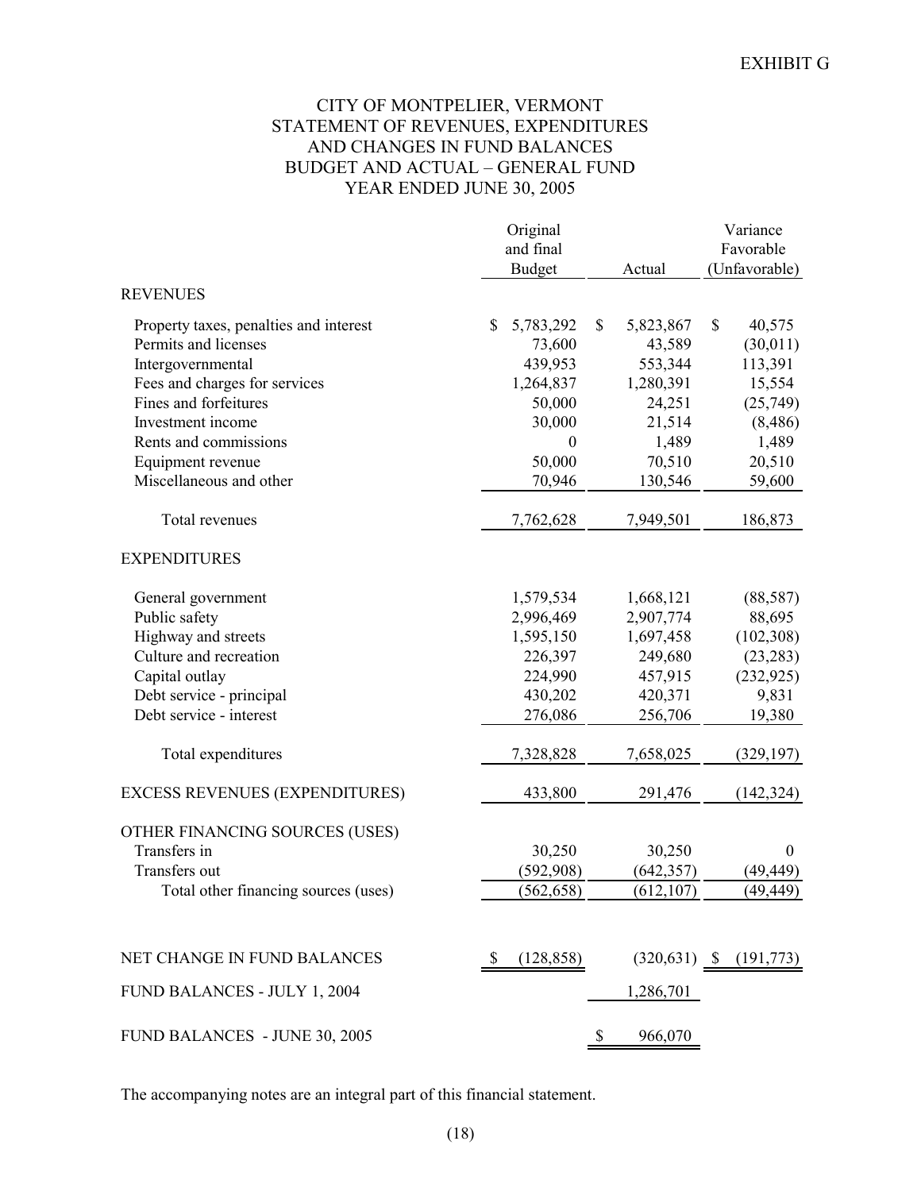EXHIBIT G

# CITY OF MONTPELIER, VERMONT
## STATEMENT OF REVENUES, EXPENDITURES AND CHANGES IN FUND BALANCES BUDGET AND ACTUAL – GENERAL FUND
### YEAR ENDED JUNE 30, 2005

| | Original and final Budget | Actual | Variance Favorable (Unfavorable) |
|---|---|---|---|
| **REVENUES** | | | |
| Property taxes, penalties and interest | $ 5,783,292 | $ 5,823,867 | $ 40,575 |
| Permits and licenses | 73,600 | 43,589 | (30,011) |
| Intergovernmental | 439,953 | 553,344 | 113,391 |
| Fees and charges for services | 1,264,837 | 1,280,391 | 15,554 |
| Fines and forfeitures | 50,000 | 24,251 | (25,749) |
| Investment income | 30,000 | 21,514 | (8,486) |
| Rents and commissions | 0 | 1,489 | 1,489 |
| Equipment revenue | 50,000 | 70,510 | 20,510 |
| Miscellaneous and other | 70,946 | 130,546 | 59,600 |
| Total revenues | 7,762,628 | 7,949,501 | 186,873 |
| **EXPENDITURES** | | | |
| General government | 1,579,534 | 1,668,121 | (88,587) |
| Public safety | 2,996,469 | 2,907,774 | 88,695 |
| Highway and streets | 1,595,150 | 1,697,458 | (102,308) |
| Culture and recreation | 226,397 | 249,680 | (23,283) |
| Capital outlay | 224,990 | 457,915 | (232,925) |
| Debt service - principal | 430,202 | 420,371 | 9,831 |
| Debt service - interest | 276,086 | 256,706 | 19,380 |
| Total expenditures | 7,328,828 | 7,658,025 | (329,197) |
| EXCESS REVENUES (EXPENDITURES) | 433,800 | 291,476 | (142,324) |
| OTHER FINANCING SOURCES (USES) | | | |
| Transfers in | 30,250 | 30,250 | 0 |
| Transfers out | (592,908) | (642,357) | (49,449) |
| Total other financing sources (uses) | (562,658) | (612,107) | (49,449) |
| NET CHANGE IN FUND BALANCES | $ (128,858) | (320,631) | $ (191,773) |
| FUND BALANCES - JULY 1, 2004 | | 1,286,701 | |
| FUND BALANCES - JUNE 30, 2005 | | $ 966,070 | |

The accompanying notes are an integral part of this financial statement.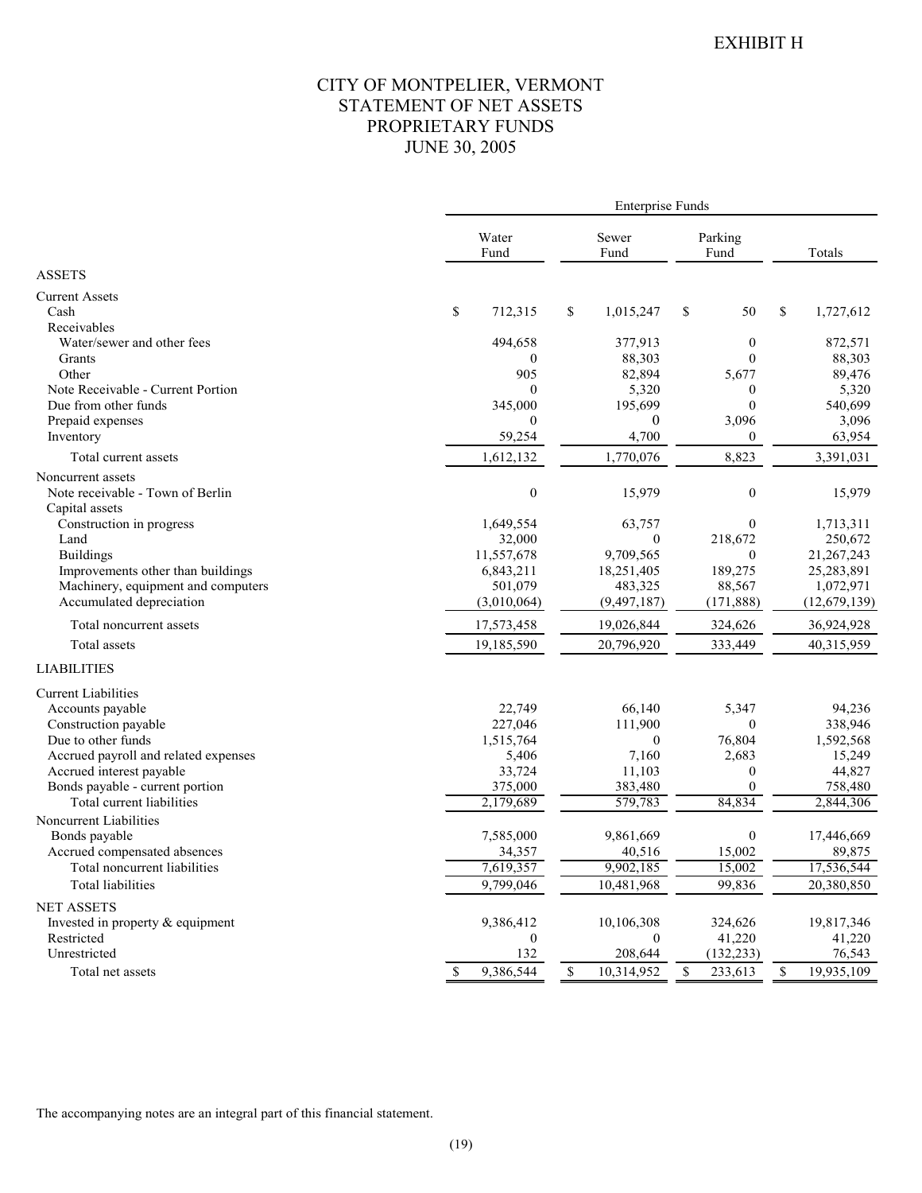EXHIBIT H

# CITY OF MONTPELIER, VERMONT
## STATEMENT OF NET ASSETS
## PROPRIETARY FUNDS
## JUNE 30, 2005

| | Enterprise Funds | | | |
|---|---|---|---|---|
| | Water Fund | Sewer Fund | Parking Fund | Totals |
| **ASSETS** | | | | |
| Current Assets | | | | |
| Cash | $ 712,315 | $ 1,015,247 | $ 50 | $ 1,727,612 |
| Receivables | | | | |
| Water/sewer and other fees | 494,658 | 377,913 | 0 | 872,571 |
| Grants | 0 | 88,303 | 0 | 88,303 |
| Other | 905 | 82,894 | 5,677 | 89,476 |
| Note Receivable - Current Portion | 0 | 5,320 | 0 | 5,320 |
| Due from other funds | 345,000 | 195,699 | 0 | 540,699 |
| Prepaid expenses | 0 | 0 | 3,096 | 3,096 |
| Inventory | 59,254 | 4,700 | 0 | 63,954 |
| Total current assets | 1,612,132 | 1,770,076 | 8,823 | 3,391,031 |
| Noncurrent assets | | | | |
| Note receivable - Town of Berlin | 0 | 15,979 | 0 | 15,979 |
| Capital assets | | | | |
| Construction in progress | 1,649,554 | 63,757 | 0 | 1,713,311 |
| Land | 32,000 | 0 | 218,672 | 250,672 |
| Buildings | 11,557,678 | 9,709,565 | 0 | 21,267,243 |
| Improvements other than buildings | 6,843,211 | 18,251,405 | 189,275 | 25,283,891 |
| Machinery, equipment and computers | 501,079 | 483,325 | 88,567 | 1,072,971 |
| Accumulated depreciation | (3,010,064) | (9,497,187) | (171,888) | (12,679,139) |
| Total noncurrent assets | 17,573,458 | 19,026,844 | 324,626 | 36,924,928 |
| Total assets | 19,185,590 | 20,796,920 | 333,449 | 40,315,959 |
| **LIABILITIES** | | | | |
| Current Liabilities | | | | |
| Accounts payable | 22,749 | 66,140 | 5,347 | 94,236 |
| Construction payable | 227,046 | 111,900 | 0 | 338,946 |
| Due to other funds | 1,515,764 | 0 | 76,804 | 1,592,568 |
| Accrued payroll and related expenses | 5,406 | 7,160 | 2,683 | 15,249 |
| Accrued interest payable | 33,724 | 11,103 | 0 | 44,827 |
| Bonds payable - current portion | 375,000 | 383,480 | 0 | 758,480 |
| Total current liabilities | 2,179,689 | 579,783 | 84,834 | 2,844,306 |
| Noncurrent Liabilities | | | | |
| Bonds payable | 7,585,000 | 9,861,669 | 0 | 17,446,669 |
| Accrued compensated absences | 34,357 | 40,516 | 15,002 | 89,875 |
| Total noncurrent liabilities | 7,619,357 | 9,902,185 | 15,002 | 17,536,544 |
| Total liabilities | 9,799,046 | 10,481,968 | 99,836 | 20,380,850 |
| **NET ASSETS** | | | | |
| Invested in property & equipment | 9,386,412 | 10,106,308 | 324,626 | 19,817,346 |
| Restricted | 0 | 0 | 41,220 | 41,220 |
| Unrestricted | 132 | 208,644 | (132,233) | 76,543 |
| Total net assets | $ 9,386,544 | $ 10,314,952 | $ 233,613 | $ 19,935,109 |

The accompanying notes are an integral part of this financial statement.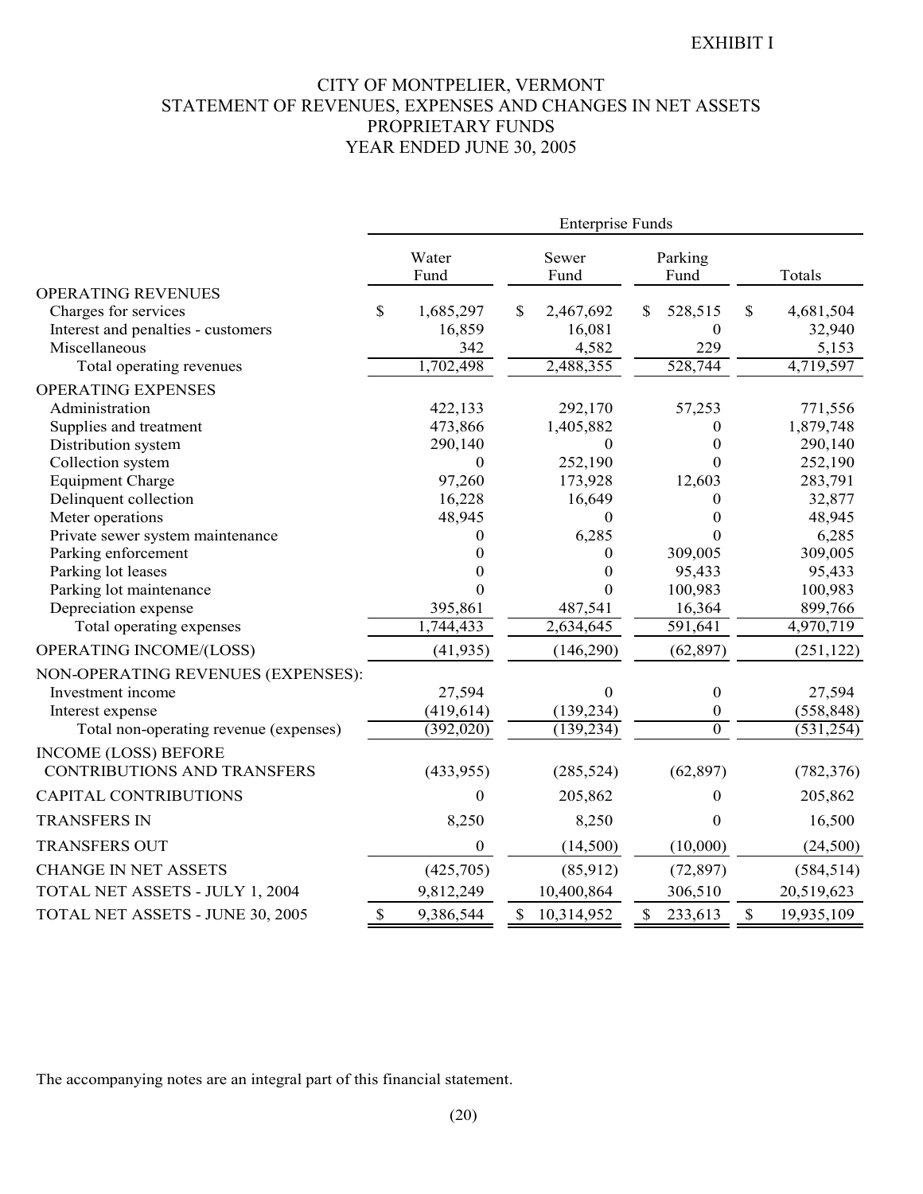EXHIBIT I

# CITY OF MONTPELIER, VERMONT
## STATEMENT OF REVENUES, EXPENSES AND CHANGES IN NET ASSETS
## PROPRIETARY FUNDS
## YEAR ENDED JUNE 30, 2005

| | Enterprise Funds | | | |
|---|---|---|---|---|
| | Water Fund | Sewer Fund | Parking Fund | Totals |
| OPERATING REVENUES | | | | |
| Charges for services | $ 1,685,297 | $ 2,467,692 | $ 528,515 | $ 4,681,504 |
| Interest and penalties - customers | 16,859 | 16,081 | 0 | 32,940 |
| Miscellaneous | 342 | 4,582 | 229 | 5,153 |
| Total operating revenues | 1,702,498 | 2,488,355 | 528,744 | 4,719,597 |
| OPERATING EXPENSES | | | | |
| Administration | 422,133 | 292,170 | 57,253 | 771,556 |
| Supplies and treatment | 473,866 | 1,405,882 | 0 | 1,879,748 |
| Distribution system | 290,140 | 0 | 0 | 290,140 |
| Collection system | 0 | 252,190 | 0 | 252,190 |
| Equipment Charge | 97,260 | 173,928 | 12,603 | 283,791 |
| Delinquent collection | 16,228 | 16,649 | 0 | 32,877 |
| Meter operations | 48,945 | 0 | 0 | 48,945 |
| Private sewer system maintenance | 0 | 6,285 | 0 | 6,285 |
| Parking enforcement | 0 | 0 | 309,005 | 309,005 |
| Parking lot leases | 0 | 0 | 95,433 | 95,433 |
| Parking lot maintenance | 0 | 0 | 100,983 | 100,983 |
| Depreciation expense | 395,861 | 487,541 | 16,364 | 899,766 |
| Total operating expenses | 1,744,433 | 2,634,645 | 591,641 | 4,970,719 |
| OPERATING INCOME/(LOSS) | (41,935) | (146,290) | (62,897) | (251,122) |
| NON-OPERATING REVENUES (EXPENSES): | | | | |
| Investment income | 27,594 | 0 | 0 | 27,594 |
| Interest expense | (419,614) | (139,234) | 0 | (558,848) |
| Total non-operating revenue (expenses) | (392,020) | (139,234) | 0 | (531,254) |
| INCOME (LOSS) BEFORE CONTRIBUTIONS AND TRANSFERS | (433,955) | (285,524) | (62,897) | (782,376) |
| CAPITAL CONTRIBUTIONS | 0 | 205,862 | 0 | 205,862 |
| TRANSFERS IN | 8,250 | 8,250 | 0 | 16,500 |
| TRANSFERS OUT | 0 | (14,500) | (10,000) | (24,500) |
| CHANGE IN NET ASSETS | (425,705) | (85,912) | (72,897) | (584,514) |
| TOTAL NET ASSETS - JULY 1, 2004 | 9,812,249 | 10,400,864 | 306,510 | 20,519,623 |
| TOTAL NET ASSETS - JUNE 30, 2005 | $ 9,386,544 | $ 10,314,952 | $ 233,613 | $ 19,935,109 |

The accompanying notes are an integral part of this financial statement.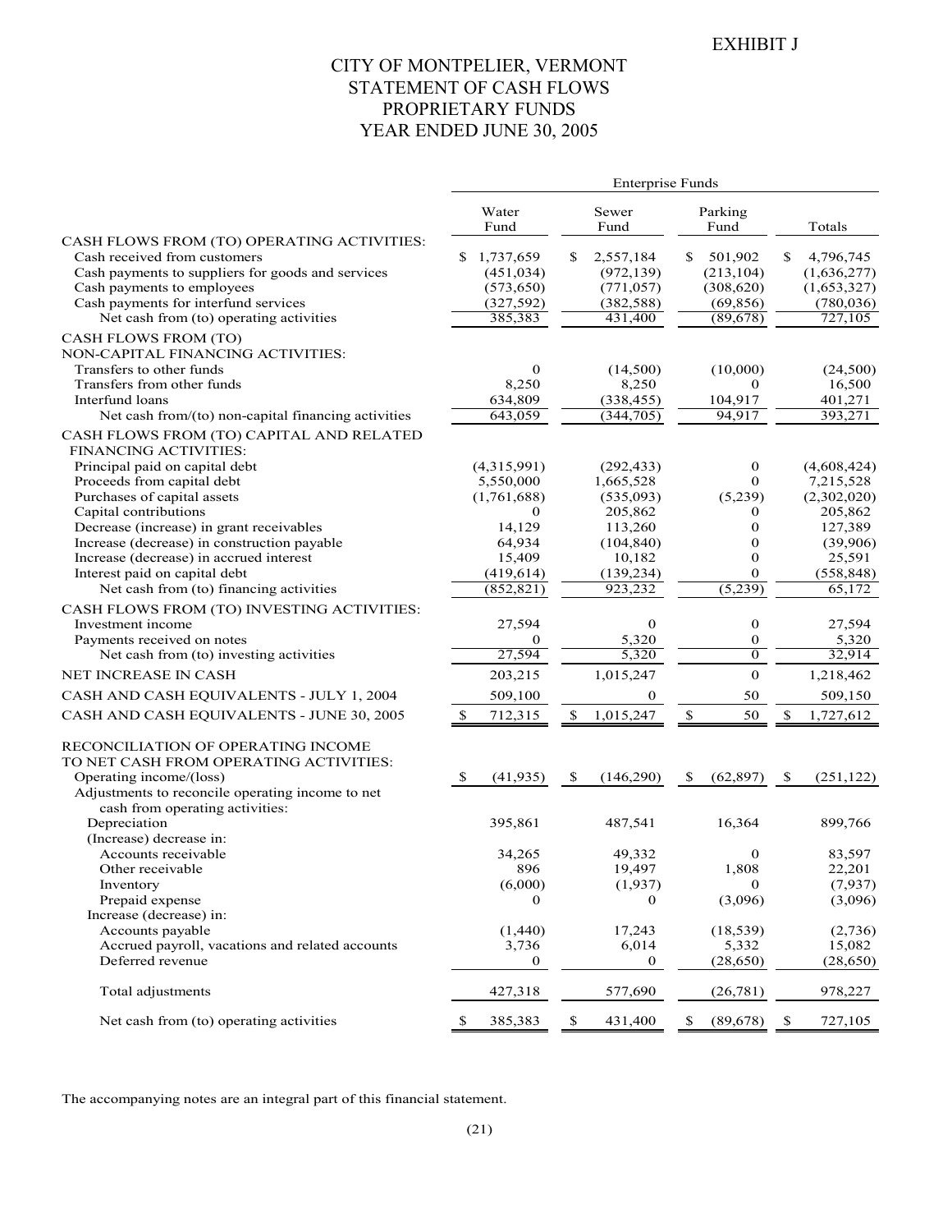EXHIBIT J

# CITY OF MONTPELIER, VERMONT
## STATEMENT OF CASH FLOWS
## PROPRIETARY FUNDS
## YEAR ENDED JUNE 30, 2005

| | Enterprise Funds | | | |
|---|---|---|---|---|
| | Water Fund | Sewer Fund | Parking Fund | Totals |
| CASH FLOWS FROM (TO) OPERATING ACTIVITIES: | | | | |
| Cash received from customers | $ 1,737,659 | $ 2,557,184 | $ 501,902 | $ 4,796,745 |
| Cash payments to suppliers for goods and services | (451,034) | (972,139) | (213,104) | (1,636,277) |
| Cash payments to employees | (573,650) | (771,057) | (308,620) | (1,653,327) |
| Cash payments for interfund services | (327,592) | (382,588) | (69,856) | (780,036) |
| Net cash from (to) operating activities | 385,383 | 431,400 | (89,678) | 727,105 |
| CASH FLOWS FROM (TO) NON-CAPITAL FINANCING ACTIVITIES: | | | | |
| Transfers to other funds | 0 | (14,500) | (10,000) | (24,500) |
| Transfers from other funds | 8,250 | 8,250 | 0 | 16,500 |
| Interfund loans | 634,809 | (338,455) | 104,917 | 401,271 |
| Net cash from/(to) non-capital financing activities | 643,059 | (344,705) | 94,917 | 393,271 |
| CASH FLOWS FROM (TO) CAPITAL AND RELATED FINANCING ACTIVITIES: | | | | |
| Principal paid on capital debt | (4,315,991) | (292,433) | 0 | (4,608,424) |
| Proceeds from capital debt | 5,550,000 | 1,665,528 | 0 | 7,215,528 |
| Purchases of capital assets | (1,761,688) | (535,093) | (5,239) | (2,302,020) |
| Capital contributions | 0 | 205,862 | 0 | 205,862 |
| Decrease (increase) in grant receivables | 14,129 | 113,260 | 0 | 127,389 |
| Increase (decrease) in construction payable | 64,934 | (104,840) | 0 | (39,906) |
| Increase (decrease) in accrued interest | 15,409 | 10,182 | 0 | 25,591 |
| Interest paid on capital debt | (419,614) | (139,234) | 0 | (558,848) |
| Net cash from (to) financing activities | (852,821) | 923,232 | (5,239) | 65,172 |
| CASH FLOWS FROM (TO) INVESTING ACTIVITIES: | | | | |
| Investment income | 27,594 | 0 | 0 | 27,594 |
| Payments received on notes | 0 | 5,320 | 0 | 5,320 |
| Net cash from (to) investing activities | 27,594 | 5,320 | 0 | 32,914 |
| NET INCREASE IN CASH | 203,215 | 1,015,247 | 0 | 1,218,462 |
| CASH AND CASH EQUIVALENTS - JULY 1, 2004 | 509,100 | 0 | 50 | 509,150 |
| CASH AND CASH EQUIVALENTS - JUNE 30, 2005 | $ 712,315 | $ 1,015,247 | $ 50 | $ 1,727,612 |
| RECONCILIATION OF OPERATING INCOME TO NET CASH FROM OPERATING ACTIVITIES: | | | | |
| Operating income/(loss) | $ (41,935) | $ (146,290) | $ (62,897) | $ (251,122) |
| Adjustments to reconcile operating income to net cash from operating activities: | | | | |
| Depreciation | 395,861 | 487,541 | 16,364 | 899,766 |
| (Increase) decrease in: | | | | |
| Accounts receivable | 34,265 | 49,332 | 0 | 83,597 |
| Other receivable | 896 | 19,497 | 1,808 | 22,201 |
| Inventory | (6,000) | (1,937) | 0 | (7,937) |
| Prepaid expense | 0 | 0 | (3,096) | (3,096) |
| Increase (decrease) in: | | | | |
| Accounts payable | (1,440) | 17,243 | (18,539) | (2,736) |
| Accrued payroll, vacations and related accounts | 3,736 | 6,014 | 5,332 | 15,082 |
| Deferred revenue | 0 | 0 | (28,650) | (28,650) |
| Total adjustments | 427,318 | 577,690 | (26,781) | 978,227 |
| Net cash from (to) operating activities | $ 385,383 | $ 431,400 | $ (89,678) | $ 727,105 |

The accompanying notes are an integral part of this financial statement.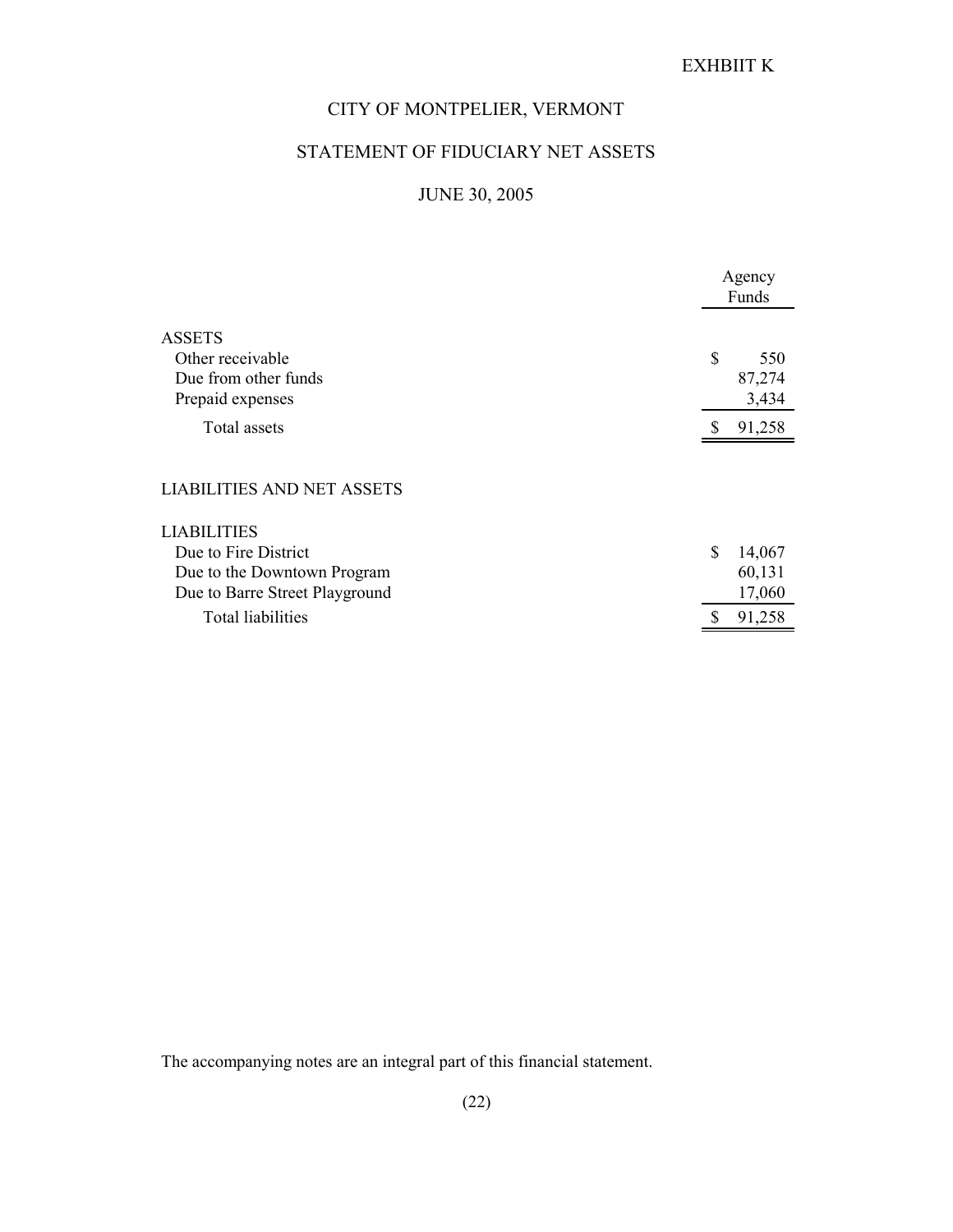EXHBIIT K

# CITY OF MONTPELIER, VERMONT

## STATEMENT OF FIDUCIARY NET ASSETS

## JUNE 30, 2005

| | Agency Funds |
|---|---|
| **ASSETS** | |
| Other receivable | $ 550 |
| Due from other funds | 87,274 |
| Prepaid expenses | 3,434 |
| Total assets | $ 91,258 |
| | |
| **LIABILITIES AND NET ASSETS** | |
| | |
| **LIABILITIES** | |
| Due to Fire District | $ 14,067 |
| Due to the Downtown Program | 60,131 |
| Due to Barre Street Playground | 17,060 |
| Total liabilities | $ 91,258 |

The accompanying notes are an integral part of this financial statement.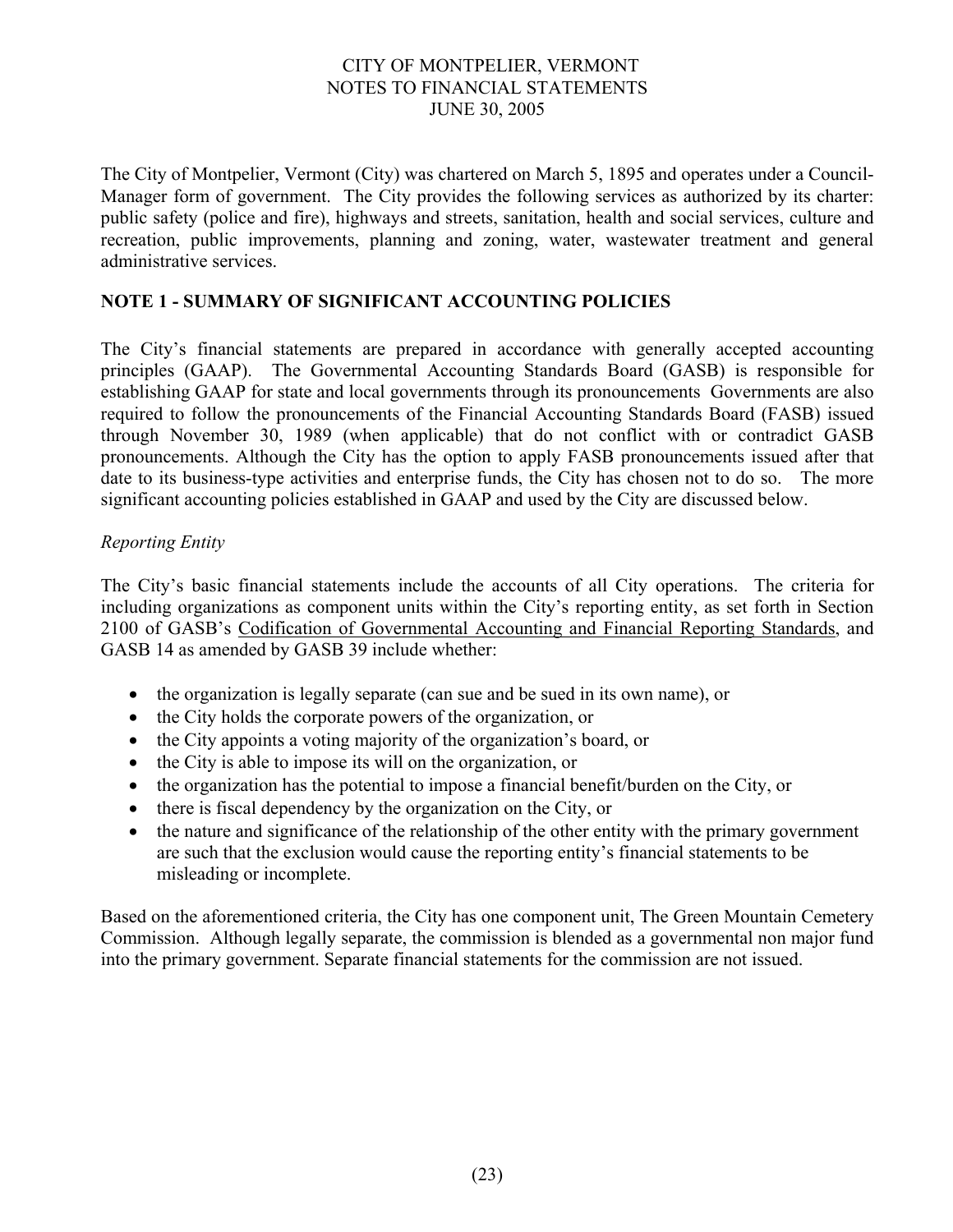The City of Montpelier, Vermont (City) was chartered on March 5, 1895 and operates under a Council-Manager form of government. The City provides the following services as authorized by its charter: public safety (police and fire), highways and streets, sanitation, health and social services, culture and recreation, public improvements, planning and zoning, water, wastewater treatment and general administrative services.

## NOTE 1 - SUMMARY OF SIGNIFICANT ACCOUNTING POLICIES

The City's financial statements are prepared in accordance with generally accepted accounting principles (GAAP). The Governmental Accounting Standards Board (GASB) is responsible for establishing GAAP for state and local governments through its pronouncements Governments are also required to follow the pronouncements of the Financial Accounting Standards Board (FASB) issued through November 30, 1989 (when applicable) that do not conflict with or contradict GASB pronouncements. Although the City has the option to apply FASB pronouncements issued after that date to its business-type activities and enterprise funds, the City has chosen not to do so. The more significant accounting policies established in GAAP and used by the City are discussed below.

*Reporting Entity*

The City's basic financial statements include the accounts of all City operations. The criteria for including organizations as component units within the City's reporting entity, as set forth in Section 2100 of GASB's Codification of Governmental Accounting and Financial Reporting Standards, and GASB 14 as amended by GASB 39 include whether:

- the organization is legally separate (can sue and be sued in its own name), or
- the City holds the corporate powers of the organization, or
- the City appoints a voting majority of the organization's board, or
- the City is able to impose its will on the organization, or
- the organization has the potential to impose a financial benefit/burden on the City, or
- there is fiscal dependency by the organization on the City, or
- the nature and significance of the relationship of the other entity with the primary government are such that the exclusion would cause the reporting entity's financial statements to be misleading or incomplete.

Based on the aforementioned criteria, the City has one component unit, The Green Mountain Cemetery Commission. Although legally separate, the commission is blended as a governmental non major fund into the primary government. Separate financial statements for the commission are not issued.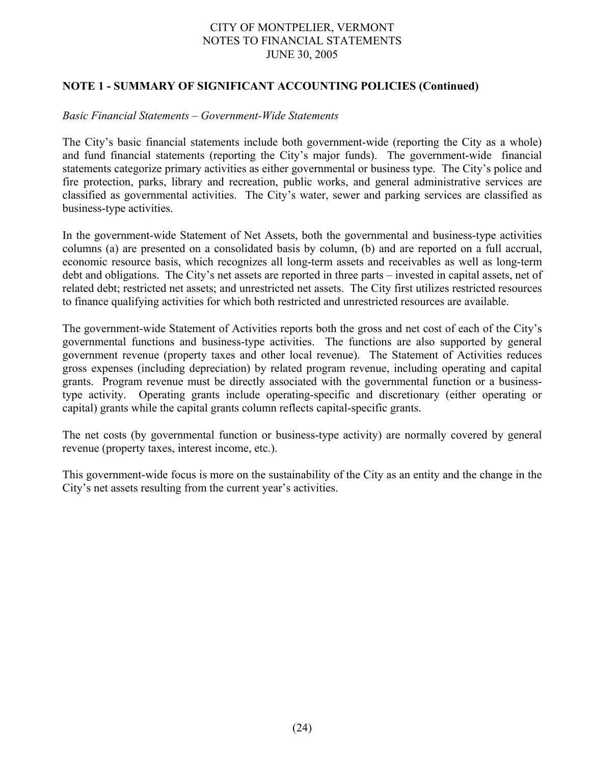## NOTE 1 - SUMMARY OF SIGNIFICANT ACCOUNTING POLICIES (Continued)

*Basic Financial Statements – Government-Wide Statements*

The City's basic financial statements include both government-wide (reporting the City as a whole) and fund financial statements (reporting the City's major funds). The government-wide financial statements categorize primary activities as either governmental or business type. The City's police and fire protection, parks, library and recreation, public works, and general administrative services are classified as governmental activities. The City's water, sewer and parking services are classified as business-type activities.

In the government-wide Statement of Net Assets, both the governmental and business-type activities columns (a) are presented on a consolidated basis by column, (b) and are reported on a full accrual, economic resource basis, which recognizes all long-term assets and receivables as well as long-term debt and obligations. The City's net assets are reported in three parts – invested in capital assets, net of related debt; restricted net assets; and unrestricted net assets. The City first utilizes restricted resources to finance qualifying activities for which both restricted and unrestricted resources are available.

The government-wide Statement of Activities reports both the gross and net cost of each of the City's governmental functions and business-type activities. The functions are also supported by general government revenue (property taxes and other local revenue). The Statement of Activities reduces gross expenses (including depreciation) by related program revenue, including operating and capital grants. Program revenue must be directly associated with the governmental function or a business-type activity. Operating grants include operating-specific and discretionary (either operating or capital) grants while the capital grants column reflects capital-specific grants.

The net costs (by governmental function or business-type activity) are normally covered by general revenue (property taxes, interest income, etc.).

This government-wide focus is more on the sustainability of the City as an entity and the change in the City's net assets resulting from the current year's activities.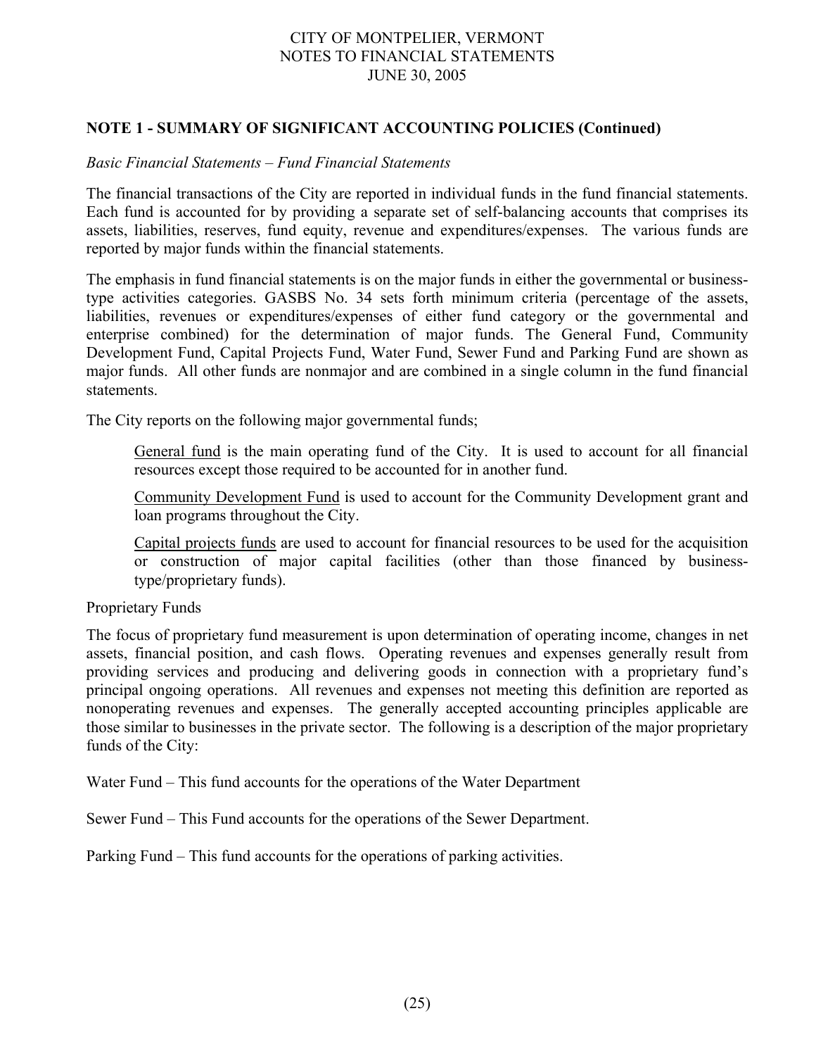## NOTE 1 - SUMMARY OF SIGNIFICANT ACCOUNTING POLICIES (Continued)

*Basic Financial Statements – Fund Financial Statements*

The financial transactions of the City are reported in individual funds in the fund financial statements. Each fund is accounted for by providing a separate set of self-balancing accounts that comprises its assets, liabilities, reserves, fund equity, revenue and expenditures/expenses. The various funds are reported by major funds within the financial statements.

The emphasis in fund financial statements is on the major funds in either the governmental or business-type activities categories. GASBS No. 34 sets forth minimum criteria (percentage of the assets, liabilities, revenues or expenditures/expenses of either fund category or the governmental and enterprise combined) for the determination of major funds. The General Fund, Community Development Fund, Capital Projects Fund, Water Fund, Sewer Fund and Parking Fund are shown as major funds. All other funds are nonmajor and are combined in a single column in the fund financial statements.

The City reports on the following major governmental funds;

> General fund is the main operating fund of the City. It is used to account for all financial resources except those required to be accounted for in another fund.
>
> Community Development Fund is used to account for the Community Development grant and loan programs throughout the City.
>
> Capital projects funds are used to account for financial resources to be used for the acquisition or construction of major capital facilities (other than those financed by business-type/proprietary funds).

Proprietary Funds

The focus of proprietary fund measurement is upon determination of operating income, changes in net assets, financial position, and cash flows. Operating revenues and expenses generally result from providing services and producing and delivering goods in connection with a proprietary fund's principal ongoing operations. All revenues and expenses not meeting this definition are reported as nonoperating revenues and expenses. The generally accepted accounting principles applicable are those similar to businesses in the private sector. The following is a description of the major proprietary funds of the City:

Water Fund – This fund accounts for the operations of the Water Department

Sewer Fund – This Fund accounts for the operations of the Sewer Department.

Parking Fund – This fund accounts for the operations of parking activities.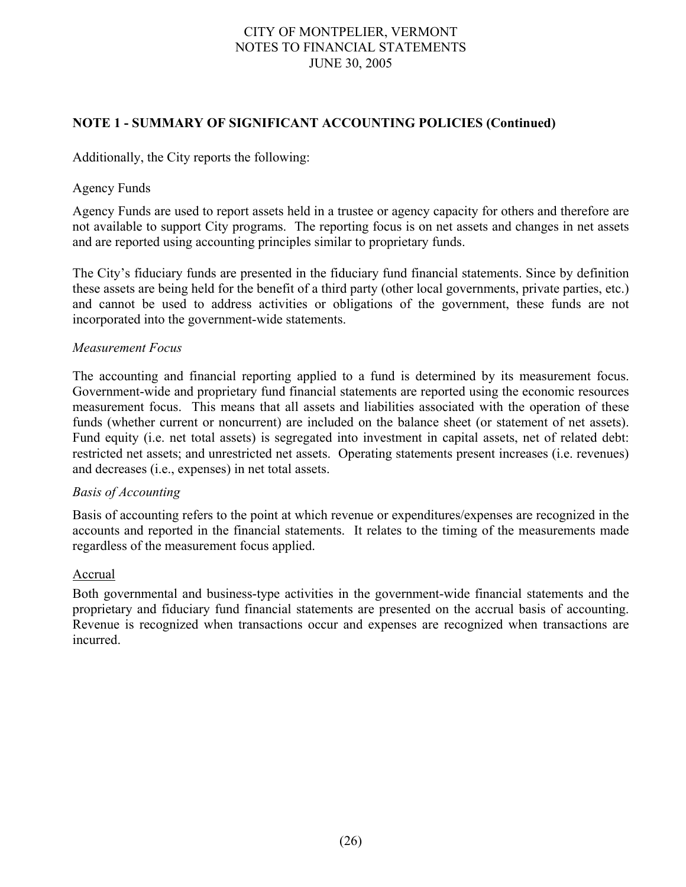## NOTE 1 - SUMMARY OF SIGNIFICANT ACCOUNTING POLICIES (Continued)

Additionally, the City reports the following:

Agency Funds

Agency Funds are used to report assets held in a trustee or agency capacity for others and therefore are not available to support City programs. The reporting focus is on net assets and changes in net assets and are reported using accounting principles similar to proprietary funds.

The City's fiduciary funds are presented in the fiduciary fund financial statements. Since by definition these assets are being held for the benefit of a third party (other local governments, private parties, etc.) and cannot be used to address activities or obligations of the government, these funds are not incorporated into the government-wide statements.

*Measurement Focus*

The accounting and financial reporting applied to a fund is determined by its measurement focus. Government-wide and proprietary fund financial statements are reported using the economic resources measurement focus. This means that all assets and liabilities associated with the operation of these funds (whether current or noncurrent) are included on the balance sheet (or statement of net assets). Fund equity (i.e. net total assets) is segregated into investment in capital assets, net of related debt: restricted net assets; and unrestricted net assets. Operating statements present increases (i.e. revenues) and decreases (i.e., expenses) in net total assets.

*Basis of Accounting*

Basis of accounting refers to the point at which revenue or expenditures/expenses are recognized in the accounts and reported in the financial statements. It relates to the timing of the measurements made regardless of the measurement focus applied.

Accrual

Both governmental and business-type activities in the government-wide financial statements and the proprietary and fiduciary fund financial statements are presented on the accrual basis of accounting. Revenue is recognized when transactions occur and expenses are recognized when transactions are incurred.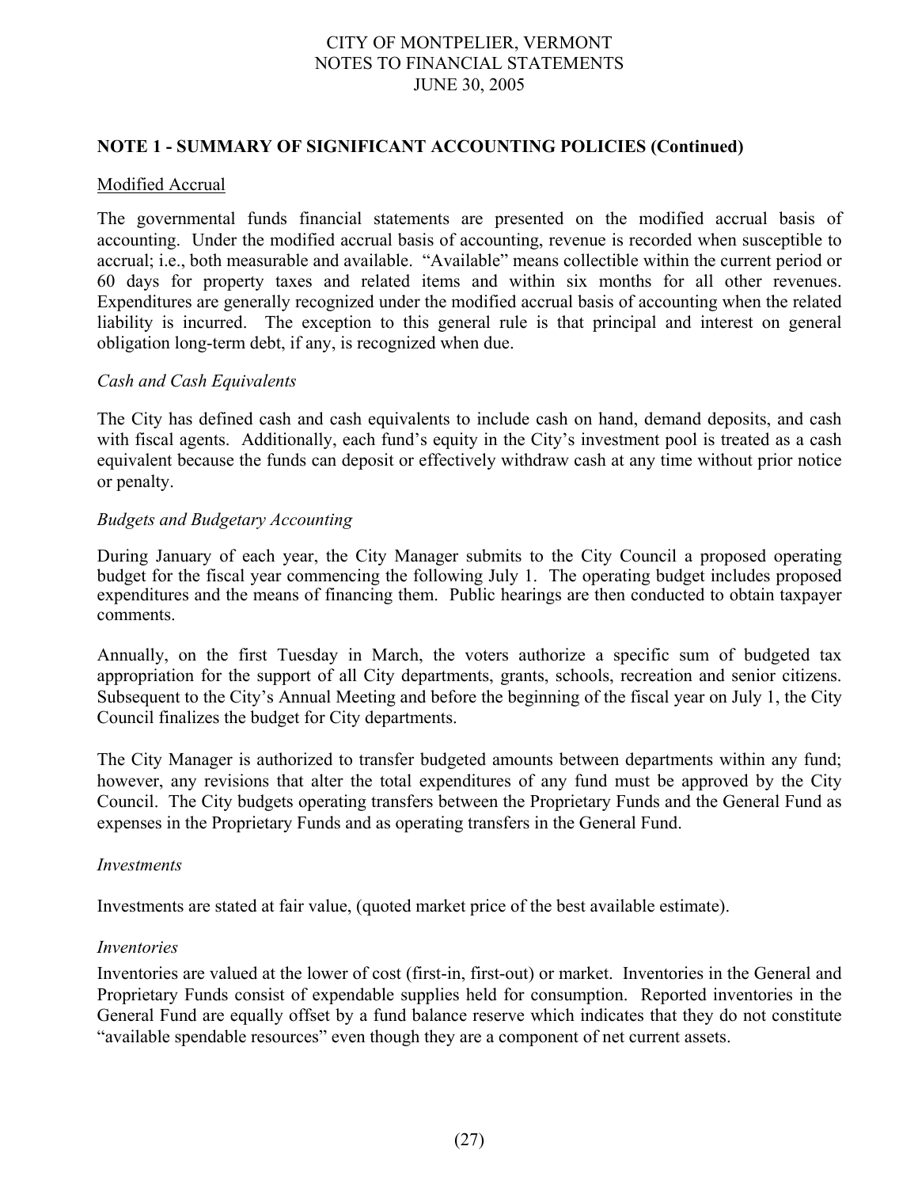## NOTE 1 - SUMMARY OF SIGNIFICANT ACCOUNTING POLICIES (Continued)

Modified Accrual

The governmental funds financial statements are presented on the modified accrual basis of accounting. Under the modified accrual basis of accounting, revenue is recorded when susceptible to accrual; i.e., both measurable and available. "Available" means collectible within the current period or 60 days for property taxes and related items and within six months for all other revenues. Expenditures are generally recognized under the modified accrual basis of accounting when the related liability is incurred. The exception to this general rule is that principal and interest on general obligation long-term debt, if any, is recognized when due.

*Cash and Cash Equivalents*

The City has defined cash and cash equivalents to include cash on hand, demand deposits, and cash with fiscal agents. Additionally, each fund's equity in the City's investment pool is treated as a cash equivalent because the funds can deposit or effectively withdraw cash at any time without prior notice or penalty.

*Budgets and Budgetary Accounting*

During January of each year, the City Manager submits to the City Council a proposed operating budget for the fiscal year commencing the following July 1. The operating budget includes proposed expenditures and the means of financing them. Public hearings are then conducted to obtain taxpayer comments.

Annually, on the first Tuesday in March, the voters authorize a specific sum of budgeted tax appropriation for the support of all City departments, grants, schools, recreation and senior citizens. Subsequent to the City's Annual Meeting and before the beginning of the fiscal year on July 1, the City Council finalizes the budget for City departments.

The City Manager is authorized to transfer budgeted amounts between departments within any fund; however, any revisions that alter the total expenditures of any fund must be approved by the City Council. The City budgets operating transfers between the Proprietary Funds and the General Fund as expenses in the Proprietary Funds and as operating transfers in the General Fund.

*Investments*

Investments are stated at fair value, (quoted market price of the best available estimate).

*Inventories*

Inventories are valued at the lower of cost (first-in, first-out) or market. Inventories in the General and Proprietary Funds consist of expendable supplies held for consumption. Reported inventories in the General Fund are equally offset by a fund balance reserve which indicates that they do not constitute "available spendable resources" even though they are a component of net current assets.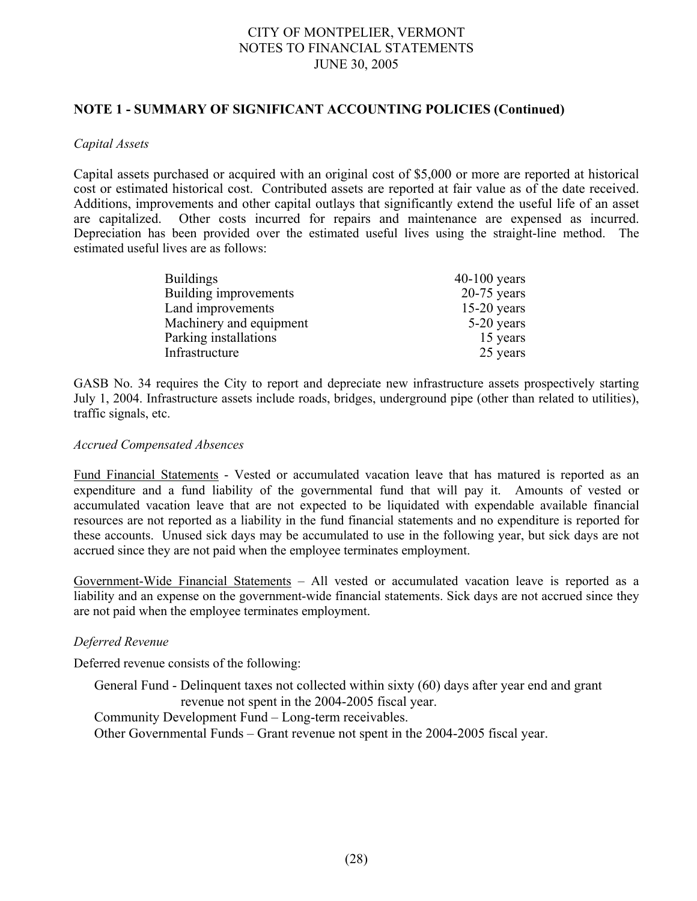## NOTE 1 - SUMMARY OF SIGNIFICANT ACCOUNTING POLICIES (Continued)

*Capital Assets*

Capital assets purchased or acquired with an original cost of $5,000 or more are reported at historical cost or estimated historical cost. Contributed assets are reported at fair value as of the date received. Additions, improvements and other capital outlays that significantly extend the useful life of an asset are capitalized. Other costs incurred for repairs and maintenance are expensed as incurred. Depreciation has been provided over the estimated useful lives using the straight-line method. The estimated useful lives are as follows:

| | |
|---|---|
| Buildings | 40-100 years |
| Building improvements | 20-75 years |
| Land improvements | 15-20 years |
| Machinery and equipment | 5-20 years |
| Parking installations | 15 years |
| Infrastructure | 25 years |

GASB No. 34 requires the City to report and depreciate new infrastructure assets prospectively starting July 1, 2004. Infrastructure assets include roads, bridges, underground pipe (other than related to utilities), traffic signals, etc.

*Accrued Compensated Absences*

Fund Financial Statements - Vested or accumulated vacation leave that has matured is reported as an expenditure and a fund liability of the governmental fund that will pay it. Amounts of vested or accumulated vacation leave that are not expected to be liquidated with expendable available financial resources are not reported as a liability in the fund financial statements and no expenditure is reported for these accounts. Unused sick days may be accumulated to use in the following year, but sick days are not accrued since they are not paid when the employee terminates employment.

Government-Wide Financial Statements – All vested or accumulated vacation leave is reported as a liability and an expense on the government-wide financial statements. Sick days are not accrued since they are not paid when the employee terminates employment.

*Deferred Revenue*

Deferred revenue consists of the following:

General Fund - Delinquent taxes not collected within sixty (60) days after year end and grant revenue not spent in the 2004-2005 fiscal year.
Community Development Fund – Long-term receivables.
Other Governmental Funds – Grant revenue not spent in the 2004-2005 fiscal year.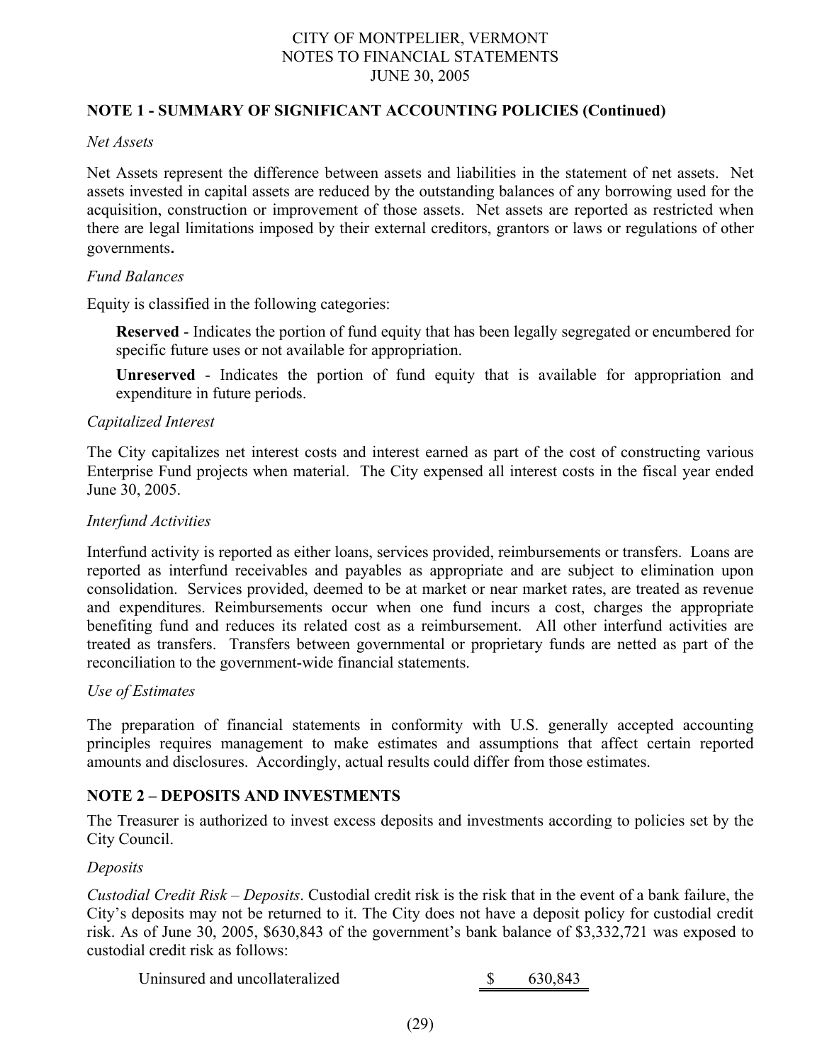## NOTE 1 - SUMMARY OF SIGNIFICANT ACCOUNTING POLICIES (Continued)

*Net Assets*

Net Assets represent the difference between assets and liabilities in the statement of net assets. Net assets invested in capital assets are reduced by the outstanding balances of any borrowing used for the acquisition, construction or improvement of those assets. Net assets are reported as restricted when there are legal limitations imposed by their external creditors, grantors or laws or regulations of other governments**.**

*Fund Balances*

Equity is classified in the following categories:

**Reserved** - Indicates the portion of fund equity that has been legally segregated or encumbered for specific future uses or not available for appropriation.

**Unreserved** - Indicates the portion of fund equity that is available for appropriation and expenditure in future periods.

*Capitalized Interest*

The City capitalizes net interest costs and interest earned as part of the cost of constructing various Enterprise Fund projects when material. The City expensed all interest costs in the fiscal year ended June 30, 2005.

*Interfund Activities*

Interfund activity is reported as either loans, services provided, reimbursements or transfers. Loans are reported as interfund receivables and payables as appropriate and are subject to elimination upon consolidation. Services provided, deemed to be at market or near market rates, are treated as revenue and expenditures. Reimbursements occur when one fund incurs a cost, charges the appropriate benefiting fund and reduces its related cost as a reimbursement. All other interfund activities are treated as transfers. Transfers between governmental or proprietary funds are netted as part of the reconciliation to the government-wide financial statements.

*Use of Estimates*

The preparation of financial statements in conformity with U.S. generally accepted accounting principles requires management to make estimates and assumptions that affect certain reported amounts and disclosures. Accordingly, actual results could differ from those estimates.

## NOTE 2 – DEPOSITS AND INVESTMENTS

The Treasurer is authorized to invest excess deposits and investments according to policies set by the City Council.

*Deposits*

*Custodial Credit Risk – Deposits*. Custodial credit risk is the risk that in the event of a bank failure, the City's deposits may not be returned to it. The City does not have a deposit policy for custodial credit risk. As of June 30, 2005, $630,843 of the government's bank balance of $3,332,721 was exposed to custodial credit risk as follows:

| | |
|---|---|
| Uninsured and uncollateralized | $ 630,843 |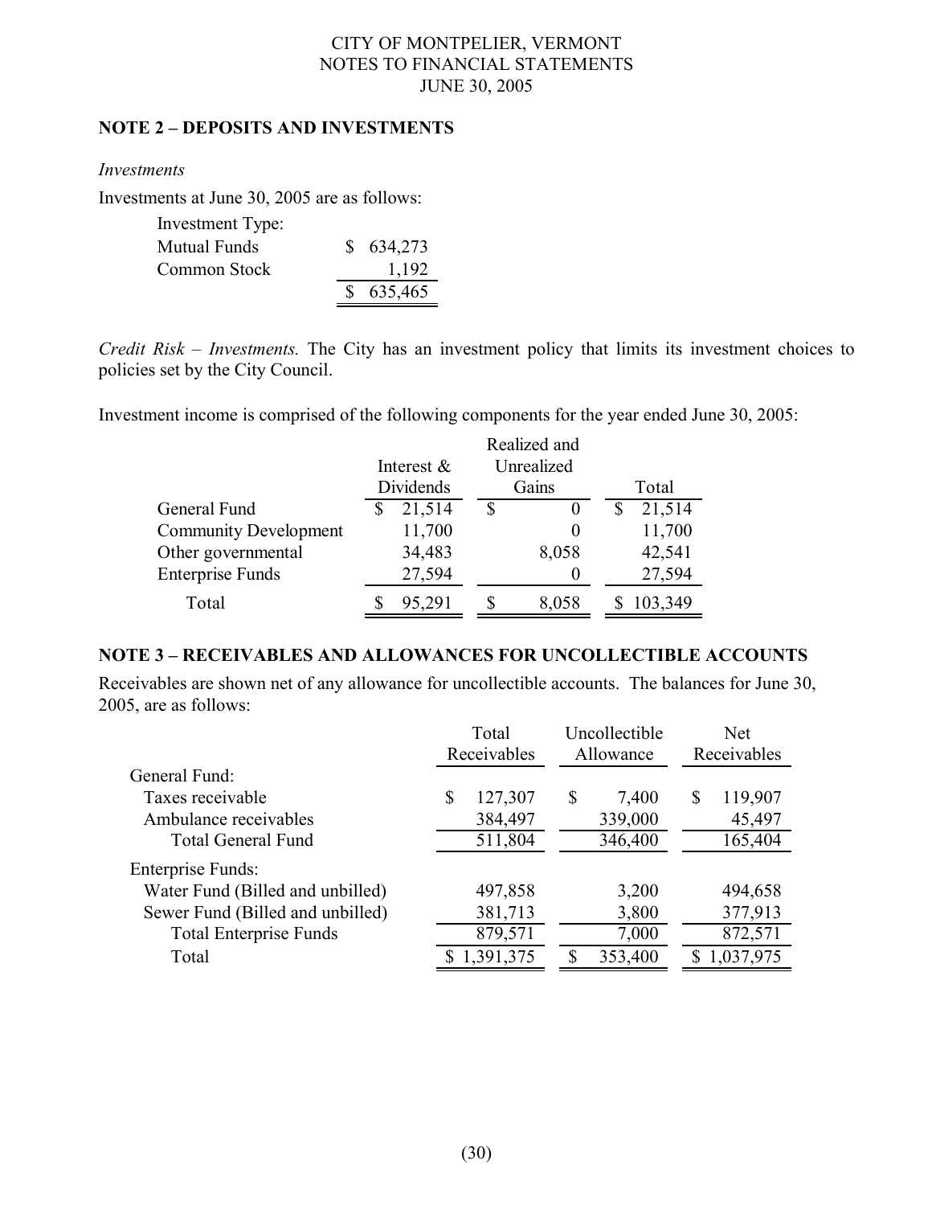CITY OF MONTPELIER, VERMONT
NOTES TO FINANCIAL STATEMENTS
JUNE 30, 2005

## NOTE 2 – DEPOSITS AND INVESTMENTS

*Investments*

Investments at June 30, 2005 are as follows:

| Investment Type: | |
|---|---|
| Mutual Funds | $ 634,273 |
| Common Stock | 1,192 |
| | $ 635,465 |

*Credit Risk – Investments.* The City has an investment policy that limits its investment choices to policies set by the City Council.

Investment income is comprised of the following components for the year ended June 30, 2005:

| | Interest & Dividends | Realized and Unrealized Gains | Total |
|---|---|---|---|
| General Fund | $ 21,514 | $ 0 | $ 21,514 |
| Community Development | 11,700 | 0 | 11,700 |
| Other governmental | 34,483 | 8,058 | 42,541 |
| Enterprise Funds | 27,594 | 0 | 27,594 |
| Total | $ 95,291 | $ 8,058 | $ 103,349 |

## NOTE 3 – RECEIVABLES AND ALLOWANCES FOR UNCOLLECTIBLE ACCOUNTS

Receivables are shown net of any allowance for uncollectible accounts. The balances for June 30, 2005, are as follows:

| | Total Receivables | Uncollectible Allowance | Net Receivables |
|---|---|---|---|
| General Fund: | | | |
| Taxes receivable | $ 127,307 | $ 7,400 | $ 119,907 |
| Ambulance receivables | 384,497 | 339,000 | 45,497 |
| Total General Fund | 511,804 | 346,400 | 165,404 |
| Enterprise Funds: | | | |
| Water Fund (Billed and unbilled) | 497,858 | 3,200 | 494,658 |
| Sewer Fund (Billed and unbilled) | 381,713 | 3,800 | 377,913 |
| Total Enterprise Funds | 879,571 | 7,000 | 872,571 |
| Total | $ 1,391,375 | $ 353,400 | $ 1,037,975 |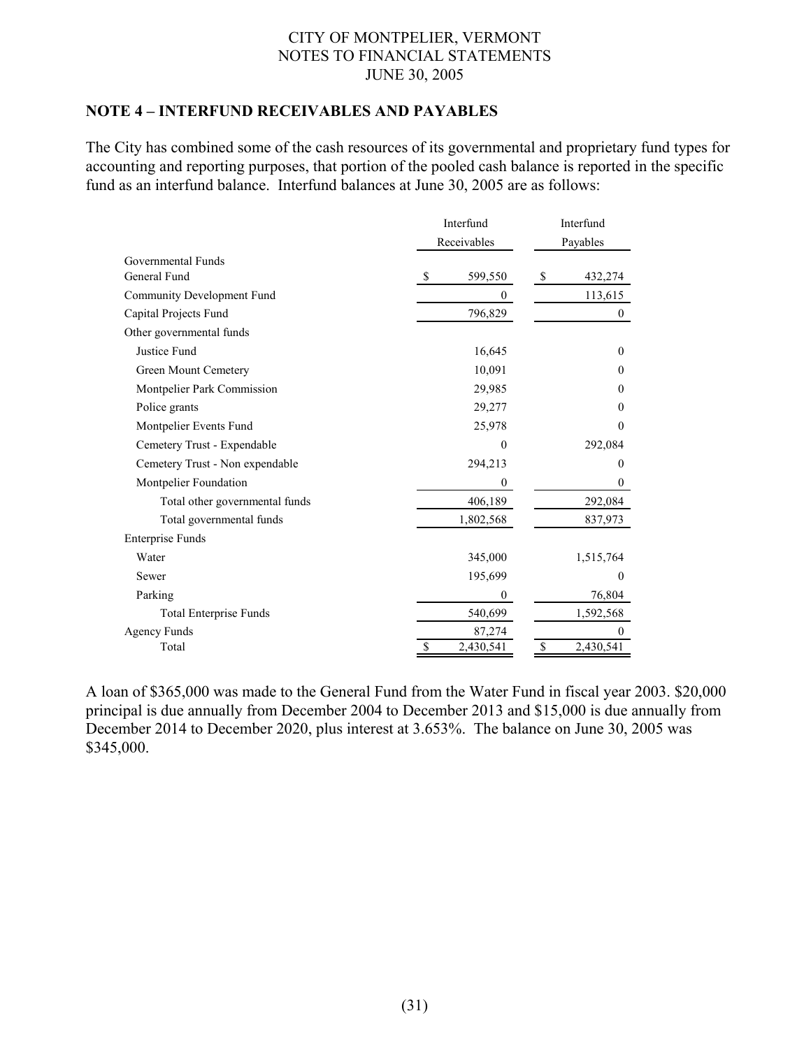CITY OF MONTPELIER, VERMONT
NOTES TO FINANCIAL STATEMENTS
JUNE 30, 2005

## NOTE 4 – INTERFUND RECEIVABLES AND PAYABLES

The City has combined some of the cash resources of its governmental and proprietary fund types for accounting and reporting purposes, that portion of the pooled cash balance is reported in the specific fund as an interfund balance. Interfund balances at June 30, 2005 are as follows:

| | Interfund Receivables | Interfund Payables |
|---|---|---|
| Governmental Funds | | |
| General Fund | $ 599,550 | $ 432,274 |
| Community Development Fund | 0 | 113,615 |
| Capital Projects Fund | 796,829 | 0 |
| Other governmental funds | | |
| Justice Fund | 16,645 | 0 |
| Green Mount Cemetery | 10,091 | 0 |
| Montpelier Park Commission | 29,985 | 0 |
| Police grants | 29,277 | 0 |
| Montpelier Events Fund | 25,978 | 0 |
| Cemetery Trust - Expendable | 0 | 292,084 |
| Cemetery Trust - Non expendable | 294,213 | 0 |
| Montpelier Foundation | 0 | 0 |
| Total other governmental funds | 406,189 | 292,084 |
| Total governmental funds | 1,802,568 | 837,973 |
| Enterprise Funds | | |
| Water | 345,000 | 1,515,764 |
| Sewer | 195,699 | 0 |
| Parking | 0 | 76,804 |
| Total Enterprise Funds | 540,699 | 1,592,568 |
| Agency Funds | 87,274 | 0 |
| Total | $ 2,430,541 | $ 2,430,541 |

A loan of $365,000 was made to the General Fund from the Water Fund in fiscal year 2003. $20,000 principal is due annually from December 2004 to December 2013 and $15,000 is due annually from December 2014 to December 2020, plus interest at 3.653%. The balance on June 30, 2005 was $345,000.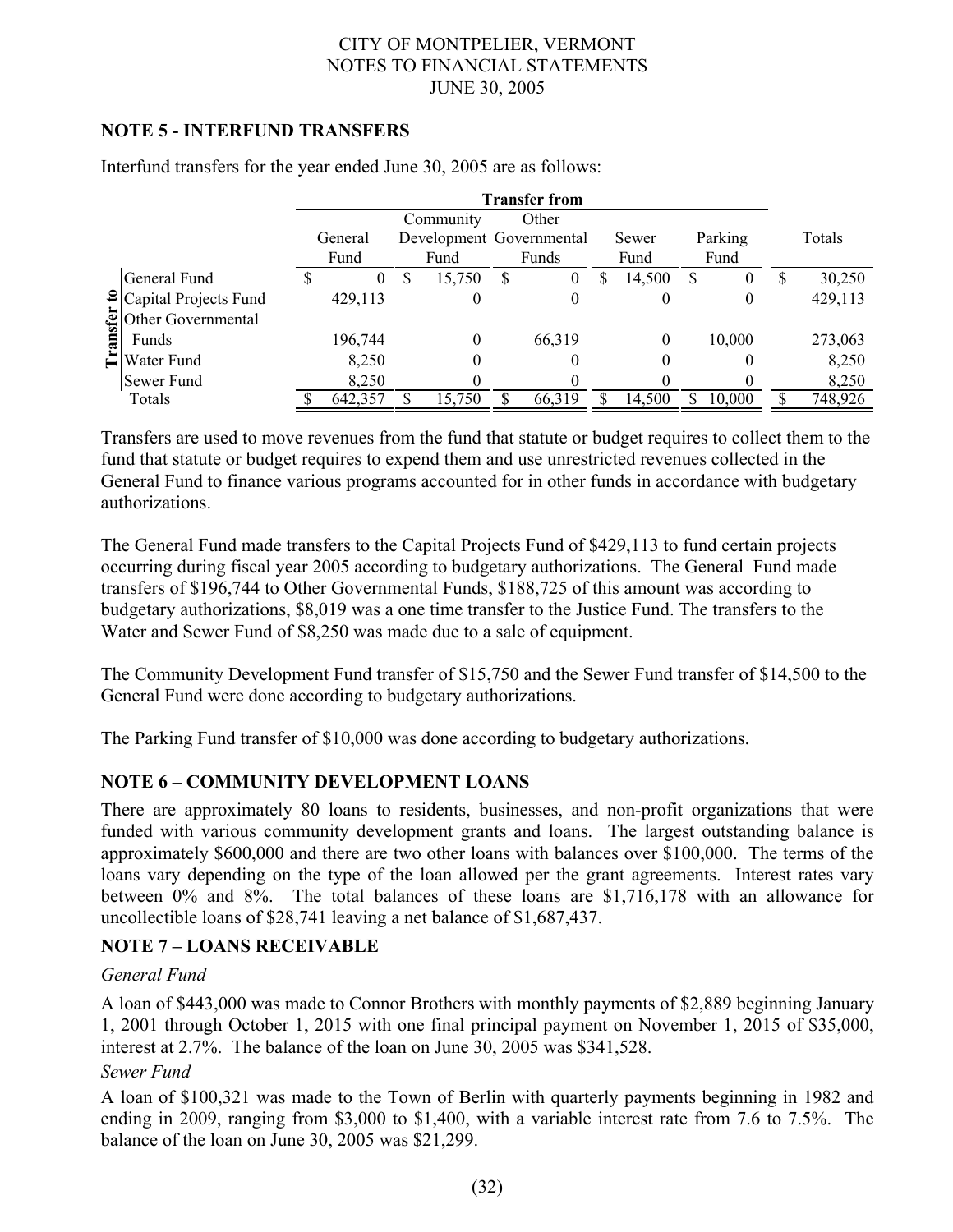## NOTE 5 - INTERFUND TRANSFERS

Interfund transfers for the year ended June 30, 2005 are as follows:

| | Transfer from | | | | | |
|---|---|---|---|---|---|---|
| Transfer to | General Fund | Community Development Fund | Other Governmental Funds | Sewer Fund | Parking Fund | Totals |
| General Fund | $ 0 | $ 15,750 | $ 0 | $ 14,500 | $ 0 | $ 30,250 |
| Capital Projects Fund | 429,113 | 0 | 0 | 0 | 0 | 429,113 |
| Other Governmental Funds | 196,744 | 0 | 66,319 | 0 | 10,000 | 273,063 |
| Water Fund | 8,250 | 0 | 0 | 0 | 0 | 8,250 |
| Sewer Fund | 8,250 | 0 | 0 | 0 | 0 | 8,250 |
| Totals | $ 642,357 | $ 15,750 | $ 66,319 | $ 14,500 | $ 10,000 | $ 748,926 |

Transfers are used to move revenues from the fund that statute or budget requires to collect them to the fund that statute or budget requires to expend them and use unrestricted revenues collected in the General Fund to finance various programs accounted for in other funds in accordance with budgetary authorizations.

The General Fund made transfers to the Capital Projects Fund of $429,113 to fund certain projects occurring during fiscal year 2005 according to budgetary authorizations. The General Fund made transfers of $196,744 to Other Governmental Funds, $188,725 of this amount was according to budgetary authorizations, $8,019 was a one time transfer to the Justice Fund. The transfers to the Water and Sewer Fund of $8,250 was made due to a sale of equipment.

The Community Development Fund transfer of $15,750 and the Sewer Fund transfer of $14,500 to the General Fund were done according to budgetary authorizations.

The Parking Fund transfer of $10,000 was done according to budgetary authorizations.

## NOTE 6 – COMMUNITY DEVELOPMENT LOANS

There are approximately 80 loans to residents, businesses, and non-profit organizations that were funded with various community development grants and loans. The largest outstanding balance is approximately $600,000 and there are two other loans with balances over $100,000. The terms of the loans vary depending on the type of the loan allowed per the grant agreements. Interest rates vary between 0% and 8%. The total balances of these loans are $1,716,178 with an allowance for uncollectible loans of $28,741 leaving a net balance of $1,687,437.

## NOTE 7 – LOANS RECEIVABLE

*General Fund*

A loan of $443,000 was made to Connor Brothers with monthly payments of $2,889 beginning January 1, 2001 through October 1, 2015 with one final principal payment on November 1, 2015 of $35,000, interest at 2.7%. The balance of the loan on June 30, 2005 was $341,528.

*Sewer Fund*

A loan of $100,321 was made to the Town of Berlin with quarterly payments beginning in 1982 and ending in 2009, ranging from $3,000 to $1,400, with a variable interest rate from 7.6 to 7.5%. The balance of the loan on June 30, 2005 was $21,299.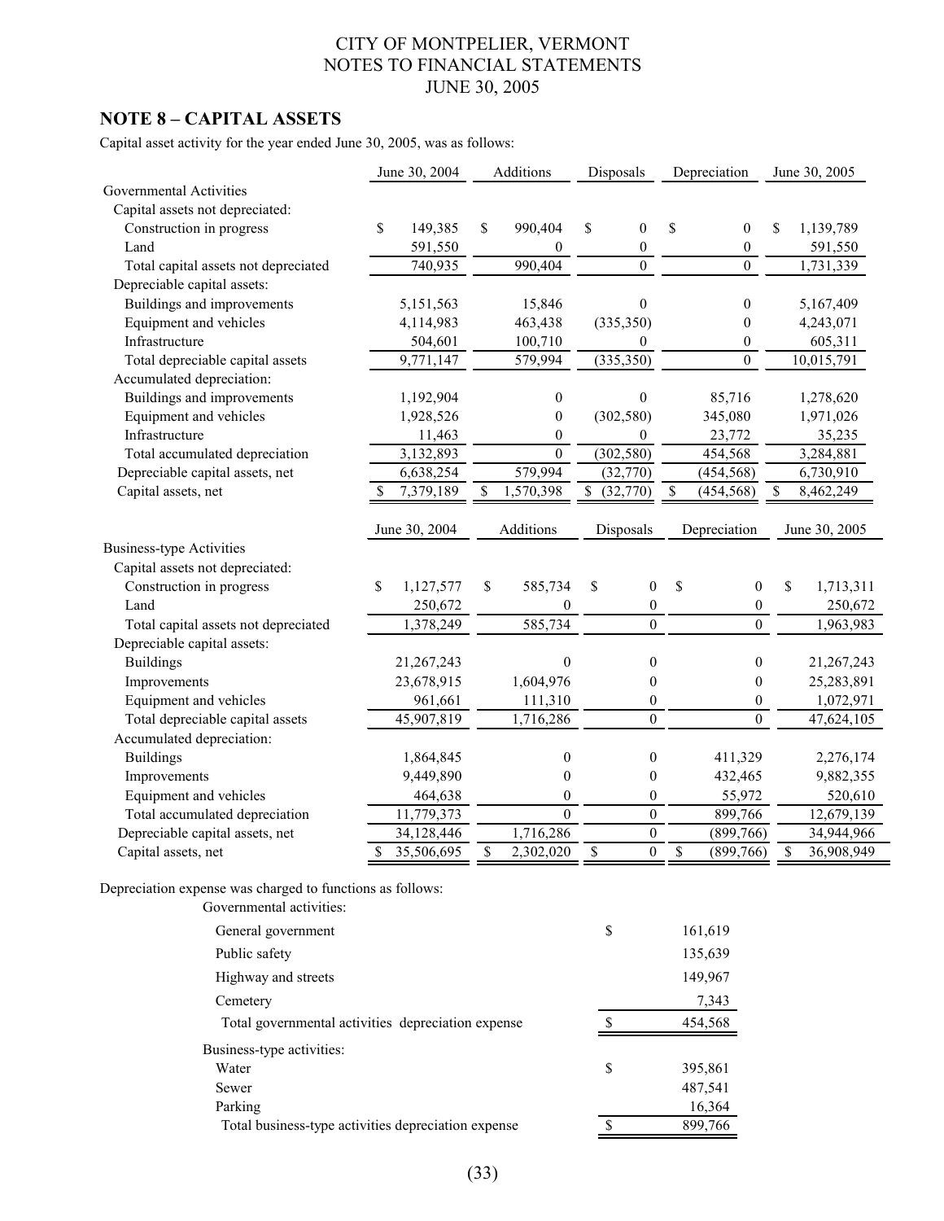CITY OF MONTPELIER, VERMONT
NOTES TO FINANCIAL STATEMENTS
JUNE 30, 2005

## NOTE 8 – CAPITAL ASSETS

Capital asset activity for the year ended June 30, 2005, was as follows:

| | June 30, 2004 | Additions | Disposals | Depreciation | June 30, 2005 |
|---|---|---|---|---|---|
| Governmental Activities | | | | | |
| Capital assets not depreciated: | | | | | |
| Construction in progress | $ 149,385 | $ 990,404 | $ 0 | $ 0 | $ 1,139,789 |
| Land | 591,550 | 0 | 0 | 0 | 591,550 |
| Total capital assets not depreciated | 740,935 | 990,404 | 0 | 0 | 1,731,339 |
| Depreciable capital assets: | | | | | |
| Buildings and improvements | 5,151,563 | 15,846 | 0 | 0 | 5,167,409 |
| Equipment and vehicles | 4,114,983 | 463,438 | (335,350) | 0 | 4,243,071 |
| Infrastructure | 504,601 | 100,710 | 0 | 0 | 605,311 |
| Total depreciable capital assets | 9,771,147 | 579,994 | (335,350) | 0 | 10,015,791 |
| Accumulated depreciation: | | | | | |
| Buildings and improvements | 1,192,904 | 0 | 0 | 85,716 | 1,278,620 |
| Equipment and vehicles | 1,928,526 | 0 | (302,580) | 345,080 | 1,971,026 |
| Infrastructure | 11,463 | 0 | 0 | 23,772 | 35,235 |
| Total accumulated depreciation | 3,132,893 | 0 | (302,580) | 454,568 | 3,284,881 |
| Depreciable capital assets, net | 6,638,254 | 579,994 | (32,770) | (454,568) | 6,730,910 |
| Capital assets, net | $ 7,379,189 | $ 1,570,398 | $ (32,770) | $ (454,568) | $ 8,462,249 |

| | June 30, 2004 | Additions | Disposals | Depreciation | June 30, 2005 |
|---|---|---|---|---|---|
| Business-type Activities | | | | | |
| Capital assets not depreciated: | | | | | |
| Construction in progress | $ 1,127,577 | $ 585,734 | $ 0 | $ 0 | $ 1,713,311 |
| Land | 250,672 | 0 | 0 | 0 | 250,672 |
| Total capital assets not depreciated | 1,378,249 | 585,734 | 0 | 0 | 1,963,983 |
| Depreciable capital assets: | | | | | |
| Buildings | 21,267,243 | 0 | 0 | 0 | 21,267,243 |
| Improvements | 23,678,915 | 1,604,976 | 0 | 0 | 25,283,891 |
| Equipment and vehicles | 961,661 | 111,310 | 0 | 0 | 1,072,971 |
| Total depreciable capital assets | 45,907,819 | 1,716,286 | 0 | 0 | 47,624,105 |
| Accumulated depreciation: | | | | | |
| Buildings | 1,864,845 | 0 | 0 | 411,329 | 2,276,174 |
| Improvements | 9,449,890 | 0 | 0 | 432,465 | 9,882,355 |
| Equipment and vehicles | 464,638 | 0 | 0 | 55,972 | 520,610 |
| Total accumulated depreciation | 11,779,373 | 0 | 0 | 899,766 | 12,679,139 |
| Depreciable capital assets, net | 34,128,446 | 1,716,286 | 0 | (899,766) | 34,944,966 |
| Capital assets, net | $ 35,506,695 | $ 2,302,020 | $ 0 | $ (899,766) | $ 36,908,949 |

Depreciation expense was charged to functions as follows:

| | |
|---|---|
| Governmental activities: | |
| General government | $ 161,619 |
| Public safety | 135,639 |
| Highway and streets | 149,967 |
| Cemetery | 7,343 |
| Total governmental activities depreciation expense | $ 454,568 |
| Business-type activities: | |
| Water | $ 395,861 |
| Sewer | 487,541 |
| Parking | 16,364 |
| Total business-type activities depreciation expense | $ 899,766 |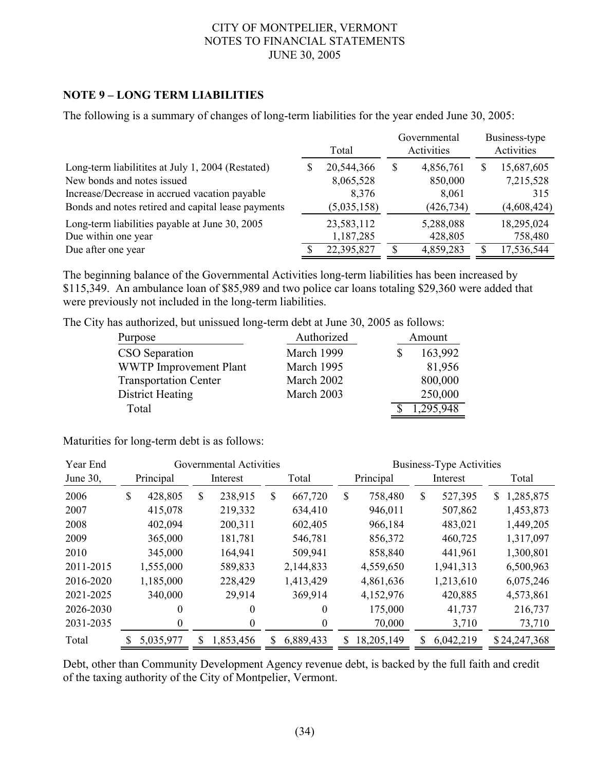CITY OF MONTPELIER, VERMONT
NOTES TO FINANCIAL STATEMENTS
JUNE 30, 2005

## NOTE 9 – LONG TERM LIABILITIES

The following is a summary of changes of long-term liabilities for the year ended June 30, 2005:

| | Total | Governmental Activities | Business-type Activities |
|---|---|---|---|
| Long-term liabilitites at July 1, 2004 (Restated) | $ 20,544,366 | $ 4,856,761 | $ 15,687,605 |
| New bonds and notes issued | 8,065,528 | 850,000 | 7,215,528 |
| Increase/Decrease in accrued vacation payable | 8,376 | 8,061 | 315 |
| Bonds and notes retired and capital lease payments | (5,035,158) | (426,734) | (4,608,424) |
| Long-term liabilities payable at June 30, 2005 | 23,583,112 | 5,288,088 | 18,295,024 |
| Due within one year | 1,187,285 | 428,805 | 758,480 |
| Due after one year | $ 22,395,827 | $ 4,859,283 | $ 17,536,544 |

The beginning balance of the Governmental Activities long-term liabilities has been increased by $115,349. An ambulance loan of $85,989 and two police car loans totaling $29,360 were added that were previously not included in the long-term liabilities.

The City has authorized, but unissued long-term debt at June 30, 2005 as follows:

| Purpose | Authorized | Amount |
|---|---|---|
| CSO Separation | March 1999 | $ 163,992 |
| WWTP Improvement Plant | March 1995 | 81,956 |
| Transportation Center | March 2002 | 800,000 |
| District Heating | March 2003 | 250,000 |
| Total | | $ 1,295,948 |

Maturities for long-term debt is as follows:

| Year End | Governmental Activities | | | Business-Type Activities | | |
|---|---|---|---|---|---|---|
| June 30, | Principal | Interest | Total | Principal | Interest | Total |
| 2006 | $ 428,805 | $ 238,915 | $ 667,720 | $ 758,480 | $ 527,395 | $ 1,285,875 |
| 2007 | 415,078 | 219,332 | 634,410 | 946,011 | 507,862 | 1,453,873 |
| 2008 | 402,094 | 200,311 | 602,405 | 966,184 | 483,021 | 1,449,205 |
| 2009 | 365,000 | 181,781 | 546,781 | 856,372 | 460,725 | 1,317,097 |
| 2010 | 345,000 | 164,941 | 509,941 | 858,840 | 441,961 | 1,300,801 |
| 2011-2015 | 1,555,000 | 589,833 | 2,144,833 | 4,559,650 | 1,941,313 | 6,500,963 |
| 2016-2020 | 1,185,000 | 228,429 | 1,413,429 | 4,861,636 | 1,213,610 | 6,075,246 |
| 2021-2025 | 340,000 | 29,914 | 369,914 | 4,152,976 | 420,885 | 4,573,861 |
| 2026-2030 | 0 | 0 | 0 | 175,000 | 41,737 | 216,737 |
| 2031-2035 | 0 | 0 | 0 | 70,000 | 3,710 | 73,710 |
| Total | $ 5,035,977 | $ 1,853,456 | $ 6,889,433 | $ 18,205,149 | $ 6,042,219 | $ 24,247,368 |

Debt, other than Community Development Agency revenue debt, is backed by the full faith and credit of the taxing authority of the City of Montpelier, Vermont.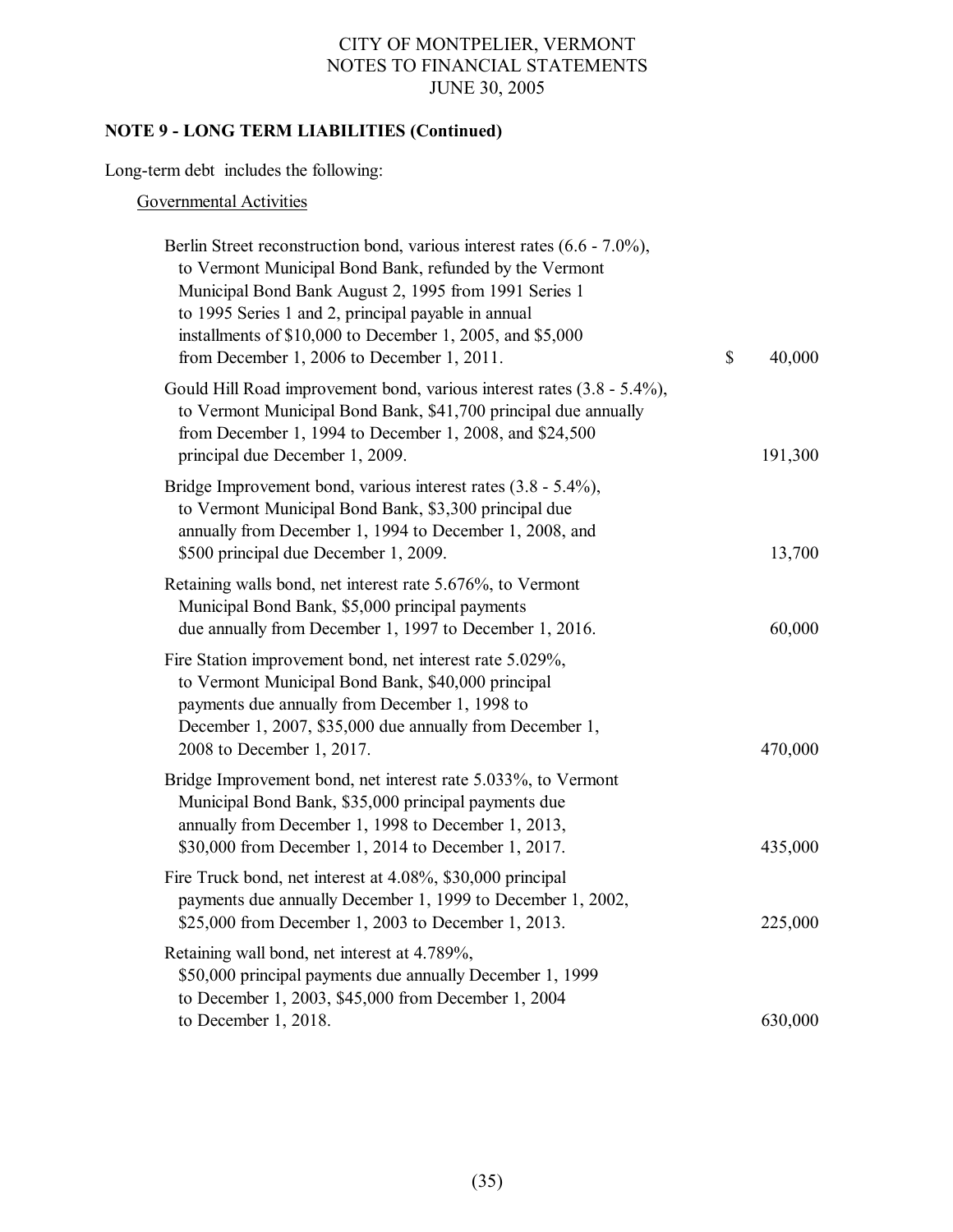### NOTE 9 - LONG TERM LIABILITIES (Continued)

Long-term debt includes the following:

Governmental Activities

| Description | Amount |
|---|---|
| Berlin Street reconstruction bond, various interest rates (6.6 - 7.0%), to Vermont Municipal Bond Bank, refunded by the Vermont Municipal Bond Bank August 2, 1995 from 1991 Series 1 to 1995 Series 1 and 2, principal payable in annual installments of $10,000 to December 1, 2005, and $5,000 from December 1, 2006 to December 1, 2011. | $ 40,000 |
| Gould Hill Road improvement bond, various interest rates (3.8 - 5.4%), to Vermont Municipal Bond Bank, $41,700 principal due annually from December 1, 1994 to December 1, 2008, and $24,500 principal due December 1, 2009. | 191,300 |
| Bridge Improvement bond, various interest rates (3.8 - 5.4%), to Vermont Municipal Bond Bank, $3,300 principal due annually from December 1, 1994 to December 1, 2008, and $500 principal due December 1, 2009. | 13,700 |
| Retaining walls bond, net interest rate 5.676%, to Vermont Municipal Bond Bank, $5,000 principal payments due annually from December 1, 1997 to December 1, 2016. | 60,000 |
| Fire Station improvement bond, net interest rate 5.029%, to Vermont Municipal Bond Bank, $40,000 principal payments due annually from December 1, 1998 to December 1, 2007, $35,000 due annually from December 1, 2008 to December 1, 2017. | 470,000 |
| Bridge Improvement bond, net interest rate 5.033%, to Vermont Municipal Bond Bank, $35,000 principal payments due annually from December 1, 1998 to December 1, 2013, $30,000 from December 1, 2014 to December 1, 2017. | 435,000 |
| Fire Truck bond, net interest at 4.08%, $30,000 principal payments due annually December 1, 1999 to December 1, 2002, $25,000 from December 1, 2003 to December 1, 2013. | 225,000 |
| Retaining wall bond, net interest at 4.789%, $50,000 principal payments due annually December 1, 1999 to December 1, 2003, $45,000 from December 1, 2004 to December 1, 2018. | 630,000 |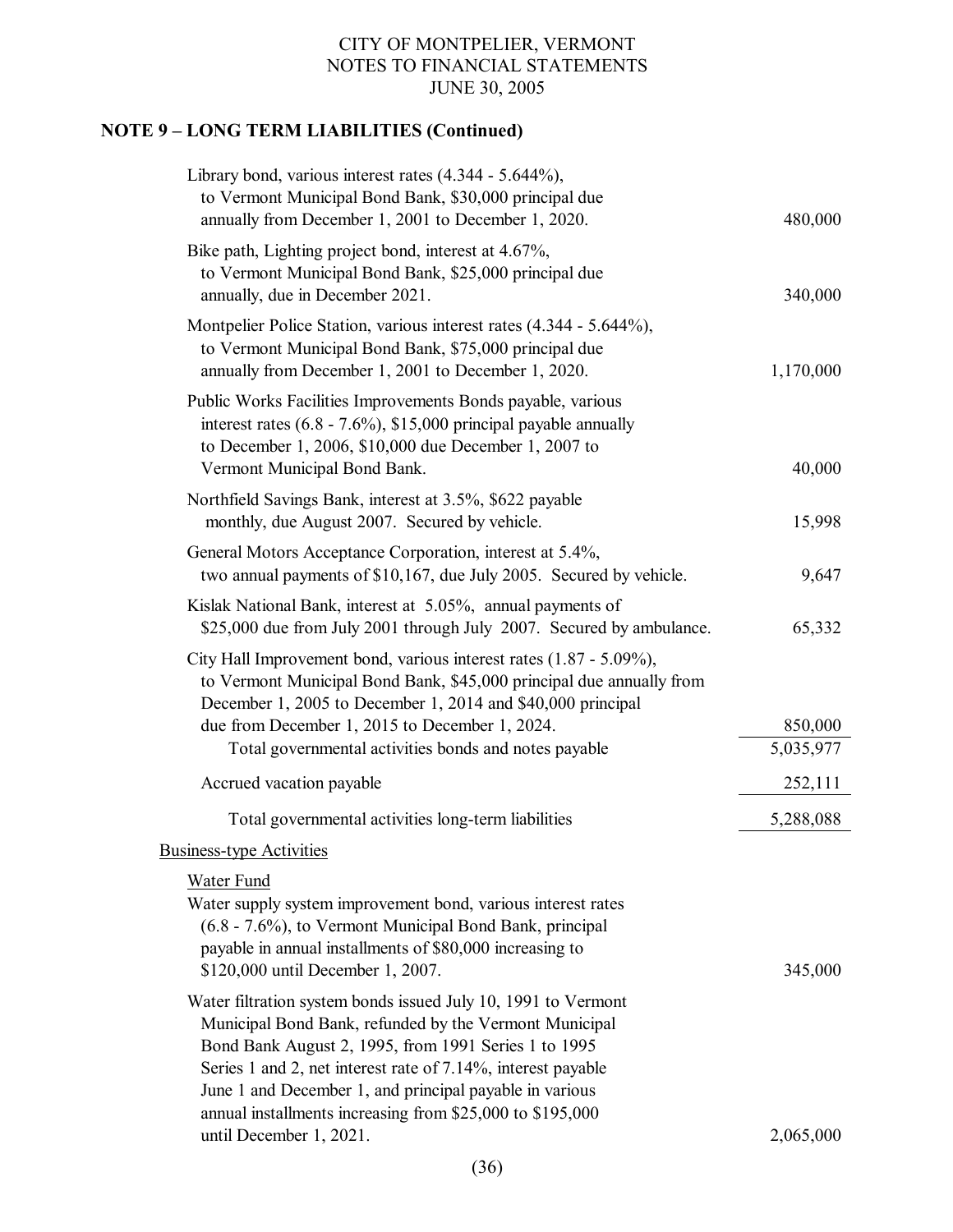## NOTE 9 – LONG TERM LIABILITIES (Continued)

| Description | Amount |
|---|---|
| Library bond, various interest rates (4.344 - 5.644%), to Vermont Municipal Bond Bank, $30,000 principal due annually from December 1, 2001 to December 1, 2020. | 480,000 |
| Bike path, Lighting project bond, interest at 4.67%, to Vermont Municipal Bond Bank, $25,000 principal due annually, due in December 2021. | 340,000 |
| Montpelier Police Station, various interest rates (4.344 - 5.644%), to Vermont Municipal Bond Bank, $75,000 principal due annually from December 1, 2001 to December 1, 2020. | 1,170,000 |
| Public Works Facilities Improvements Bonds payable, various interest rates (6.8 - 7.6%), $15,000 principal payable annually to December 1, 2006, $10,000 due December 1, 2007 to Vermont Municipal Bond Bank. | 40,000 |
| Northfield Savings Bank, interest at 3.5%, $622 payable monthly, due August 2007. Secured by vehicle. | 15,998 |
| General Motors Acceptance Corporation, interest at 5.4%, two annual payments of $10,167, due July 2005. Secured by vehicle. | 9,647 |
| Kislak National Bank, interest at 5.05%, annual payments of $25,000 due from July 2001 through July 2007. Secured by ambulance. | 65,332 |
| City Hall Improvement bond, various interest rates (1.87 - 5.09%), to Vermont Municipal Bond Bank, $45,000 principal due annually from December 1, 2005 to December 1, 2014 and $40,000 principal due from December 1, 2015 to December 1, 2024. | 850,000 |
| Total governmental activities bonds and notes payable | 5,035,977 |
| Accrued vacation payable | 252,111 |
| Total governmental activities long-term liabilities | 5,288,088 |

Business-type Activities

Water Fund

| Description | Amount |
|---|---|
| Water supply system improvement bond, various interest rates (6.8 - 7.6%), to Vermont Municipal Bond Bank, principal payable in annual installments of $80,000 increasing to $120,000 until December 1, 2007. | 345,000 |
| Water filtration system bonds issued July 10, 1991 to Vermont Municipal Bond Bank, refunded by the Vermont Municipal Bond Bank August 2, 1995, from 1991 Series 1 to 1995 Series 1 and 2, net interest rate of 7.14%, interest payable June 1 and December 1, and principal payable in various annual installments increasing from $25,000 to $195,000 until December 1, 2021. | 2,065,000 |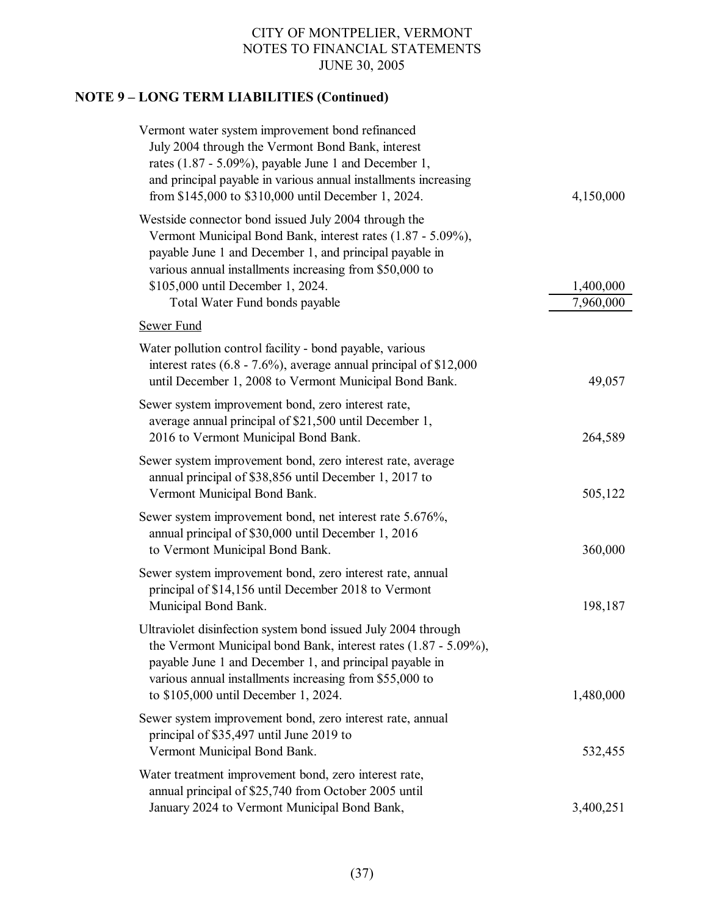CITY OF MONTPELIER, VERMONT
NOTES TO FINANCIAL STATEMENTS
JUNE 30, 2005

## NOTE 9 – LONG TERM LIABILITIES (Continued)

| Description | Amount |
| --- | --- |
| Vermont water system improvement bond refinanced July 2004 through the Vermont Bond Bank, interest rates (1.87 - 5.09%), payable June 1 and December 1, and principal payable in various annual installments increasing from $145,000 to $310,000 until December 1, 2024. | 4,150,000 |
| Westside connector bond issued July 2004 through the Vermont Municipal Bond Bank, interest rates (1.87 - 5.09%), payable June 1 and December 1, and principal payable in various annual installments increasing from $50,000 to $105,000 until December 1, 2024. | 1,400,000 |
| Total Water Fund bonds payable | 7,960,000 |
| Sewer Fund | |
| Water pollution control facility - bond payable, various interest rates (6.8 - 7.6%), average annual principal of $12,000 until December 1, 2008 to Vermont Municipal Bond Bank. | 49,057 |
| Sewer system improvement bond, zero interest rate, average annual principal of $21,500 until December 1, 2016 to Vermont Municipal Bond Bank. | 264,589 |
| Sewer system improvement bond, zero interest rate, average annual principal of $38,856 until December 1, 2017 to Vermont Municipal Bond Bank. | 505,122 |
| Sewer system improvement bond, net interest rate 5.676%, annual principal of $30,000 until December 1, 2016 to Vermont Municipal Bond Bank. | 360,000 |
| Sewer system improvement bond, zero interest rate, annual principal of $14,156 until December 2018 to Vermont Municipal Bond Bank. | 198,187 |
| Ultraviolet disinfection system bond issued July 2004 through the Vermont Municipal bond Bank, interest rates (1.87 - 5.09%), payable June 1 and December 1, and principal payable in various annual installments increasing from $55,000 to to $105,000 until December 1, 2024. | 1,480,000 |
| Sewer system improvement bond, zero interest rate, annual principal of $35,497 until June 2019 to Vermont Municipal Bond Bank. | 532,455 |
| Water treatment improvement bond, zero interest rate, annual principal of $25,740 from October 2005 until January 2024 to Vermont Municipal Bond Bank, | 3,400,251 |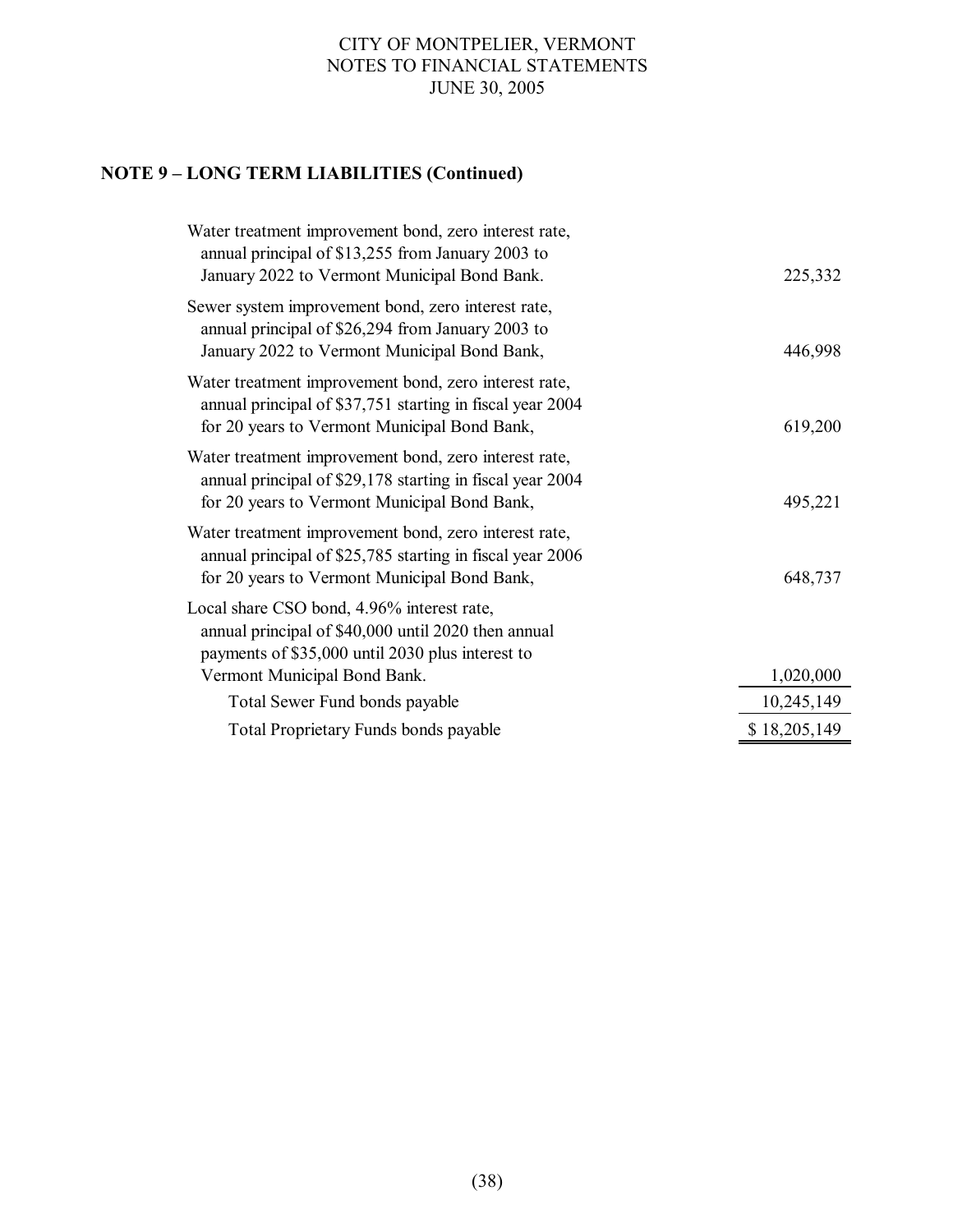## NOTE 9 – LONG TERM LIABILITIES (Continued)

| Description | Amount |
|---|---|
| Water treatment improvement bond, zero interest rate, annual principal of $13,255 from January 2003 to January 2022 to Vermont Municipal Bond Bank. | 225,332 |
| Sewer system improvement bond, zero interest rate, annual principal of $26,294 from January 2003 to January 2022 to Vermont Municipal Bond Bank, | 446,998 |
| Water treatment improvement bond, zero interest rate, annual principal of $37,751 starting in fiscal year 2004 for 20 years to Vermont Municipal Bond Bank, | 619,200 |
| Water treatment improvement bond, zero interest rate, annual principal of $29,178 starting in fiscal year 2004 for 20 years to Vermont Municipal Bond Bank, | 495,221 |
| Water treatment improvement bond, zero interest rate, annual principal of $25,785 starting in fiscal year 2006 for 20 years to Vermont Municipal Bond Bank, | 648,737 |
| Local share CSO bond, 4.96% interest rate, annual principal of $40,000 until 2020 then annual payments of $35,000 until 2030 plus interest to Vermont Municipal Bond Bank. | 1,020,000 |
| Total Sewer Fund bonds payable | 10,245,149 |
| Total Proprietary Funds bonds payable | $ 18,205,149 |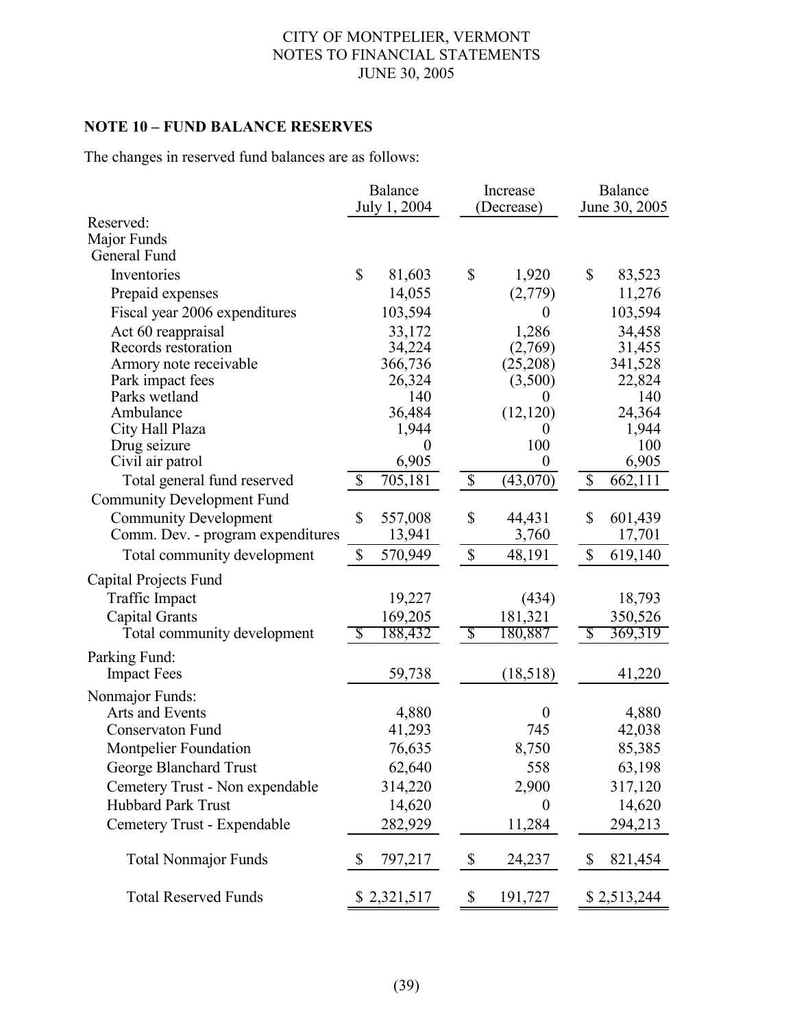CITY OF MONTPELIER, VERMONT
NOTES TO FINANCIAL STATEMENTS
JUNE 30, 2005

## NOTE 10 – FUND BALANCE RESERVES

The changes in reserved fund balances are as follows:

| | Balance July 1, 2004 | Increase (Decrease) | Balance June 30, 2005 |
|---|---|---|---|
| Reserved: | | | |
| Major Funds | | | |
| General Fund | | | |
| Inventories | $ 81,603 | $ 1,920 | $ 83,523 |
| Prepaid expenses | 14,055 | (2,779) | 11,276 |
| Fiscal year 2006 expenditures | 103,594 | 0 | 103,594 |
| Act 60 reappraisal | 33,172 | 1,286 | 34,458 |
| Records restoration | 34,224 | (2,769) | 31,455 |
| Armory note receivable | 366,736 | (25,208) | 341,528 |
| Park impact fees | 26,324 | (3,500) | 22,824 |
| Parks wetland | 140 | 0 | 140 |
| Ambulance | 36,484 | (12,120) | 24,364 |
| City Hall Plaza | 1,944 | 0 | 1,944 |
| Drug seizure | 0 | 100 | 100 |
| Civil air patrol | 6,905 | 0 | 6,905 |
| Total general fund reserved | $ 705,181 | $ (43,070) | $ 662,111 |
| Community Development Fund | | | |
| Community Development | $ 557,008 | $ 44,431 | $ 601,439 |
| Comm. Dev. - program expenditures | 13,941 | 3,760 | 17,701 |
| Total community development | $ 570,949 | $ 48,191 | $ 619,140 |
| Capital Projects Fund | | | |
| Traffic Impact | 19,227 | (434) | 18,793 |
| Capital Grants | 169,205 | 181,321 | 350,526 |
| Total community development | $ 188,432 | $ 180,887 | $ 369,319 |
| Parking Fund: | | | |
| Impact Fees | 59,738 | (18,518) | 41,220 |
| Nonmajor Funds: | | | |
| Arts and Events | 4,880 | 0 | 4,880 |
| Conservaton Fund | 41,293 | 745 | 42,038 |
| Montpelier Foundation | 76,635 | 8,750 | 85,385 |
| George Blanchard Trust | 62,640 | 558 | 63,198 |
| Cemetery Trust - Non expendable | 314,220 | 2,900 | 317,120 |
| Hubbard Park Trust | 14,620 | 0 | 14,620 |
| Cemetery Trust - Expendable | 282,929 | 11,284 | 294,213 |
| Total Nonmajor Funds | $ 797,217 | $ 24,237 | $ 821,454 |
| Total Reserved Funds | $ 2,321,517 | $ 191,727 | $ 2,513,244 |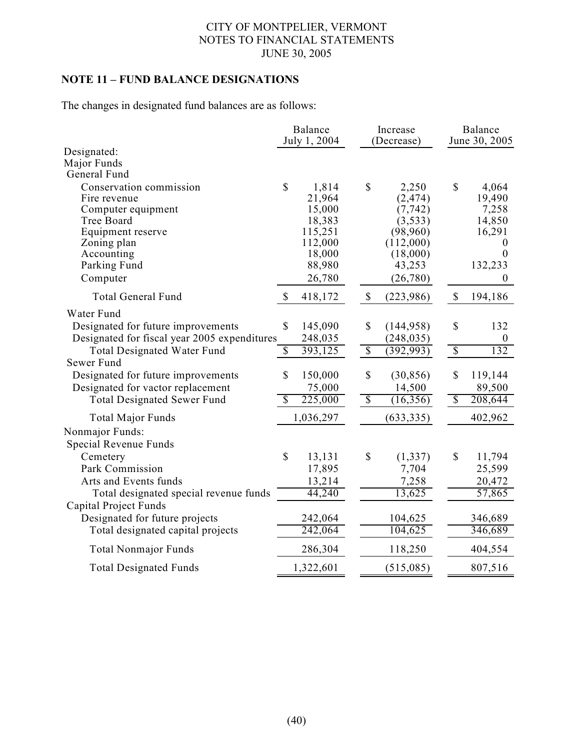CITY OF MONTPELIER, VERMONT
NOTES TO FINANCIAL STATEMENTS
JUNE 30, 2005

## NOTE 11 – FUND BALANCE DESIGNATIONS

The changes in designated fund balances are as follows:

| | Balance July 1, 2004 | Increase (Decrease) | Balance June 30, 2005 |
|---|---|---|---|
| Designated: | | | |
| Major Funds | | | |
| General Fund | | | |
| Conservation commission | $ 1,814 | $ 2,250 | $ 4,064 |
| Fire revenue | 21,964 | (2,474) | 19,490 |
| Computer equipment | 15,000 | (7,742) | 7,258 |
| Tree Board | 18,383 | (3,533) | 14,850 |
| Equipment reserve | 115,251 | (98,960) | 16,291 |
| Zoning plan | 112,000 | (112,000) | 0 |
| Accounting | 18,000 | (18,000) | 0 |
| Parking Fund | 88,980 | 43,253 | 132,233 |
| Computer | 26,780 | (26,780) | 0 |
| Total General Fund | $ 418,172 | $ (223,986) | $ 194,186 |
| Water Fund | | | |
| Designated for future improvements | $ 145,090 | $ (144,958) | $ 132 |
| Designated for fiscal year 2005 expenditures | 248,035 | (248,035) | 0 |
| Total Designated Water Fund | $ 393,125 | $ (392,993) | $ 132 |
| Sewer Fund | | | |
| Designated for future improvements | $ 150,000 | $ (30,856) | $ 119,144 |
| Designated for vactor replacement | 75,000 | 14,500 | 89,500 |
| Total Designated Sewer Fund | $ 225,000 | $ (16,356) | $ 208,644 |
| Total Major Funds | 1,036,297 | (633,335) | 402,962 |
| Nonmajor Funds: | | | |
| Special Revenue Funds | | | |
| Cemetery | $ 13,131 | $ (1,337) | $ 11,794 |
| Park Commission | 17,895 | 7,704 | 25,599 |
| Arts and Events funds | 13,214 | 7,258 | 20,472 |
| Total designated special revenue funds | 44,240 | 13,625 | 57,865 |
| Capital Project Funds | | | |
| Designated for future projects | 242,064 | 104,625 | 346,689 |
| Total designated capital projects | 242,064 | 104,625 | 346,689 |
| Total Nonmajor Funds | 286,304 | 118,250 | 404,554 |
| Total Designated Funds | 1,322,601 | (515,085) | 807,516 |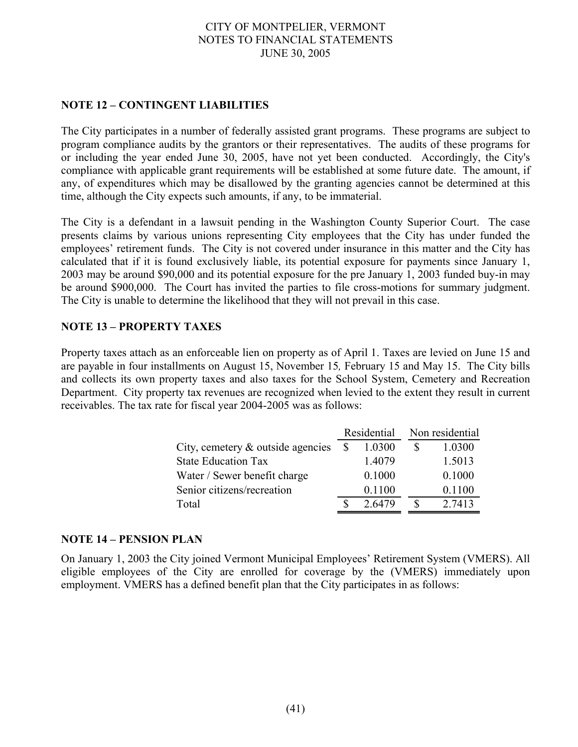## NOTE 12 – CONTINGENT LIABILITIES

The City participates in a number of federally assisted grant programs. These programs are subject to program compliance audits by the grantors or their representatives. The audits of these programs for or including the year ended June 30, 2005, have not yet been conducted. Accordingly, the City's compliance with applicable grant requirements will be established at some future date. The amount, if any, of expenditures which may be disallowed by the granting agencies cannot be determined at this time, although the City expects such amounts, if any, to be immaterial.

The City is a defendant in a lawsuit pending in the Washington County Superior Court. The case presents claims by various unions representing City employees that the City has under funded the employees' retirement funds. The City is not covered under insurance in this matter and the City has calculated that if it is found exclusively liable, its potential exposure for payments since January 1, 2003 may be around $90,000 and its potential exposure for the pre January 1, 2003 funded buy-in may be around $900,000. The Court has invited the parties to file cross-motions for summary judgment. The City is unable to determine the likelihood that they will not prevail in this case.

## NOTE 13 – PROPERTY TAXES

Property taxes attach as an enforceable lien on property as of April 1. Taxes are levied on June 15 and are payable in four installments on August 15, November 15, February 15 and May 15. The City bills and collects its own property taxes and also taxes for the School System, Cemetery and Recreation Department. City property tax revenues are recognized when levied to the extent they result in current receivables. The tax rate for fiscal year 2004-2005 was as follows:

| | Residential | Non residential |
|---|---|---|
| City, cemetery & outside agencies | $ 1.0300 | $ 1.0300 |
| State Education Tax | 1.4079 | 1.5013 |
| Water / Sewer benefit charge | 0.1000 | 0.1000 |
| Senior citizens/recreation | 0.1100 | 0.1100 |
| Total | $ 2.6479 | $ 2.7413 |

## NOTE 14 – PENSION PLAN

On January 1, 2003 the City joined Vermont Municipal Employees' Retirement System (VMERS). All eligible employees of the City are enrolled for coverage by the (VMERS) immediately upon employment. VMERS has a defined benefit plan that the City participates in as follows: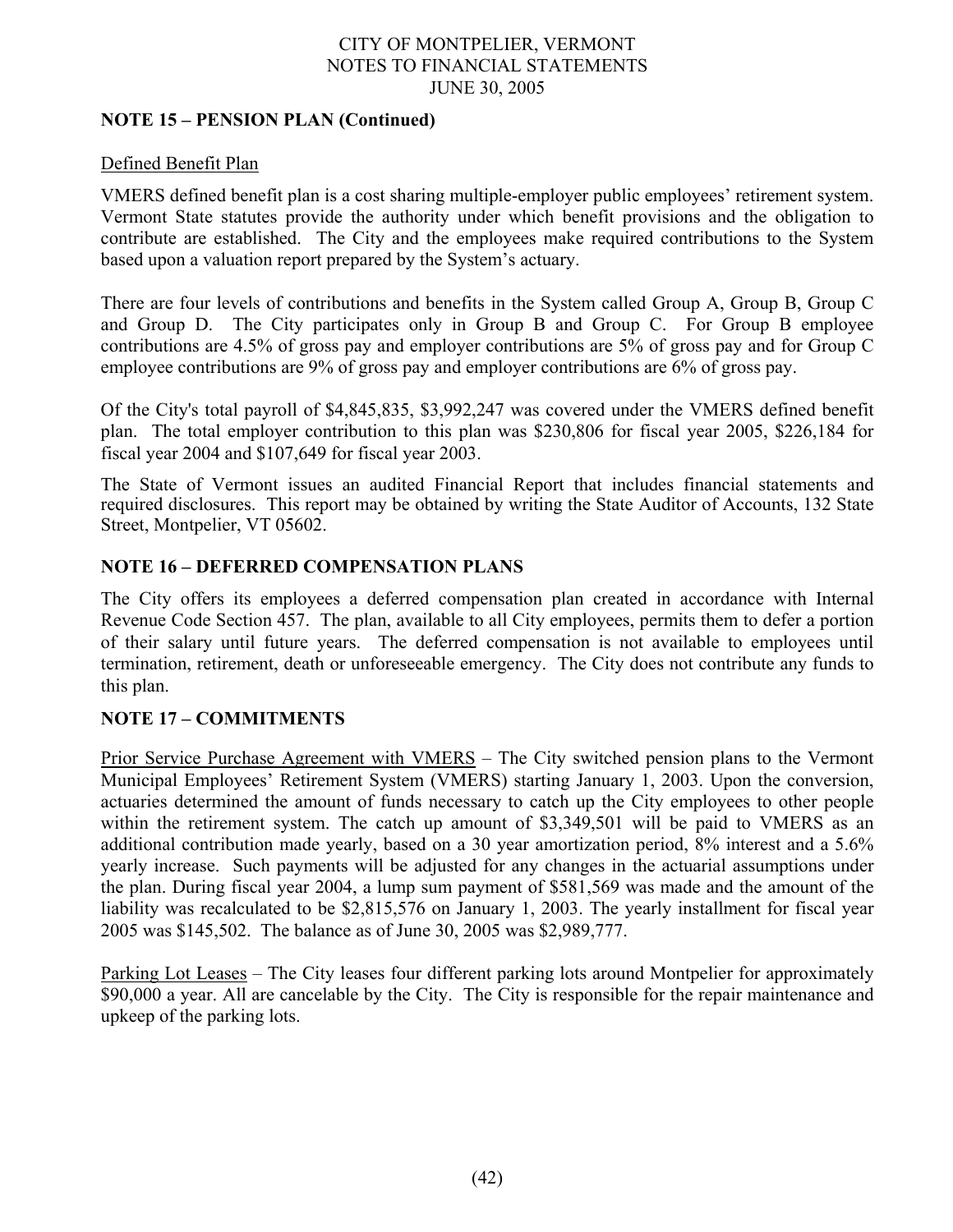## NOTE 15 – PENSION PLAN (Continued)

Defined Benefit Plan

VMERS defined benefit plan is a cost sharing multiple-employer public employees' retirement system. Vermont State statutes provide the authority under which benefit provisions and the obligation to contribute are established. The City and the employees make required contributions to the System based upon a valuation report prepared by the System's actuary.

There are four levels of contributions and benefits in the System called Group A, Group B, Group C and Group D. The City participates only in Group B and Group C. For Group B employee contributions are 4.5% of gross pay and employer contributions are 5% of gross pay and for Group C employee contributions are 9% of gross pay and employer contributions are 6% of gross pay.

Of the City's total payroll of $4,845,835, $3,992,247 was covered under the VMERS defined benefit plan. The total employer contribution to this plan was $230,806 for fiscal year 2005, $226,184 for fiscal year 2004 and $107,649 for fiscal year 2003.

The State of Vermont issues an audited Financial Report that includes financial statements and required disclosures. This report may be obtained by writing the State Auditor of Accounts, 132 State Street, Montpelier, VT 05602.

## NOTE 16 – DEFERRED COMPENSATION PLANS

The City offers its employees a deferred compensation plan created in accordance with Internal Revenue Code Section 457. The plan, available to all City employees, permits them to defer a portion of their salary until future years. The deferred compensation is not available to employees until termination, retirement, death or unforeseeable emergency. The City does not contribute any funds to this plan.

## NOTE 17 – COMMITMENTS

Prior Service Purchase Agreement with VMERS – The City switched pension plans to the Vermont Municipal Employees' Retirement System (VMERS) starting January 1, 2003. Upon the conversion, actuaries determined the amount of funds necessary to catch up the City employees to other people within the retirement system. The catch up amount of $3,349,501 will be paid to VMERS as an additional contribution made yearly, based on a 30 year amortization period, 8% interest and a 5.6% yearly increase. Such payments will be adjusted for any changes in the actuarial assumptions under the plan. During fiscal year 2004, a lump sum payment of $581,569 was made and the amount of the liability was recalculated to be $2,815,576 on January 1, 2003. The yearly installment for fiscal year 2005 was $145,502. The balance as of June 30, 2005 was $2,989,777.

Parking Lot Leases – The City leases four different parking lots around Montpelier for approximately $90,000 a year. All are cancelable by the City. The City is responsible for the repair maintenance and upkeep of the parking lots.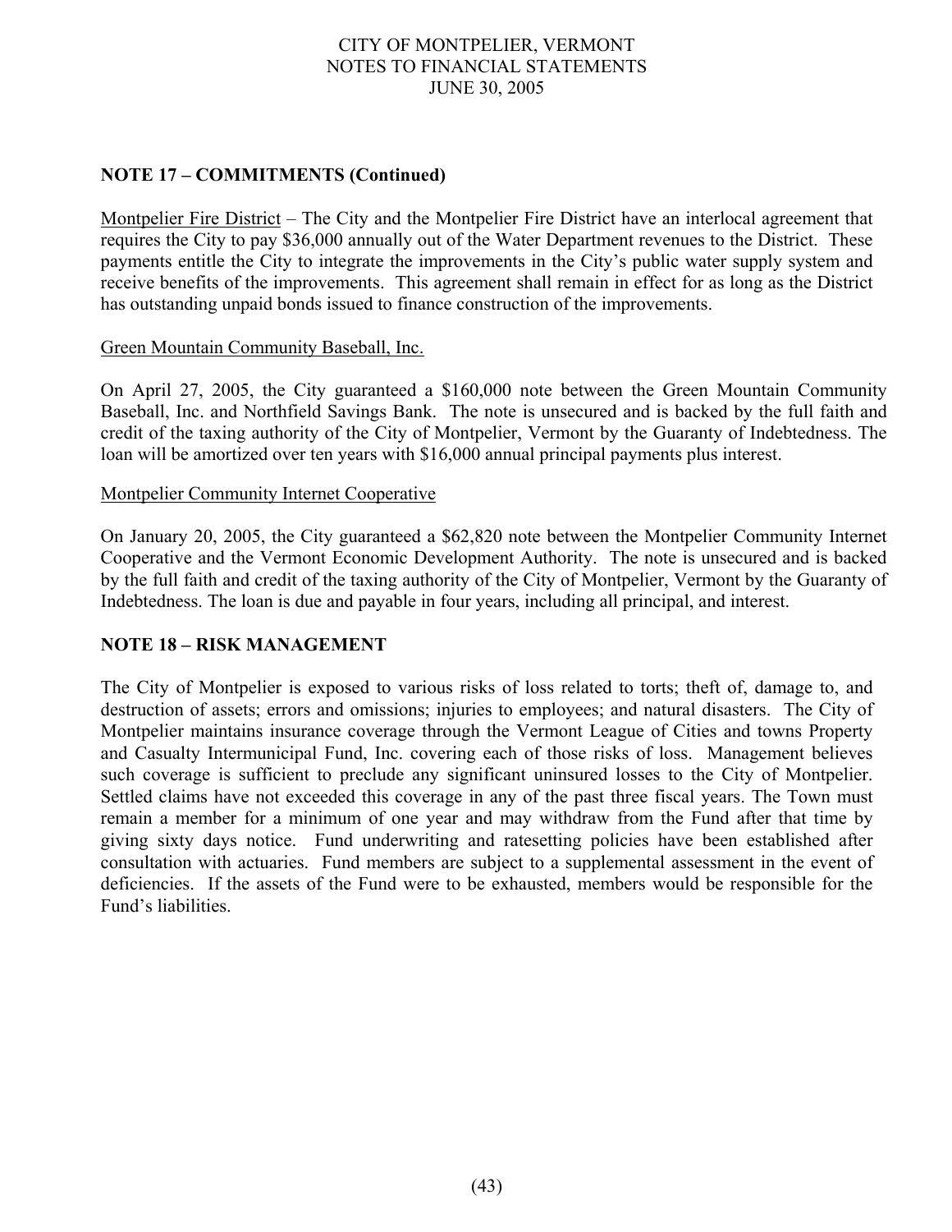## NOTE 17 – COMMITMENTS (Continued)

Montpelier Fire District – The City and the Montpelier Fire District have an interlocal agreement that requires the City to pay $36,000 annually out of the Water Department revenues to the District. These payments entitle the City to integrate the improvements in the City's public water supply system and receive benefits of the improvements. This agreement shall remain in effect for as long as the District has outstanding unpaid bonds issued to finance construction of the improvements.

Green Mountain Community Baseball, Inc.

On April 27, 2005, the City guaranteed a $160,000 note between the Green Mountain Community Baseball, Inc. and Northfield Savings Bank. The note is unsecured and is backed by the full faith and credit of the taxing authority of the City of Montpelier, Vermont by the Guaranty of Indebtedness. The loan will be amortized over ten years with $16,000 annual principal payments plus interest.

Montpelier Community Internet Cooperative

On January 20, 2005, the City guaranteed a $62,820 note between the Montpelier Community Internet Cooperative and the Vermont Economic Development Authority. The note is unsecured and is backed by the full faith and credit of the taxing authority of the City of Montpelier, Vermont by the Guaranty of Indebtedness. The loan is due and payable in four years, including all principal, and interest.

## NOTE 18 – RISK MANAGEMENT

The City of Montpelier is exposed to various risks of loss related to torts; theft of, damage to, and destruction of assets; errors and omissions; injuries to employees; and natural disasters. The City of Montpelier maintains insurance coverage through the Vermont League of Cities and towns Property and Casualty Intermunicipal Fund, Inc. covering each of those risks of loss. Management believes such coverage is sufficient to preclude any significant uninsured losses to the City of Montpelier. Settled claims have not exceeded this coverage in any of the past three fiscal years. The Town must remain a member for a minimum of one year and may withdraw from the Fund after that time by giving sixty days notice. Fund underwriting and ratesetting policies have been established after consultation with actuaries. Fund members are subject to a supplemental assessment in the event of deficiencies. If the assets of the Fund were to be exhausted, members would be responsible for the Fund's liabilities.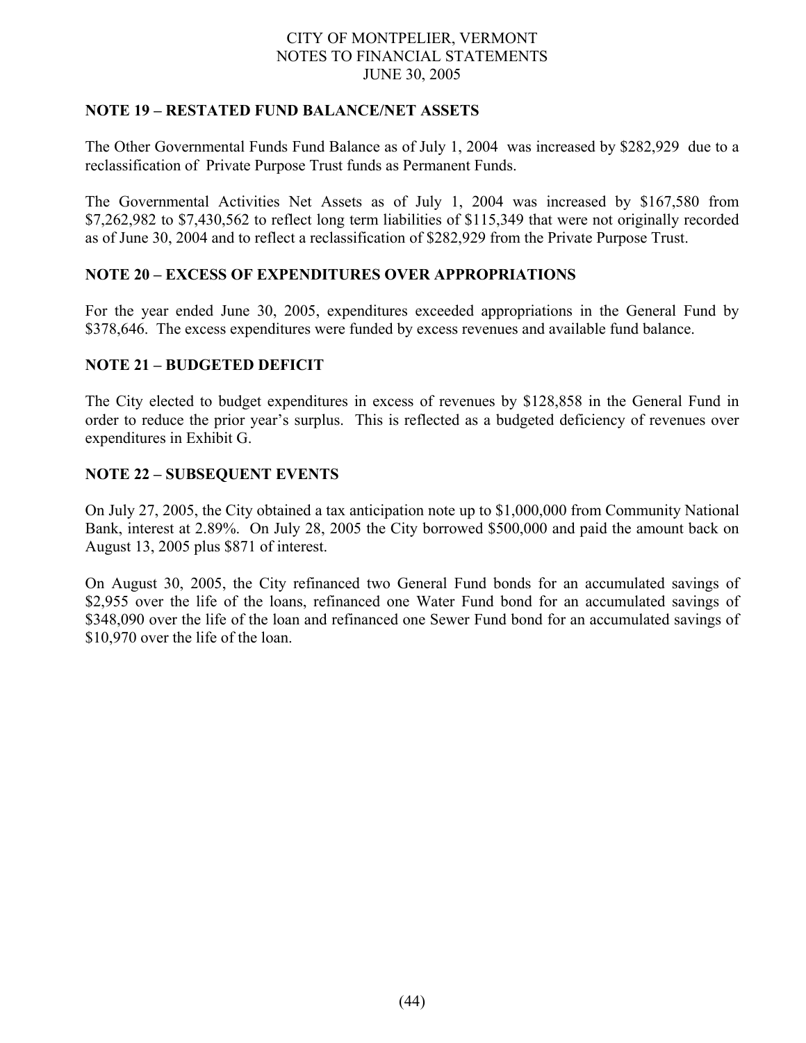## NOTE 19 – RESTATED FUND BALANCE/NET ASSETS

The Other Governmental Funds Fund Balance as of July 1, 2004 was increased by $282,929 due to a reclassification of Private Purpose Trust funds as Permanent Funds.

The Governmental Activities Net Assets as of July 1, 2004 was increased by $167,580 from $7,262,982 to $7,430,562 to reflect long term liabilities of $115,349 that were not originally recorded as of June 30, 2004 and to reflect a reclassification of $282,929 from the Private Purpose Trust.

## NOTE 20 – EXCESS OF EXPENDITURES OVER APPROPRIATIONS

For the year ended June 30, 2005, expenditures exceeded appropriations in the General Fund by $378,646. The excess expenditures were funded by excess revenues and available fund balance.

## NOTE 21 – BUDGETED DEFICIT

The City elected to budget expenditures in excess of revenues by $128,858 in the General Fund in order to reduce the prior year's surplus. This is reflected as a budgeted deficiency of revenues over expenditures in Exhibit G.

## NOTE 22 – SUBSEQUENT EVENTS

On July 27, 2005, the City obtained a tax anticipation note up to $1,000,000 from Community National Bank, interest at 2.89%. On July 28, 2005 the City borrowed $500,000 and paid the amount back on August 13, 2005 plus $871 of interest.

On August 30, 2005, the City refinanced two General Fund bonds for an accumulated savings of $2,955 over the life of the loans, refinanced one Water Fund bond for an accumulated savings of $348,090 over the life of the loan and refinanced one Sewer Fund bond for an accumulated savings of $10,970 over the life of the loan.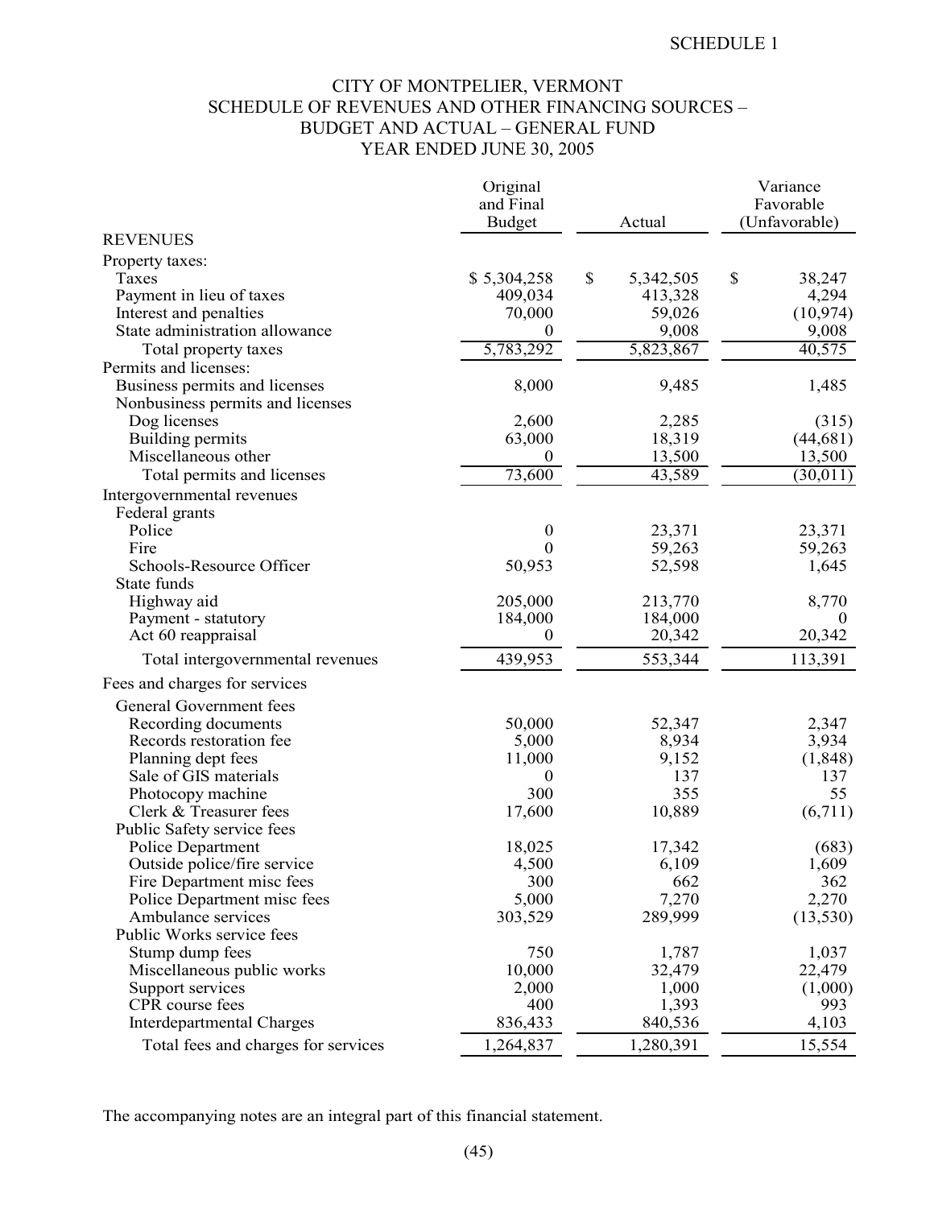SCHEDULE 1

# CITY OF MONTPELIER, VERMONT
## SCHEDULE OF REVENUES AND OTHER FINANCING SOURCES – BUDGET AND ACTUAL – GENERAL FUND
### YEAR ENDED JUNE 30, 2005

| | Original and Final Budget | Actual | Variance Favorable (Unfavorable) |
|---|---|---|---|
| REVENUES | | | |
| Property taxes: | | | |
| Taxes | $ 5,304,258 | $ 5,342,505 | $ 38,247 |
| Payment in lieu of taxes | 409,034 | 413,328 | 4,294 |
| Interest and penalties | 70,000 | 59,026 | (10,974) |
| State administration allowance | 0 | 9,008 | 9,008 |
| Total property taxes | 5,783,292 | 5,823,867 | 40,575 |
| Permits and licenses: | | | |
| Business permits and licenses | 8,000 | 9,485 | 1,485 |
| Nonbusiness permits and licenses | | | |
| Dog licenses | 2,600 | 2,285 | (315) |
| Building permits | 63,000 | 18,319 | (44,681) |
| Miscellaneous other | 0 | 13,500 | 13,500 |
| Total permits and licenses | 73,600 | 43,589 | (30,011) |
| Intergovernmental revenues | | | |
| Federal grants | | | |
| Police | 0 | 23,371 | 23,371 |
| Fire | 0 | 59,263 | 59,263 |
| Schools-Resource Officer | 50,953 | 52,598 | 1,645 |
| State funds | | | |
| Highway aid | 205,000 | 213,770 | 8,770 |
| Payment - statutory | 184,000 | 184,000 | 0 |
| Act 60 reappraisal | 0 | 20,342 | 20,342 |
| Total intergovernmental revenues | 439,953 | 553,344 | 113,391 |
| Fees and charges for services | | | |
| General Government fees | | | |
| Recording documents | 50,000 | 52,347 | 2,347 |
| Records restoration fee | 5,000 | 8,934 | 3,934 |
| Planning dept fees | 11,000 | 9,152 | (1,848) |
| Sale of GIS materials | 0 | 137 | 137 |
| Photocopy machine | 300 | 355 | 55 |
| Clerk & Treasurer fees | 17,600 | 10,889 | (6,711) |
| Public Safety service fees | | | |
| Police Department | 18,025 | 17,342 | (683) |
| Outside police/fire service | 4,500 | 6,109 | 1,609 |
| Fire Department misc fees | 300 | 662 | 362 |
| Police Department misc fees | 5,000 | 7,270 | 2,270 |
| Ambulance services | 303,529 | 289,999 | (13,530) |
| Public Works service fees | | | |
| Stump dump fees | 750 | 1,787 | 1,037 |
| Miscellaneous public works | 10,000 | 32,479 | 22,479 |
| Support services | 2,000 | 1,000 | (1,000) |
| CPR course fees | 400 | 1,393 | 993 |
| Interdepartmental Charges | 836,433 | 840,536 | 4,103 |
| Total fees and charges for services | 1,264,837 | 1,280,391 | 15,554 |

The accompanying notes are an integral part of this financial statement.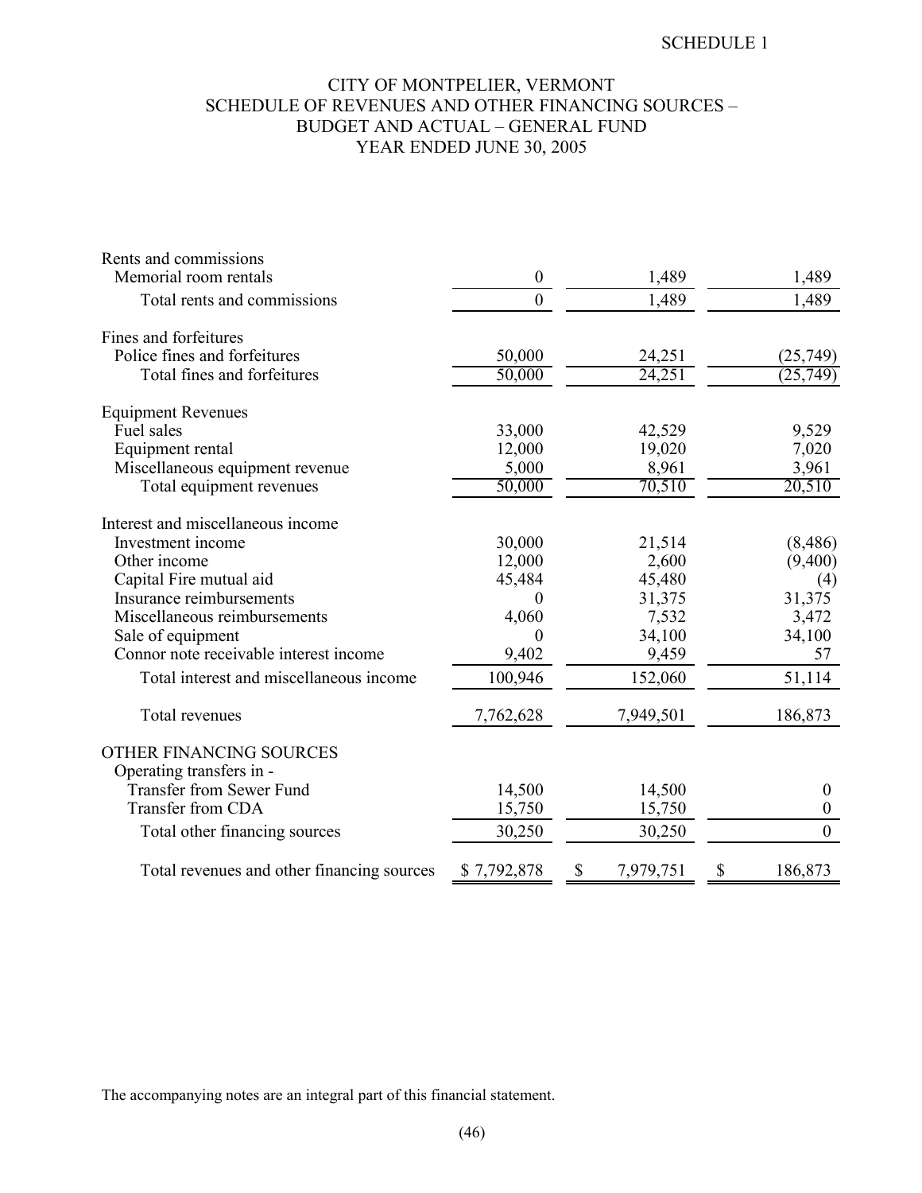SCHEDULE 1

# CITY OF MONTPELIER, VERMONT
## SCHEDULE OF REVENUES AND OTHER FINANCING SOURCES – BUDGET AND ACTUAL – GENERAL FUND
### YEAR ENDED JUNE 30, 2005

| | | | |
|---|---|---|---|
| Rents and commissions | | | |
| Memorial room rentals | 0 | 1,489 | 1,489 |
| Total rents and commissions | 0 | 1,489 | 1,489 |
| Fines and forfeitures | | | |
| Police fines and forfeitures | 50,000 | 24,251 | (25,749) |
| Total fines and forfeitures | 50,000 | 24,251 | (25,749) |
| Equipment Revenues | | | |
| Fuel sales | 33,000 | 42,529 | 9,529 |
| Equipment rental | 12,000 | 19,020 | 7,020 |
| Miscellaneous equipment revenue | 5,000 | 8,961 | 3,961 |
| Total equipment revenues | 50,000 | 70,510 | 20,510 |
| Interest and miscellaneous income | | | |
| Investment income | 30,000 | 21,514 | (8,486) |
| Other income | 12,000 | 2,600 | (9,400) |
| Capital Fire mutual aid | 45,484 | 45,480 | (4) |
| Insurance reimbursements | 0 | 31,375 | 31,375 |
| Miscellaneous reimbursements | 4,060 | 7,532 | 3,472 |
| Sale of equipment | 0 | 34,100 | 34,100 |
| Connor note receivable interest income | 9,402 | 9,459 | 57 |
| Total interest and miscellaneous income | 100,946 | 152,060 | 51,114 |
| Total revenues | 7,762,628 | 7,949,501 | 186,873 |
| OTHER FINANCING SOURCES | | | |
| Operating transfers in - | | | |
| Transfer from Sewer Fund | 14,500 | 14,500 | 0 |
| Transfer from CDA | 15,750 | 15,750 | 0 |
| Total other financing sources | 30,250 | 30,250 | 0 |
| Total revenues and other financing sources | $ 7,792,878 | $ 7,979,751 | $ 186,873 |

The accompanying notes are an integral part of this financial statement.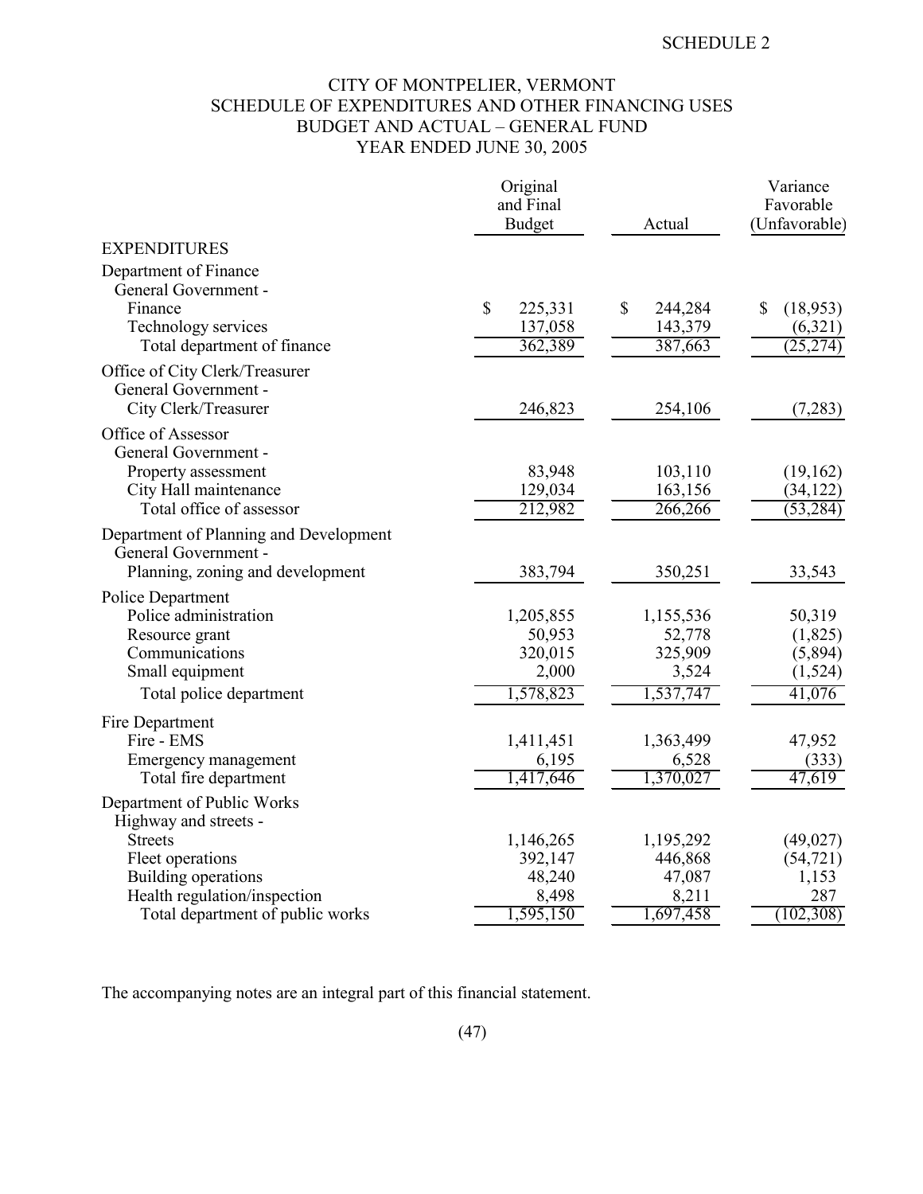SCHEDULE 2

# CITY OF MONTPELIER, VERMONT
## SCHEDULE OF EXPENDITURES AND OTHER FINANCING USES
## BUDGET AND ACTUAL – GENERAL FUND
## YEAR ENDED JUNE 30, 2005

| | Original and Final Budget | Actual | Variance Favorable (Unfavorable) |
|---|---|---|---|
| EXPENDITURES | | | |
| Department of Finance | | | |
| General Government - | | | |
| Finance | $ 225,331 | $ 244,284 | $ (18,953) |
| Technology services | 137,058 | 143,379 | (6,321) |
| Total department of finance | 362,389 | 387,663 | (25,274) |
| Office of City Clerk/Treasurer | | | |
| General Government - | | | |
| City Clerk/Treasurer | 246,823 | 254,106 | (7,283) |
| Office of Assessor | | | |
| General Government - | | | |
| Property assessment | 83,948 | 103,110 | (19,162) |
| City Hall maintenance | 129,034 | 163,156 | (34,122) |
| Total office of assessor | 212,982 | 266,266 | (53,284) |
| Department of Planning and Development | | | |
| General Government - | | | |
| Planning, zoning and development | 383,794 | 350,251 | 33,543 |
| Police Department | | | |
| Police administration | 1,205,855 | 1,155,536 | 50,319 |
| Resource grant | 50,953 | 52,778 | (1,825) |
| Communications | 320,015 | 325,909 | (5,894) |
| Small equipment | 2,000 | 3,524 | (1,524) |
| Total police department | 1,578,823 | 1,537,747 | 41,076 |
| Fire Department | | | |
| Fire - EMS | 1,411,451 | 1,363,499 | 47,952 |
| Emergency management | 6,195 | 6,528 | (333) |
| Total fire department | 1,417,646 | 1,370,027 | 47,619 |
| Department of Public Works | | | |
| Highway and streets - | | | |
| Streets | 1,146,265 | 1,195,292 | (49,027) |
| Fleet operations | 392,147 | 446,868 | (54,721) |
| Building operations | 48,240 | 47,087 | 1,153 |
| Health regulation/inspection | 8,498 | 8,211 | 287 |
| Total department of public works | 1,595,150 | 1,697,458 | (102,308) |

The accompanying notes are an integral part of this financial statement.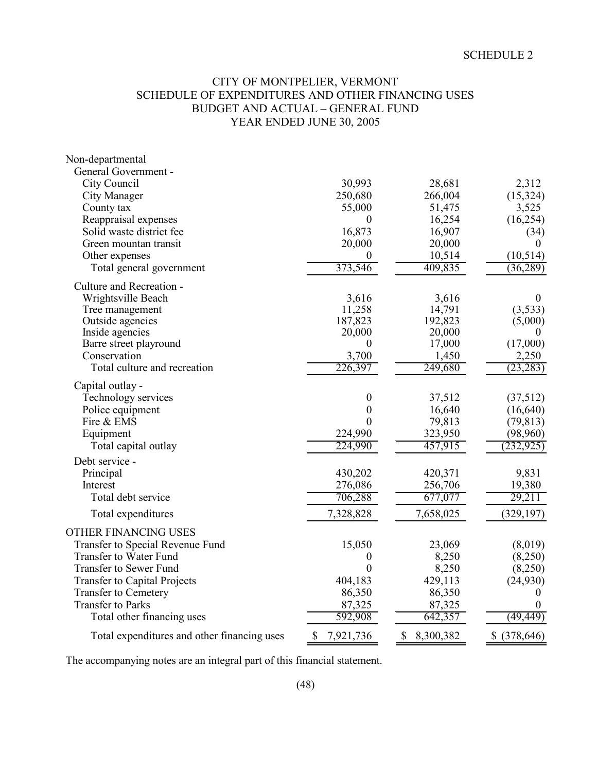SCHEDULE 2

# CITY OF MONTPELIER, VERMONT
## SCHEDULE OF EXPENDITURES AND OTHER FINANCING USES
## BUDGET AND ACTUAL – GENERAL FUND
## YEAR ENDED JUNE 30, 2005

| | | | |
|---|---|---|---|
| Non-departmental | | | |
| General Government - | | | |
| City Council | 30,993 | 28,681 | 2,312 |
| City Manager | 250,680 | 266,004 | (15,324) |
| County tax | 55,000 | 51,475 | 3,525 |
| Reappraisal expenses | 0 | 16,254 | (16,254) |
| Solid waste district fee | 16,873 | 16,907 | (34) |
| Green mountan transit | 20,000 | 20,000 | 0 |
| Other expenses | 0 | 10,514 | (10,514) |
| Total general government | 373,546 | 409,835 | (36,289) |
| Culture and Recreation - | | | |
| Wrightsville Beach | 3,616 | 3,616 | 0 |
| Tree management | 11,258 | 14,791 | (3,533) |
| Outside agencies | 187,823 | 192,823 | (5,000) |
| Inside agencies | 20,000 | 20,000 | 0 |
| Barre street playround | 0 | 17,000 | (17,000) |
| Conservation | 3,700 | 1,450 | 2,250 |
| Total culture and recreation | 226,397 | 249,680 | (23,283) |
| Capital outlay - | | | |
| Technology services | 0 | 37,512 | (37,512) |
| Police equipment | 0 | 16,640 | (16,640) |
| Fire & EMS | 0 | 79,813 | (79,813) |
| Equipment | 224,990 | 323,950 | (98,960) |
| Total capital outlay | 224,990 | 457,915 | (232,925) |
| Debt service - | | | |
| Principal | 430,202 | 420,371 | 9,831 |
| Interest | 276,086 | 256,706 | 19,380 |
| Total debt service | 706,288 | 677,077 | 29,211 |
| Total expenditures | 7,328,828 | 7,658,025 | (329,197) |
| OTHER FINANCING USES | | | |
| Transfer to Special Revenue Fund | 15,050 | 23,069 | (8,019) |
| Transfer to Water Fund | 0 | 8,250 | (8,250) |
| Transfer to Sewer Fund | 0 | 8,250 | (8,250) |
| Transfer to Capital Projects | 404,183 | 429,113 | (24,930) |
| Transfer to Cemetery | 86,350 | 86,350 | 0 |
| Transfer to Parks | 87,325 | 87,325 | 0 |
| Total other financing uses | 592,908 | 642,357 | (49,449) |
| Total expenditures and other financing uses | $ 7,921,736 | $ 8,300,382 | $ (378,646) |

The accompanying notes are an integral part of this financial statement.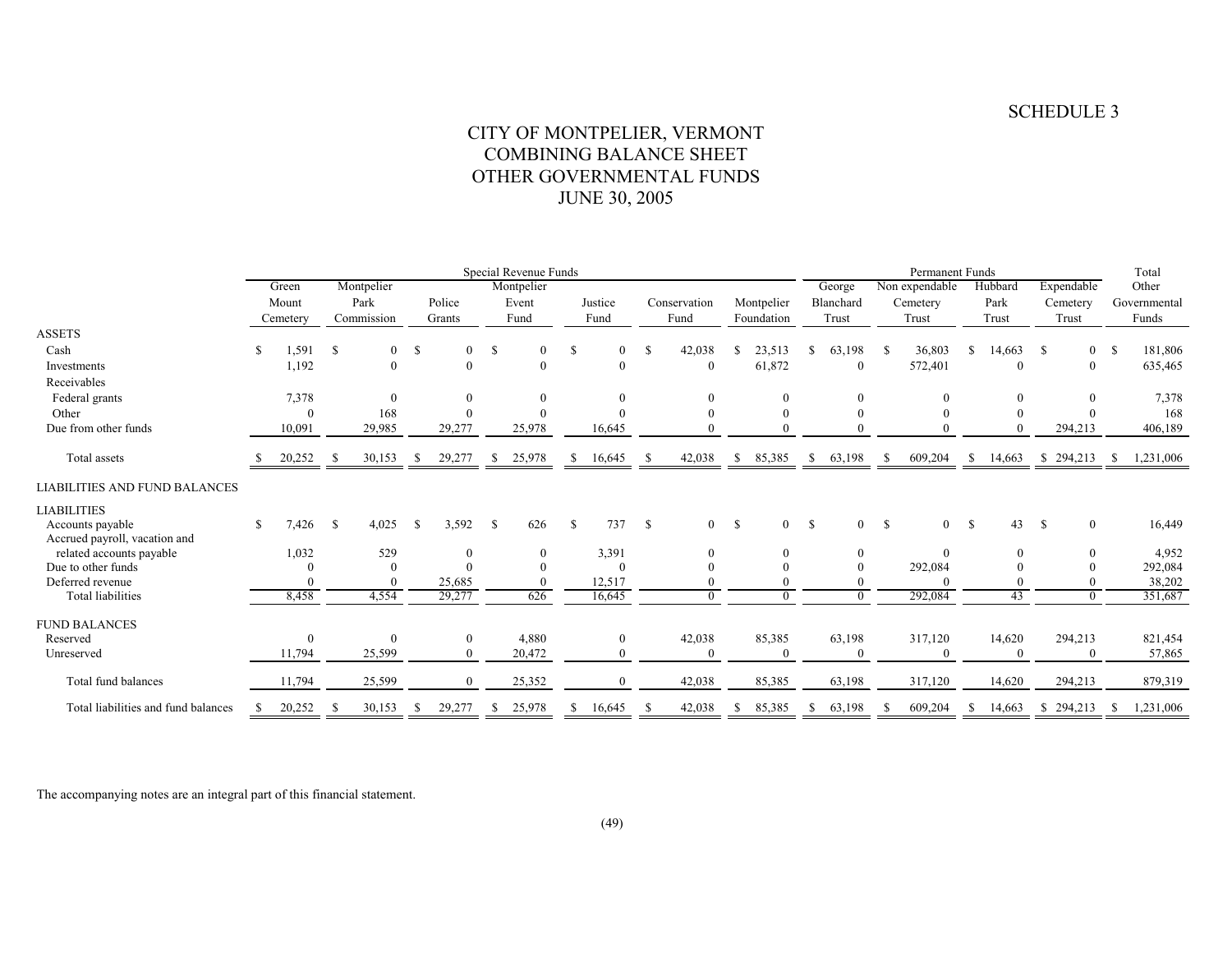SCHEDULE 3

# CITY OF MONTPELIER, VERMONT
## COMBINING BALANCE SHEET
## OTHER GOVERNMENTAL FUNDS
## JUNE 30, 2005

| | Special Revenue Funds | | | | | | | Permanent Funds | | | | Total |
|---|---|---|---|---|---|---|---|---|---|---|---|---|
| | Green Mount Cemetery | Montpelier Park Commission | Police Grants | Montpelier Event Fund | Justice Fund | Conservation Fund | Montpelier Foundation | George Blanchard Trust | Non expendable Cemetery Trust | Hubbard Park Trust | Expendable Cemetery Trust | Other Governmental Funds |
| **ASSETS** | | | | | | | | | | | | |
| Cash | $ 1,591 | $ 0 | $ 0 | $ 0 | $ 0 | $ 42,038 | $ 23,513 | $ 63,198 | $ 36,803 | $ 14,663 | $ 0 | $ 181,806 |
| Investments | 1,192 | 0 | 0 | 0 | 0 | 0 | 61,872 | 0 | 572,401 | 0 | 0 | 635,465 |
| Receivables | | | | | | | | | | | | |
| Federal grants | 7,378 | 0 | 0 | 0 | 0 | 0 | 0 | 0 | 0 | 0 | 0 | 7,378 |
| Other | 0 | 168 | 0 | 0 | 0 | 0 | 0 | 0 | 0 | 0 | 0 | 168 |
| Due from other funds | 10,091 | 29,985 | 29,277 | 25,978 | 16,645 | 0 | 0 | 0 | 0 | 0 | 294,213 | 406,189 |
| Total assets | $ 20,252 | $ 30,153 | $ 29,277 | $ 25,978 | $ 16,645 | $ 42,038 | $ 85,385 | $ 63,198 | $ 609,204 | $ 14,663 | $ 294,213 | $ 1,231,006 |
| **LIABILITIES AND FUND BALANCES** | | | | | | | | | | | | |
| **LIABILITIES** | | | | | | | | | | | | |
| Accounts payable | $ 7,426 | $ 4,025 | $ 3,592 | $ 626 | $ 737 | $ 0 | $ 0 | $ 0 | $ 0 | $ 43 | $ 0 | 16,449 |
| Accrued payroll, vacation and related accounts payable | 1,032 | 529 | 0 | 0 | 3,391 | 0 | 0 | 0 | 0 | 0 | 0 | 4,952 |
| Due to other funds | 0 | 0 | 0 | 0 | 0 | 0 | 0 | 0 | 292,084 | 0 | 0 | 292,084 |
| Deferred revenue | 0 | 0 | 25,685 | 0 | 12,517 | 0 | 0 | 0 | 0 | 0 | 0 | 38,202 |
| Total liabilities | 8,458 | 4,554 | 29,277 | 626 | 16,645 | 0 | 0 | 0 | 292,084 | 43 | 0 | 351,687 |
| **FUND BALANCES** | | | | | | | | | | | | |
| Reserved | 0 | 0 | 0 | 4,880 | 0 | 42,038 | 85,385 | 63,198 | 317,120 | 14,620 | 294,213 | 821,454 |
| Unreserved | 11,794 | 25,599 | 0 | 20,472 | 0 | 0 | 0 | 0 | 0 | 0 | 0 | 57,865 |
| Total fund balances | 11,794 | 25,599 | 0 | 25,352 | 0 | 42,038 | 85,385 | 63,198 | 317,120 | 14,620 | 294,213 | 879,319 |
| Total liabilities and fund balances | $ 20,252 | $ 30,153 | $ 29,277 | $ 25,978 | $ 16,645 | $ 42,038 | $ 85,385 | $ 63,198 | $ 609,204 | $ 14,663 | $ 294,213 | $ 1,231,006 |

The accompanying notes are an integral part of this financial statement.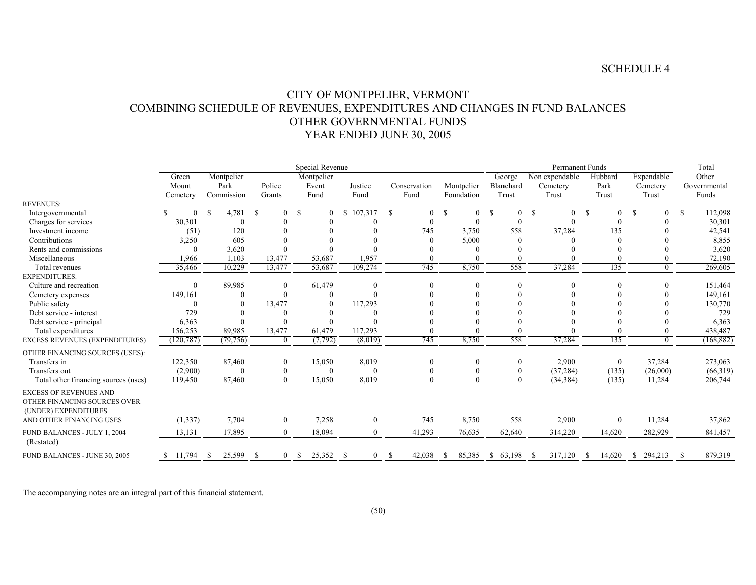SCHEDULE 4

# CITY OF MONTPELIER, VERMONT
## COMBINING SCHEDULE OF REVENUES, EXPENDITURES AND CHANGES IN FUND BALANCES
## OTHER GOVERNMENTAL FUNDS
## YEAR ENDED JUNE 30, 2005

| | Special Revenue | | | | | | | Permanent Funds | | | | Total |
|---|---|---|---|---|---|---|---|---|---|---|---|---|
| | Green Mount Cemetery | Montpelier Park Commission | Police Grants | Montpelier Event Fund | Justice Fund | Conservation Fund | Montpelier Foundation | George Blanchard Trust | Non expendable Cemetery Trust | Hubbard Park Trust | Expendable Cemetery Trust | Other Governmental Funds |
| REVENUES: | | | | | | | | | | | | |
| Intergovernmental | $ 0 | $ 4,781 | $ 0 | $ 0 | $ 107,317 | $ 0 | $ 0 | $ 0 | $ 0 | $ 0 | $ 0 | $ 112,098 |
| Charges for services | 30,301 | 0 | 0 | 0 | 0 | 0 | 0 | 0 | 0 | 0 | 0 | 30,301 |
| Investment income | (51) | 120 | 0 | 0 | 0 | 745 | 3,750 | 558 | 37,284 | 135 | 0 | 42,541 |
| Contributions | 3,250 | 605 | 0 | 0 | 0 | 0 | 5,000 | 0 | 0 | 0 | 0 | 8,855 |
| Rents and commissions | 0 | 3,620 | 0 | 0 | 0 | 0 | 0 | 0 | 0 | 0 | 0 | 3,620 |
| Miscellaneous | 1,966 | 1,103 | 13,477 | 53,687 | 1,957 | 0 | 0 | 0 | 0 | 0 | 0 | 72,190 |
| Total revenues | 35,466 | 10,229 | 13,477 | 53,687 | 109,274 | 745 | 8,750 | 558 | 37,284 | 135 | 0 | 269,605 |
| EXPENDITURES: | | | | | | | | | | | | |
| Culture and recreation | 0 | 89,985 | 0 | 61,479 | 0 | 0 | 0 | 0 | 0 | 0 | 0 | 151,464 |
| Cemetery expenses | 149,161 | 0 | 0 | 0 | 0 | 0 | 0 | 0 | 0 | 0 | 0 | 149,161 |
| Public safety | 0 | 0 | 13,477 | 0 | 117,293 | 0 | 0 | 0 | 0 | 0 | 0 | 130,770 |
| Debt service - interest | 729 | 0 | 0 | 0 | 0 | 0 | 0 | 0 | 0 | 0 | 0 | 729 |
| Debt service - principal | 6,363 | 0 | 0 | 0 | 0 | 0 | 0 | 0 | 0 | 0 | 0 | 6,363 |
| Total expenditures | 156,253 | 89,985 | 13,477 | 61,479 | 117,293 | 0 | 0 | 0 | 0 | 0 | 0 | 438,487 |
| EXCESS REVENUES (EXPENDITURES) | (120,787) | (79,756) | 0 | (7,792) | (8,019) | 745 | 8,750 | 558 | 37,284 | 135 | 0 | (168,882) |
| OTHER FINANCING SOURCES (USES): | | | | | | | | | | | | |
| Transfers in | 122,350 | 87,460 | 0 | 15,050 | 8,019 | 0 | 0 | 0 | 2,900 | 0 | 37,284 | 273,063 |
| Transfers out | (2,900) | 0 | 0 | 0 | 0 | 0 | 0 | 0 | (37,284) | (135) | (26,000) | (66,319) |
| Total other financing sources (uses) | 119,450 | 87,460 | 0 | 15,050 | 8,019 | 0 | 0 | 0 | (34,384) | (135) | 11,284 | 206,744 |
| EXCESS OF REVENUES AND OTHER FINANCING SOURCES OVER (UNDER) EXPENDITURES AND OTHER FINANCING USES | (1,337) | 7,704 | 0 | 7,258 | 0 | 745 | 8,750 | 558 | 2,900 | 0 | 11,284 | 37,862 |
| FUND BALANCES - JULY 1, 2004 (Restated) | 13,131 | 17,895 | 0 | 18,094 | 0 | 41,293 | 76,635 | 62,640 | 314,220 | 14,620 | 282,929 | 841,457 |
| FUND BALANCES - JUNE 30, 2005 | $ 11,794 | $ 25,599 | $ 0 | $ 25,352 | $ 0 | $ 42,038 | $ 85,385 | $ 63,198 | $ 317,120 | $ 14,620 | $ 294,213 | $ 879,319 |

The accompanying notes are an integral part of this financial statement.